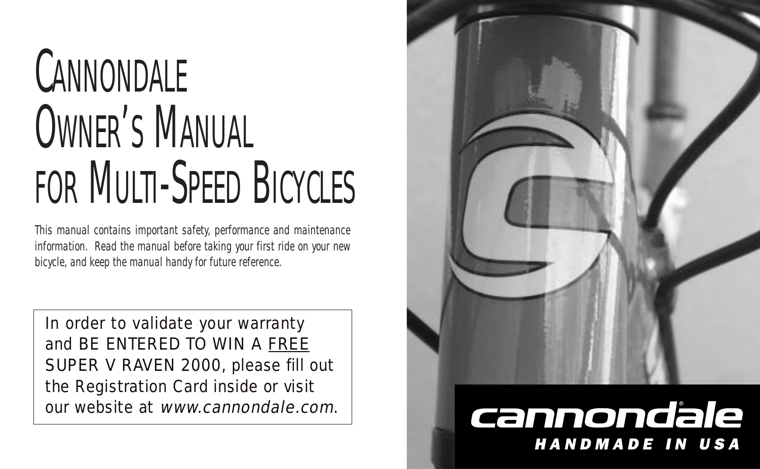# Cannondale Owner's Manual for Multi-Speed Bicycles

*This manual contains important safety, performance and maintenance information. Read the manual before taking your first ride on your new bicycle, and keep the manual handy for future reference.*

In order to validate your warranty and BE ENTERED TO WIN A FREE SUPER V RAVEN 2000, please fill out the Registration Card inside or visit our website at *www.cannondale.com*.

cannondale®

HANDMADE IN USA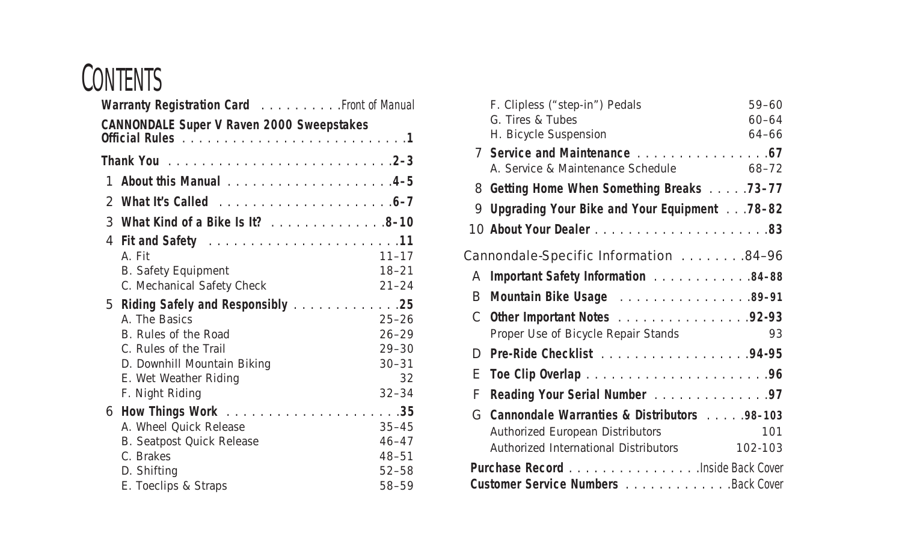# CONTENTS

**Warranty Registration Card** .......... *Front of Manual*

**CANNONDALE Super V Raven 2000 Sweepstakes Official Rules** .......... **1**

**Thank You** .......... **2–3**

1 **About this Manual** .......... **4–5**

2 **What It's Called** .......... **6–7**

3 **What Kind of a Bike Is It?** .......... **8–10**

4 **Fit and Safety** .......... **11**
- A. Fit 11–17
- B. Safety Equipment 18–21
- C. Mechanical Safety Check 21–24

5 **Riding Safely and Responsibly** .......... **25**
- A. The Basics 25–26
- B. Rules of the Road 26–29
- C. Rules of the Trail 29–30
- D. Downhill Mountain Biking 30–31
- E. Wet Weather Riding 32
- F. Night Riding 32–34

6 **How Things Work** .......... **35**
- A. Wheel Quick Release 35–45
- B. Seatpost Quick Release 46–47
- C. Brakes 48–51
- D. Shifting 52–58
- E. Toeclips & Straps 58–59
- F. Clipless ("step-in") Pedals 59–60
- G. Tires & Tubes 60–64
- H. Bicycle Suspension 64–66

7 **Service and Maintenance** .......... **67**
- A. Service & Maintenance Schedule 68–72

8 **Getting Home When Something Breaks** .......... **73–77**

9 **Upgrading Your Bike and Your Equipment** .......... **78–82**

10 **About Your Dealer** .......... **83**

Cannondale-Specific Information .......... 84–96

A **Important Safety Information** .......... **84-88**

B **Mountain Bike Usage** .......... **89-91**

C **Other Important Notes** .......... **92-93**
- Proper Use of Bicycle Repair Stands 93

D **Pre-Ride Checklist** .......... **94-95**

E **Toe Clip Overlap** .......... **96**

F **Reading Your Serial Number** .......... **97**

G **Cannondale Warranties & Distributors** .......... **98-103**
- Authorized European Distributors 101
- Authorized International Distributors 102-103

**Purchase Record** .......... *Inside Back Cover*

**Customer Service Numbers** .......... *Back Cover*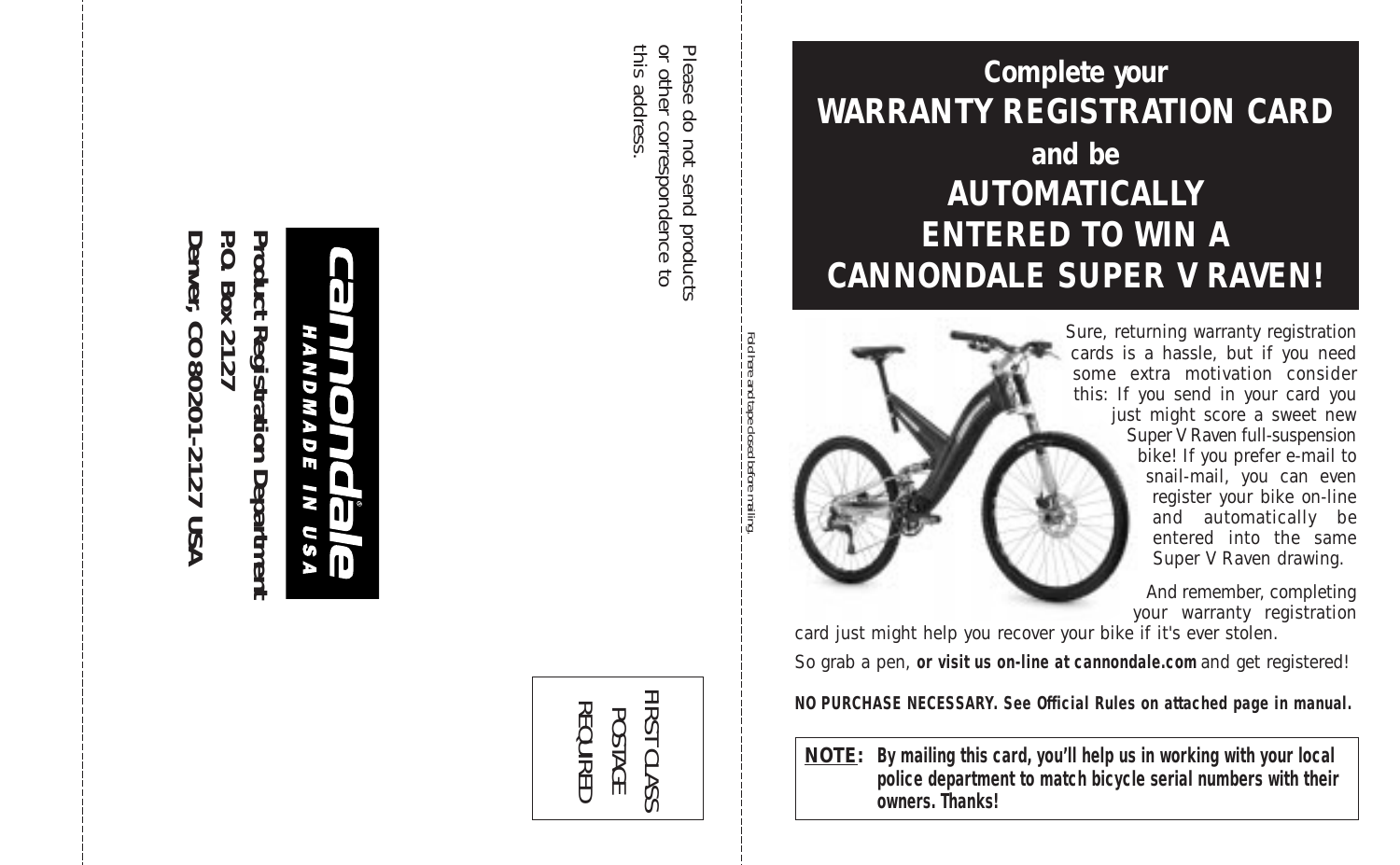Please do not send products or other correspondence to this address.

**cannondale**
*HANDMADE IN USA*

**Product Registration Department**
**P.O. Box 2127**
**Denver, CO 80201-2127 USA**

FIRST CLASS
POSTAGE
REQUIRED

*Fold here and tape closed before mailing.*

# Complete your WARRANTY REGISTRATION CARD and be AUTOMATICALLY ENTERED TO WIN A CANNONDALE SUPER V RAVEN!

Sure, returning warranty registration cards is a hassle, but if you need some extra motivation consider this: If you send in your card you just might score a sweet new Super V Raven full-suspension bike! If you prefer e-mail to snail-mail, you can even register your bike on-line and automatically be entered into the same Super V Raven drawing.

And remember, completing your warranty registration card just might help you recover your bike if it's ever stolen.

So grab a pen, **or visit us on-line at cannondale.com** and get registered!

**NO PURCHASE NECESSARY. See Official Rules on attached page in manual.**

**NOTE:** **By mailing this card, you'll help us in working with your local police department to match bicycle serial numbers with their owners. Thanks!**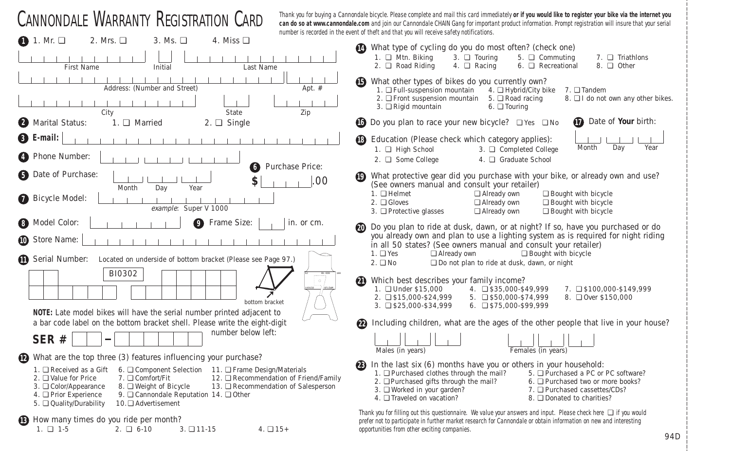# CANNONDALE WARRANTY REGISTRATION CARD

*Thank you for buying a Cannondale bicycle. Please complete and mail this card immediately* ***or if you would like to register your bike via the internet you can do so at www.cannondale.com*** *and join our Cannondale CHAIN Gang for important product information. Prompt registration will insure that your serial number is recorded in the event of theft and that you will receive safety notifications.*

**1** 1. Mr. ❑ 2. Mrs. ❑ 3. Ms. ❑ 4. Miss ❑

First Name ____ Initial ____ Last Name ____

Address: (Number and Street) ____ Apt. # ____

City ____ State ____ Zip ____

**2** Marital Status: 1. ❑ Married 2. ❑ Single

**3** **E-mail:** ____

**4** Phone Number: ____

**5** Date of Purchase: Month ____ Day ____ Year ____

**6** Purchase Price: $ ____ .00

**7** Bicycle Model: ____ *example*: Super V 1000

**8** Model Color: ____

**9** Frame Size: ____ in. or cm.

**10** Store Name: ____

**11** Serial Number: Located on underside of bottom bracket (Please see Page 97.)

BI0302

bottom bracket

**NOTE:** Late model bikes will have the serial number printed adjacent to a bar code label on the bottom bracket shell. Please write the eight-digit number below left:

**SER #** ____ – ____

**12** What are the top three (3) features influencing your purchase?

1. ❑ Received as a Gift
2. ❑ Value for Price
3. ❑ Color/Appearance
4. ❑ Prior Experience
5. ❑ Quality/Durability
6. ❑ Component Selection
7. ❑ Comfort/Fit
8. ❑ Weight of Bicycle
9. ❑ Cannondale Reputation
10. ❑ Advertisement
11. ❑ Frame Design/Materials
12. ❑ Recommendation of Friend/Family
13. ❑ Recommendation of Salesperson
14. ❑ Other

**13** How many times do you ride per month?

1. ❑ 1-5
2. ❑ 6-10
3. ❑ 11-15
4. ❑ 15+

**14** What type of cycling do you do most often? (check one)

1. ❑ Mtn. Biking
2. ❑ Road Riding
3. ❑ Touring
4. ❑ Racing
5. ❑ Commuting
6. ❑ Recreational
7. ❑ Triathlons
8. ❑ Other

**15** What other types of bikes do you currently own?

1. ❑ Full-suspension mountain
2. ❑ Front suspension mountain
3. ❑ Rigid mountain
4. ❑ Hybrid/City bike
5. ❑ Road racing
6. ❑ Touring
7. ❑ Tandem
8. ❑ I do not own any other bikes.

**16** Do you plan to race your new bicycle? ❑ Yes ❑ No

**17** Date of **Your** birth: Month ____ Day ____ Year ____

**18** Education (Please check which category applies):

1. ❑ High School
2. ❑ Some College
3. ❑ Completed College
4. ❑ Graduate School

**19** What protective gear did you purchase with your bike, or already own and use? (See owners manual and consult your retailer)

1. ❑ Helmet ❑ Already own ❑ Bought with bicycle
2. ❑ Gloves ❑ Already own ❑ Bought with bicycle
3. ❑ Protective glasses ❑ Already own ❑ Bought with bicycle

**20** Do you plan to ride at dusk, dawn, or at night? If so, have you purchased or do you already own and plan to use a lighting system as is required for night riding in all 50 states? (See owners manual and consult your retailer)

1. ❑ Yes ❑ Already own ❑ Bought with bicycle
2. ❑ No ❑ Do not plan to ride at dusk, dawn, or night

**21** Which best describes your family income?

1. ❑ Under $15,000
2. ❑ $15,000-$24,999
3. ❑ $25,000-$34,999
4. ❑ $35,000-$49,999
5. ❑ $50,000-$74,999
6. ❑ $75,000-$99,999
7. ❑ $100,000-$149,999
8. ❑ Over $150,000

**22** Including children, what are the ages of the other people that live in your house?

Males (in years) ____ ____ ____ Females (in years) ____ ____ ____

**23** In the last six (6) months have you or others in your household:

1. ❑ Purchased clothes through the mail?
2. ❑ Purchased gifts through the mail?
3. ❑ Worked in your garden?
4. ❑ Traveled on vacation?
5. ❑ Purchased a PC or PC software?
6. ❑ Purchased two or more books?
7. ❑ Purchased cassettes/CDs?
8. ❑ Donated to charities?

*Thank you for filling out this questionnaire. We value your answers and input. Please check here ❑ if you would prefer not to participate in further market research for Cannondale or obtain information on new and interesting opportunities from other exciting companies.*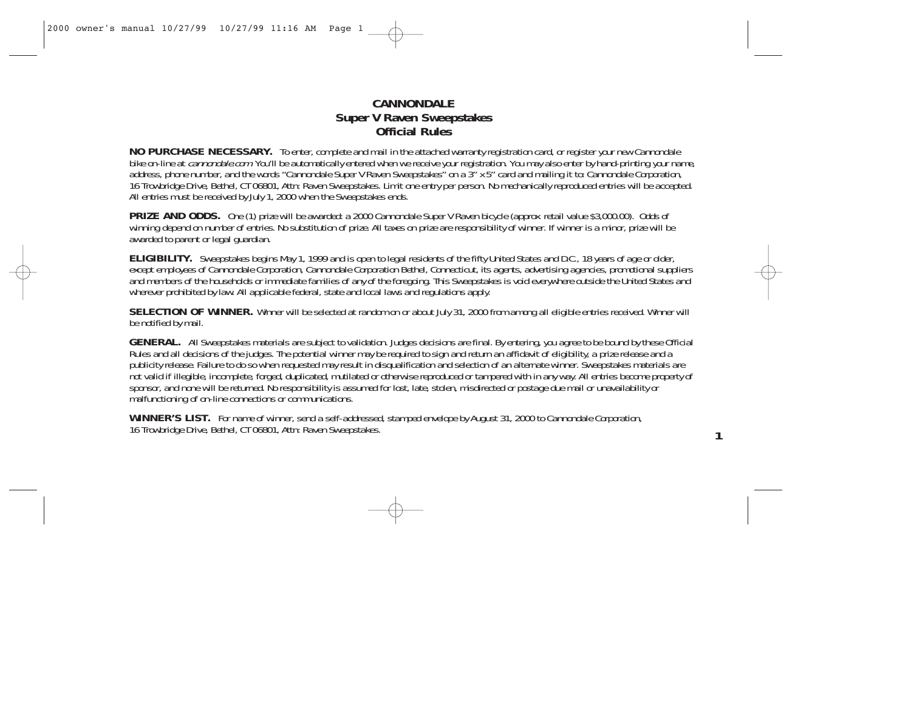# CANNONDALE
## Super V Raven Sweepstakes
## Official Rules

**NO PURCHASE NECESSARY.** To enter, complete and mail in the attached warranty registration card, or register your new Cannondale bike on-line at *cannondale.com* You'll be automatically entered when we receive your registration. You may also enter by hand-printing your name, address, phone number, and the words "Cannondale Super V Raven Sweepstakes" on a 3" x 5" card and mailing it to: Cannondale Corporation, 16 Trowbridge Drive, Bethel, CT 06801, Attn: Raven Sweepstakes. Limit one entry per person. No mechanically reproduced entries will be accepted. All entries must be received by July 1, 2000 when the Sweepstakes ends.

**PRIZE AND ODDS.** One (1) prize will be awarded: a 2000 Cannondale Super V Raven bicycle (approx. retail value $3,000.00). Odds of winning depend on number of entries. No substitution of prize. All taxes on prize are responsibility of winner. If winner is a minor, prize will be awarded to parent or legal guardian.

**ELIGIBILITY.** Sweepstakes begins May 1, 1999 and is open to legal residents of the fifty United States and D.C., 18 years of age or older, except employees of Cannondale Corporation, Cannondale Corporation Bethel, Connecticut, its agents, advertising agencies, promotional suppliers and members of the households or immediate families of any of the foregoing. This Sweepstakes is void everywhere outside the United States and wherever prohibited by law. All applicable federal, state and local laws and regulations apply.

**SELECTION OF WINNER.** Winner will be selected at random on or about July 31, 2000 from among all eligible entries received. Winner will be notified by mail.

**GENERAL.** All Sweepstakes materials are subject to validation. Judges decisions are final. By entering, you agree to be bound by these Official Rules and all decisions of the judges. The potential winner may be required to sign and return an affidavit of eligibility, a prize release and a publicity release. Failure to do so when requested may result in disqualification and selection of an alternate winner. Sweepstakes materials are not valid if illegible, incomplete, forged, duplicated, mutilated or otherwise reproduced or tampered with in any way. All entries become property of sponsor, and none will be returned. No responsibility is assumed for lost, late, stolen, misdirected or postage due mail or unavailability or malfunctioning of on-line connections or communications.

**WINNER'S LIST.** For name of winner, send a self-addressed, stamped envelope by August 31, 2000 to Cannondale Corporation, 16 Trowbridge Drive, Bethel, CT 06801, Attn: Raven Sweepstakes.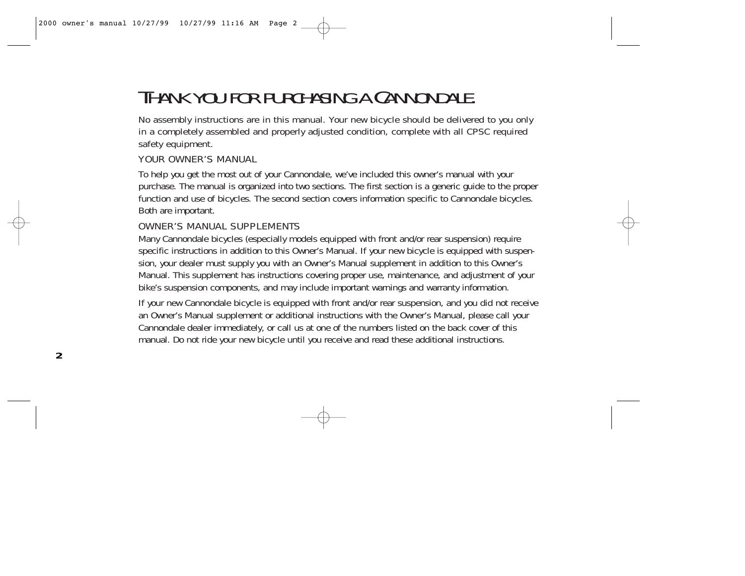# THANK YOU FOR PURCHASING A CANNONDALE.

No assembly instructions are in this manual. Your new bicycle should be delivered to you only in a completely assembled and properly adjusted condition, complete with all CPSC required safety equipment.

## YOUR OWNER'S MANUAL

To help you get the most out of your Cannondale, we've included this owner's manual with your purchase. The manual is organized into two sections. The first section is a generic guide to the proper function and use of bicycles. The second section covers information specific to Cannondale bicycles. Both are important.

## OWNER'S MANUAL SUPPLEMENTS

Many Cannondale bicycles (especially models equipped with front and/or rear suspension) require specific instructions in addition to this Owner's Manual. If your new bicycle is equipped with suspension, your dealer must supply you with an Owner's Manual supplement in addition to this Owner's Manual. This supplement has instructions covering proper use, maintenance, and adjustment of your bike's suspension components, and may include important warnings and warranty information.

If your new Cannondale bicycle is equipped with front and/or rear suspension, and you did not receive an Owner's Manual supplement or additional instructions with the Owner's Manual, please call your Cannondale dealer immediately, or call us at one of the numbers listed on the back cover of this manual. Do not ride your new bicycle until you receive and read these additional instructions.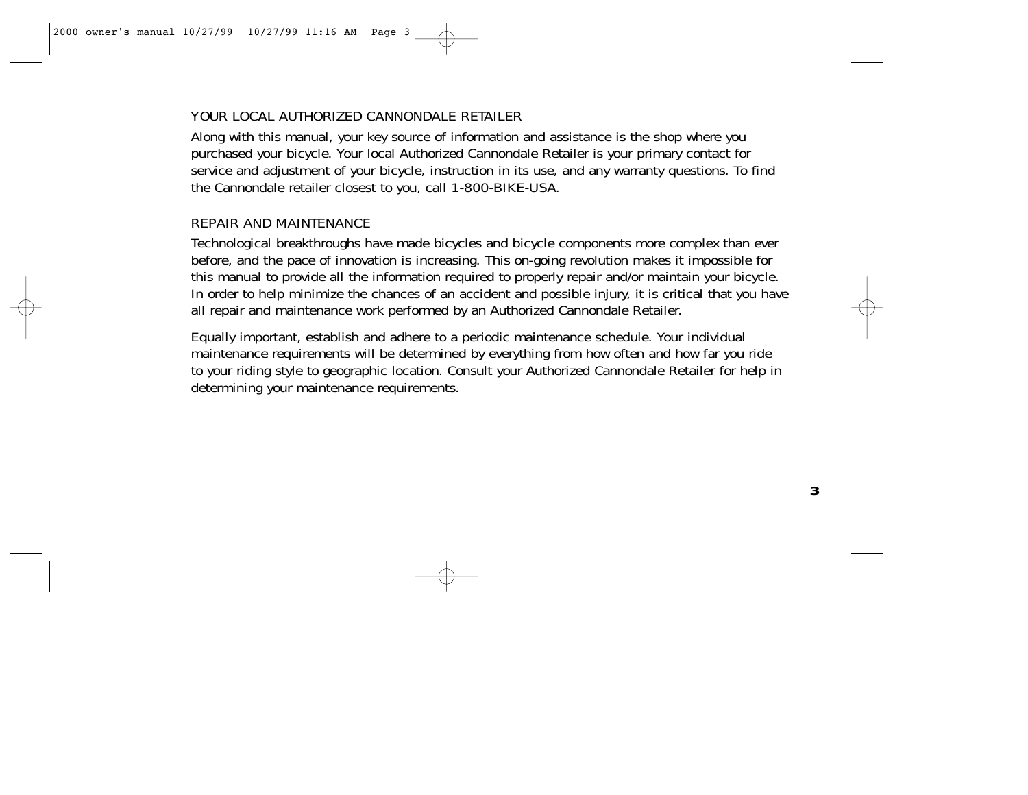## YOUR LOCAL AUTHORIZED CANNONDALE RETAILER

Along with this manual, your key source of information and assistance is the shop where you purchased your bicycle. Your local Authorized Cannondale Retailer is your primary contact for service and adjustment of your bicycle, instruction in its use, and any warranty questions. To find the Cannondale retailer closest to you, call 1-800-BIKE-USA.

## REPAIR AND MAINTENANCE

Technological breakthroughs have made bicycles and bicycle components more complex than ever before, and the pace of innovation is increasing. This on-going revolution makes it impossible for this manual to provide all the information required to properly repair and/or maintain your bicycle. In order to help minimize the chances of an accident and possible injury, it is critical that you have all repair and maintenance work performed by an Authorized Cannondale Retailer.

Equally important, establish and adhere to a periodic maintenance schedule. Your individual maintenance requirements will be determined by everything from how often and how far you ride to your riding style to geographic location. Consult your Authorized Cannondale Retailer for help in determining your maintenance requirements.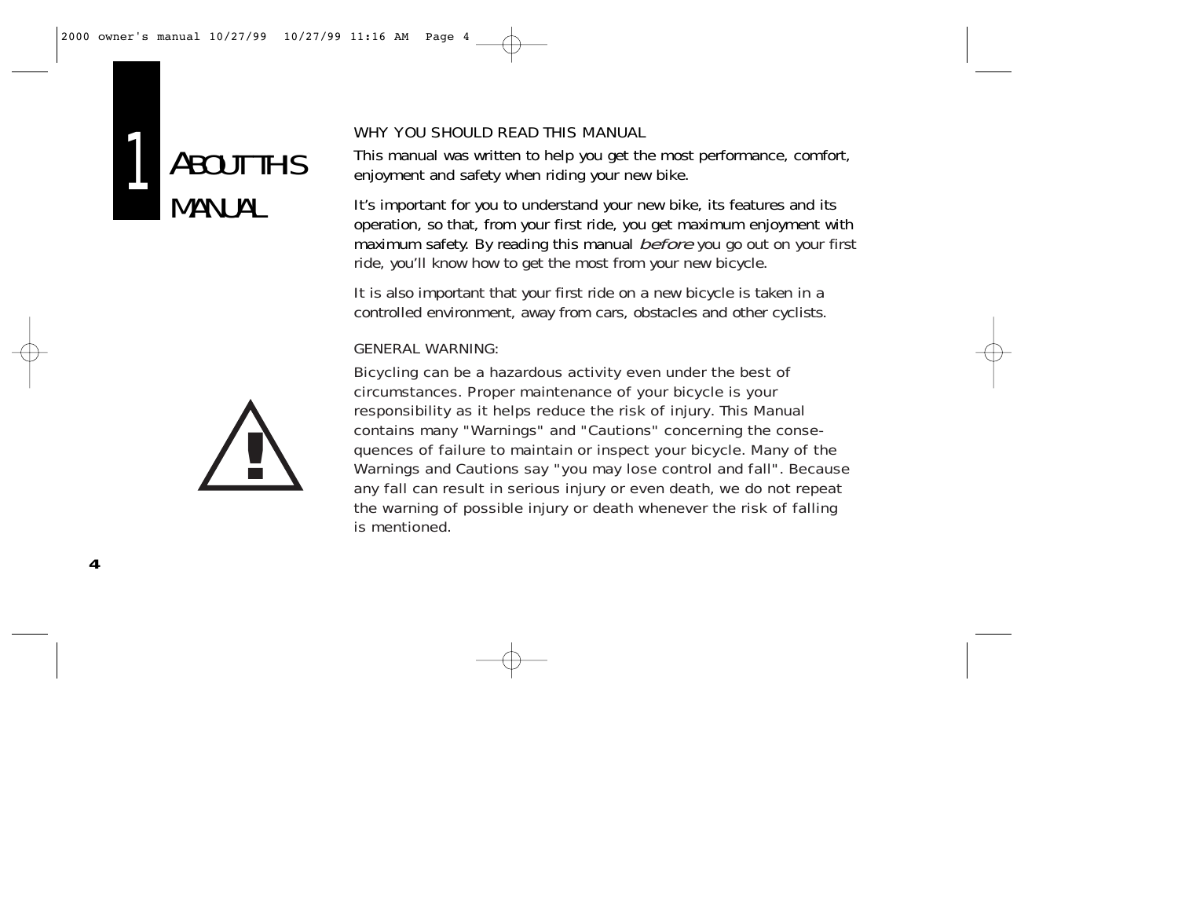# 1 ABOUT THIS MANUAL

## WHY YOU SHOULD READ THIS MANUAL

This manual was written to help you get the most performance, comfort, enjoyment and safety when riding your new bike.

It's important for you to understand your new bike, its features and its operation, so that, from your first ride, you get maximum enjoyment with maximum safety. By reading this manual *before* you go out on your first ride, you'll know how to get the most from your new bicycle.

It is also important that your first ride on a new bicycle is taken in a controlled environment, away from cars, obstacles and other cyclists.

## GENERAL WARNING:

Bicycling can be a hazardous activity even under the best of circumstances. Proper maintenance of your bicycle is your responsibility as it helps reduce the risk of injury. This Manual contains many "Warnings" and "Cautions" concerning the consequences of failure to maintain or inspect your bicycle. Many of the Warnings and Cautions say "you may lose control and fall". Because any fall can result in serious injury or even death, we do not repeat the warning of possible injury or death whenever the risk of falling is mentioned.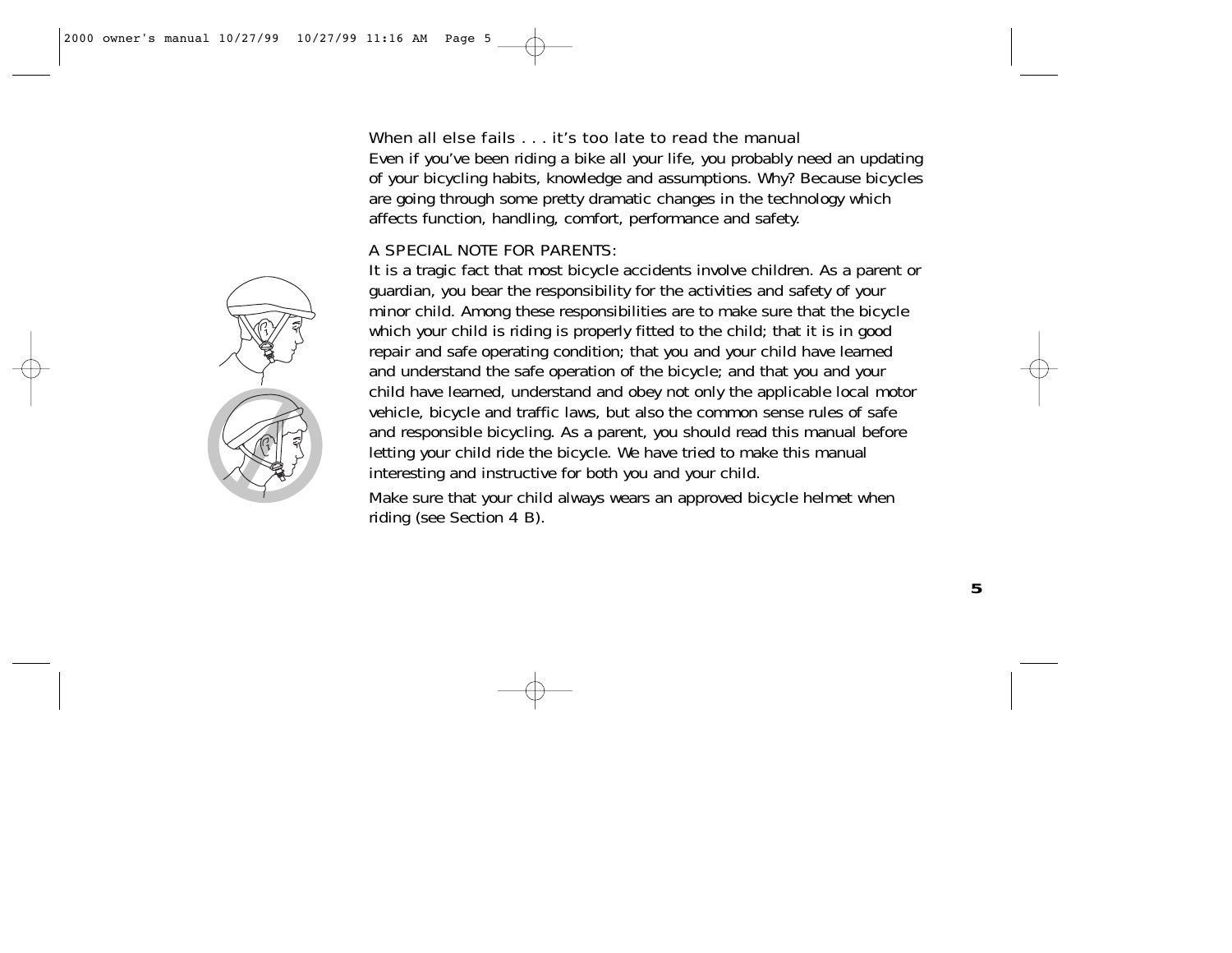## When all else fails . . . it's too late to read the manual

Even if you've been riding a bike all your life, you probably need an updating of your bicycling habits, knowledge and assumptions. Why? Because bicycles are going through some pretty dramatic changes in the technology which affects function, handling, comfort, performance and safety.

### A SPECIAL NOTE FOR PARENTS:

It is a tragic fact that most bicycle accidents involve children. As a parent or guardian, you bear the responsibility for the activities and safety of your minor child. Among these responsibilities are to make sure that the bicycle which your child is riding is properly fitted to the child; that it is in good repair and safe operating condition; that you and your child have learned and understand the safe operation of the bicycle; and that you and your child have learned, understand and obey not only the applicable local motor vehicle, bicycle and traffic laws, but also the common sense rules of safe and responsible bicycling. As a parent, you should read this manual before letting your child ride the bicycle. We have tried to make this manual interesting and instructive for both you and your child.

Make sure that your child always wears an approved bicycle helmet when riding (see Section 4 B).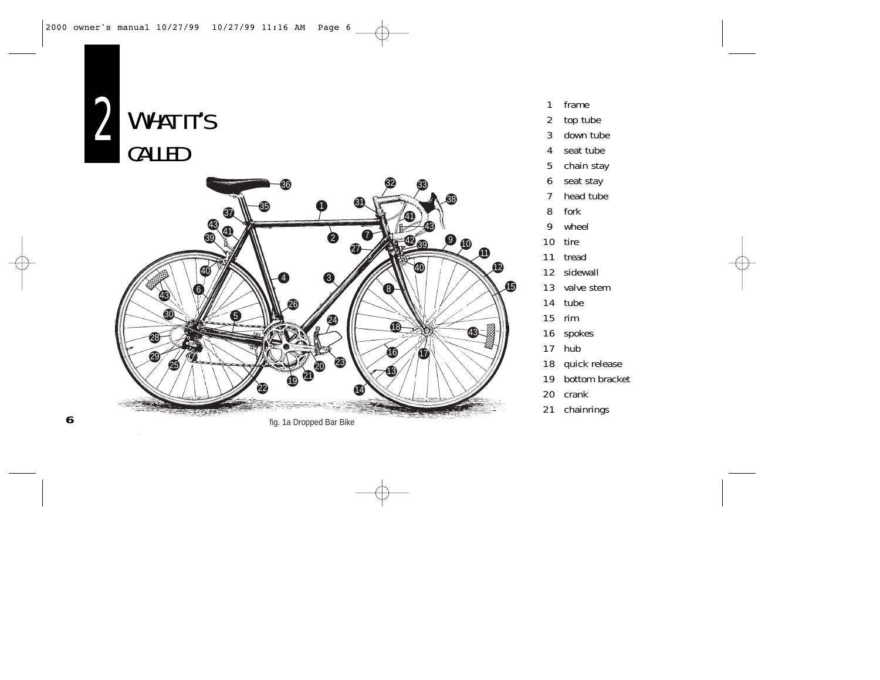# 2 WHAT IT'S CALLED

fig. 1a Dropped Bar Bike

1. frame
2. top tube
3. down tube
4. seat tube
5. chain stay
6. seat stay
7. head tube
8. fork
9. wheel
10. tire
11. tread
12. sidewall
13. valve stem
14. tube
15. rim
16. spokes
17. hub
18. quick release
19. bottom bracket
20. crank
21. chainrings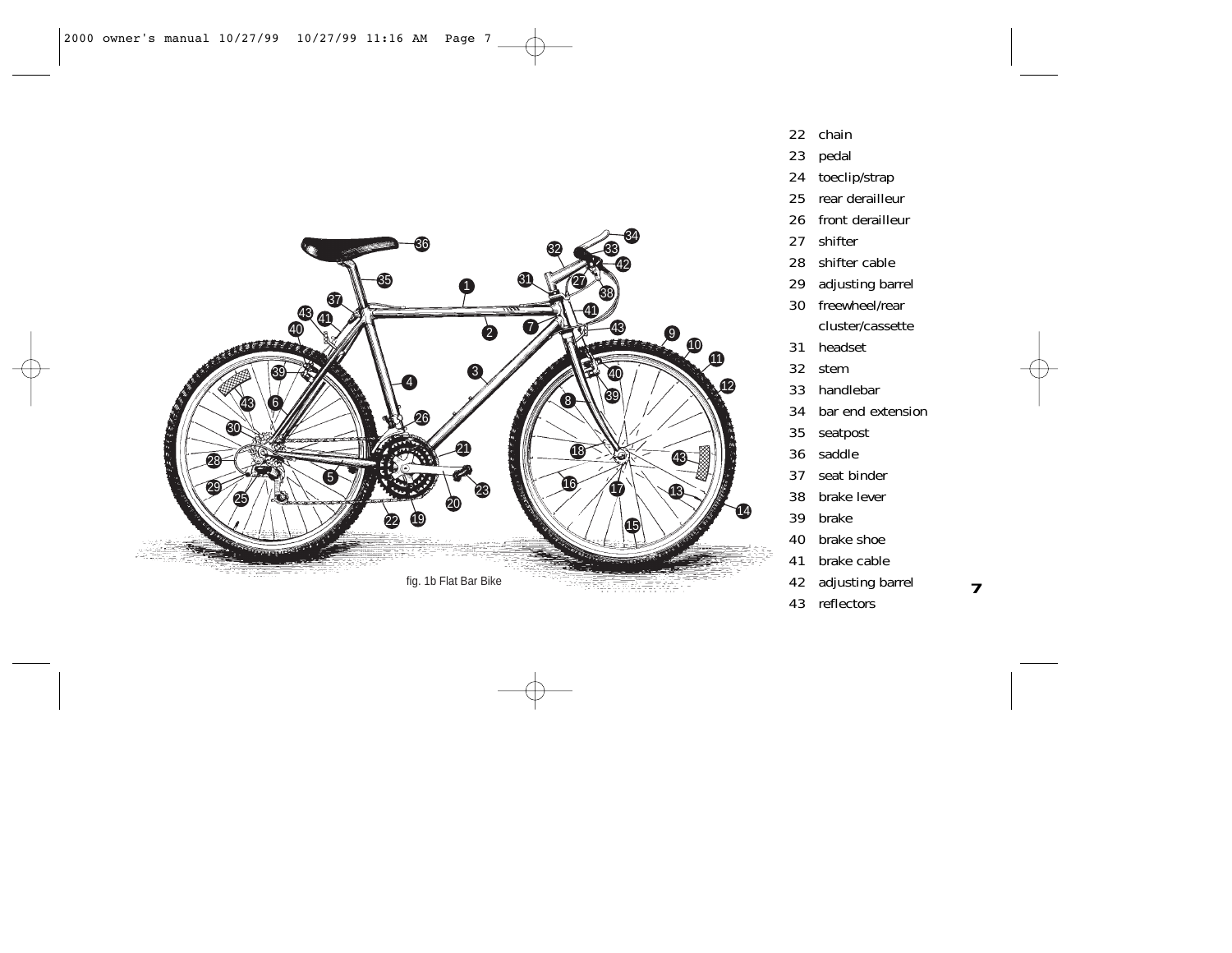fig. 1b Flat Bar Bike

22 chain
23 pedal
24 toeclip/strap
25 rear derailleur
26 front derailleur
27 shifter
28 shifter cable
29 adjusting barrel
30 freewheel/rear cluster/cassette
31 headset
32 stem
33 handlebar
34 bar end extension
35 seatpost
36 saddle
37 seat binder
38 brake lever
39 brake
40 brake shoe
41 brake cable
42 adjusting barrel
43 reflectors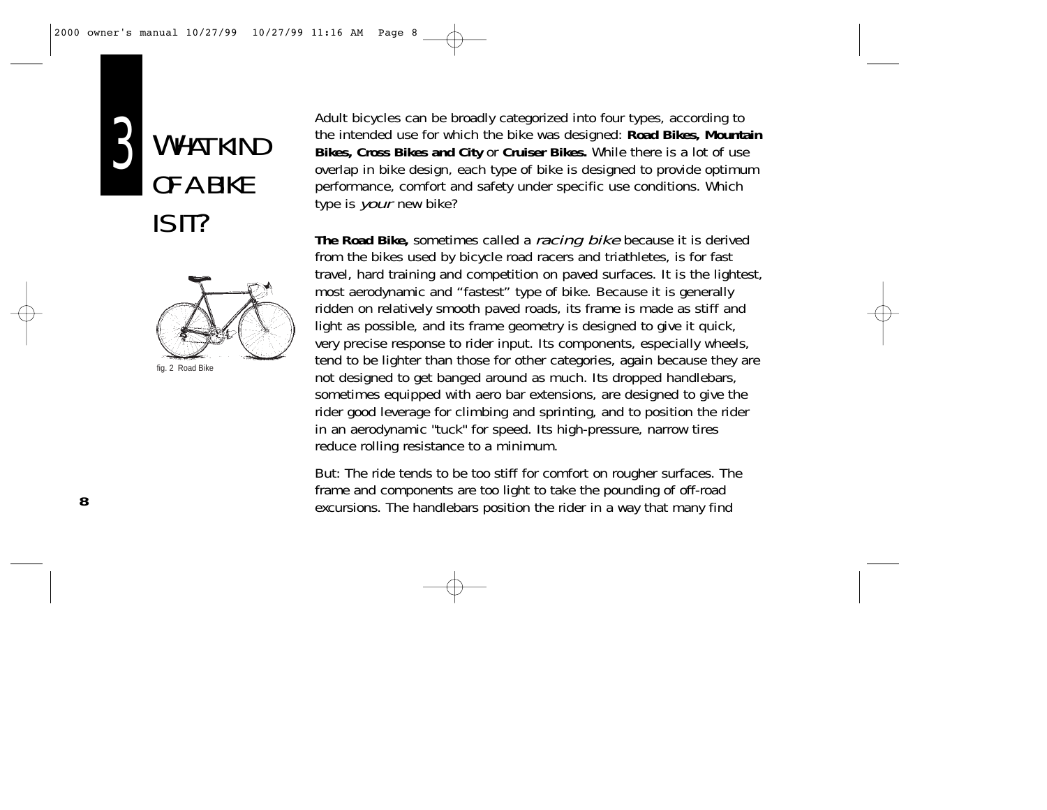# 3 WHAT KIND OF A BIKE IS IT?

fig. 2 Road Bike

Adult bicycles can be broadly categorized into four types, according to the intended use for which the bike was designed: **Road Bikes, Mountain Bikes, Cross Bikes and City** or **Cruiser Bikes.** While there is a lot of use overlap in bike design, each type of bike is designed to provide optimum performance, comfort and safety under specific use conditions. Which type is *your* new bike?

**The Road Bike,** sometimes called a *racing bike* because it is derived from the bikes used by bicycle road racers and triathletes, is for fast travel, hard training and competition on paved surfaces. It is the lightest, most aerodynamic and "fastest" type of bike. Because it is generally ridden on relatively smooth paved roads, its frame is made as stiff and light as possible, and its frame geometry is designed to give it quick, very precise response to rider input. Its components, especially wheels, tend to be lighter than those for other categories, again because they are not designed to get banged around as much. Its dropped handlebars, sometimes equipped with aero bar extensions, are designed to give the rider good leverage for climbing and sprinting, and to position the rider in an aerodynamic "tuck" for speed. Its high-pressure, narrow tires reduce rolling resistance to a minimum.

But: The ride tends to be too stiff for comfort on rougher surfaces. The frame and components are too light to take the pounding of off-road excursions. The handlebars position the rider in a way that many find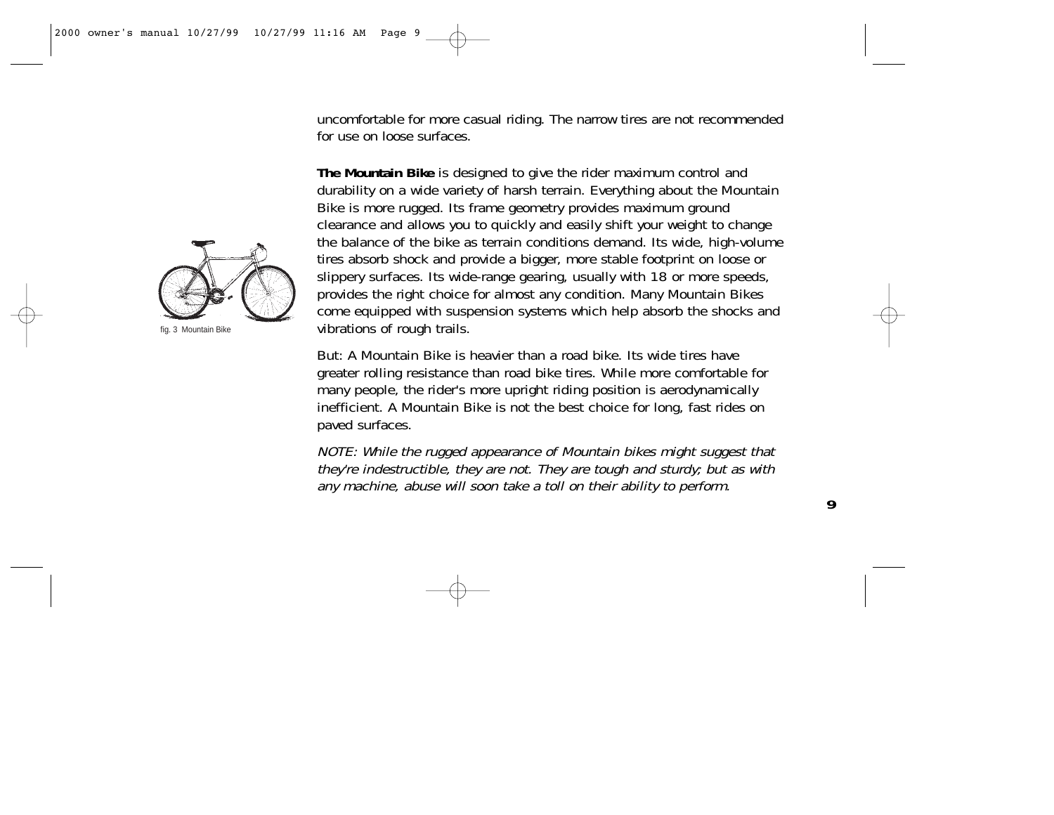uncomfortable for more casual riding. The narrow tires are not recommended for use on loose surfaces.

**The Mountain Bike** is designed to give the rider maximum control and durability on a wide variety of harsh terrain. Everything about the Mountain Bike is more rugged. Its frame geometry provides maximum ground clearance and allows you to quickly and easily shift your weight to change the balance of the bike as terrain conditions demand. Its wide, high-volume tires absorb shock and provide a bigger, more stable footprint on loose or slippery surfaces. Its wide-range gearing, usually with 18 or more speeds, provides the right choice for almost any condition. Many Mountain Bikes come equipped with suspension systems which help absorb the shocks and vibrations of rough trails.

fig. 3 Mountain Bike

But: A Mountain Bike is heavier than a road bike. Its wide tires have greater rolling resistance than road bike tires. While more comfortable for many people, the rider's more upright riding position is aerodynamically inefficient. A Mountain Bike is not the best choice for long, fast rides on paved surfaces.

*NOTE: While the rugged appearance of Mountain bikes might suggest that they're indestructible, they are not. They are tough and sturdy; but as with any machine, abuse will soon take a toll on their ability to perform.*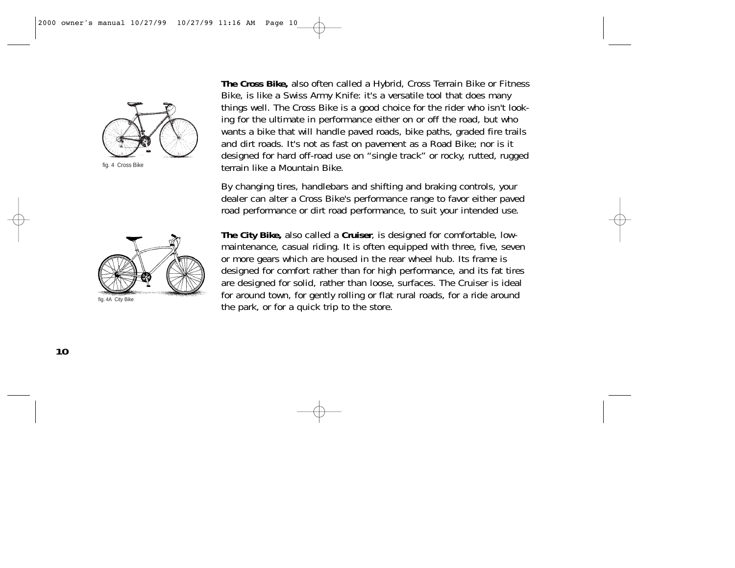fig. 4 Cross Bike

**The Cross Bike,** also often called a Hybrid, Cross Terrain Bike or Fitness Bike, is like a Swiss Army Knife: it's a versatile tool that does many things well. The Cross Bike is a good choice for the rider who isn't looking for the ultimate in performance either on or off the road, but who wants a bike that will handle paved roads, bike paths, graded fire trails and dirt roads. It's not as fast on pavement as a Road Bike; nor is it designed for hard off-road use on "single track" or rocky, rutted, rugged terrain like a Mountain Bike.

By changing tires, handlebars and shifting and braking controls, your dealer can alter a Cross Bike's performance range to favor either paved road performance or dirt road performance, to suit your intended use.

fig. 4A City Bike

**The City Bike,** also called a **Cruiser**, is designed for comfortable, low-maintenance, casual riding. It is often equipped with three, five, seven or more gears which are housed in the rear wheel hub. Its frame is designed for comfort rather than for high performance, and its fat tires are designed for solid, rather than loose, surfaces. The Cruiser is ideal for around town, for gently rolling or flat rural roads, for a ride around the park, or for a quick trip to the store.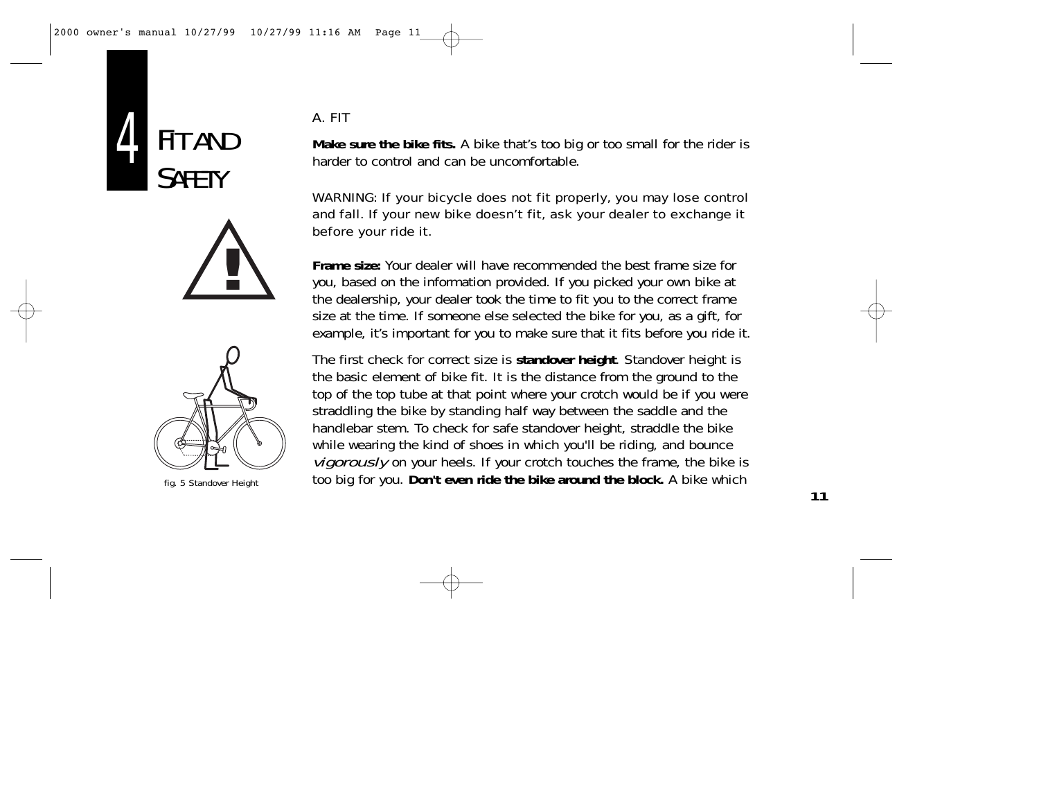# 4 FIT AND SAFETY

fig. 5 Standover Height

## A. FIT

**Make sure the bike fits.** A bike that's too big or too small for the rider is harder to control and can be uncomfortable.

WARNING: If your bicycle does not fit properly, you may lose control and fall. If your new bike doesn't fit, ask your dealer to exchange it before your ride it.

**Frame size:** Your dealer will have recommended the best frame size for you, based on the information provided. If you picked your own bike at the dealership, your dealer took the time to fit you to the correct frame size at the time. If someone else selected the bike for you, as a gift, for example, it's important for you to make sure that it fits before you ride it.

The first check for correct size is **standover height**. Standover height is the basic element of bike fit. It is the distance from the ground to the top of the top tube at that point where your crotch would be if you were straddling the bike by standing half way between the saddle and the handlebar stem. To check for safe standover height, straddle the bike while wearing the kind of shoes in which you'll be riding, and bounce *vigorously* on your heels. If your crotch touches the frame, the bike is too big for you. **Don't even ride the bike around the block.** A bike which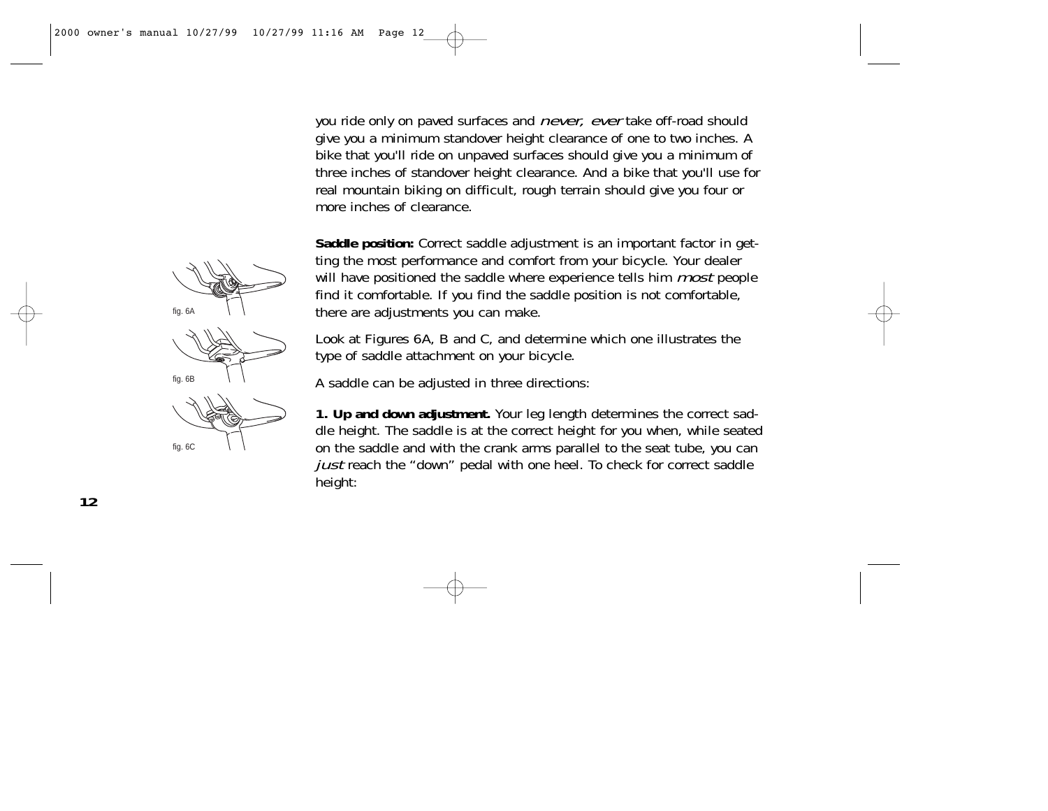you ride only on paved surfaces and *never, ever* take off-road should give you a minimum standover height clearance of one to two inches. A bike that you'll ride on unpaved surfaces should give you a minimum of three inches of standover height clearance. And a bike that you'll use for real mountain biking on difficult, rough terrain should give you four or more inches of clearance.

**Saddle position:** Correct saddle adjustment is an important factor in getting the most performance and comfort from your bicycle. Your dealer will have positioned the saddle where experience tells him *most* people find it comfortable. If you find the saddle position is not comfortable, there are adjustments you can make.

fig. 6A

fig. 6B

fig. 6C

Look at Figures 6A, B and C, and determine which one illustrates the type of saddle attachment on your bicycle.

A saddle can be adjusted in three directions:

**1. Up and down adjustment.** Your leg length determines the correct saddle height. The saddle is at the correct height for you when, while seated on the saddle and with the crank arms parallel to the seat tube, you can *just* reach the "down" pedal with one heel. To check for correct saddle height: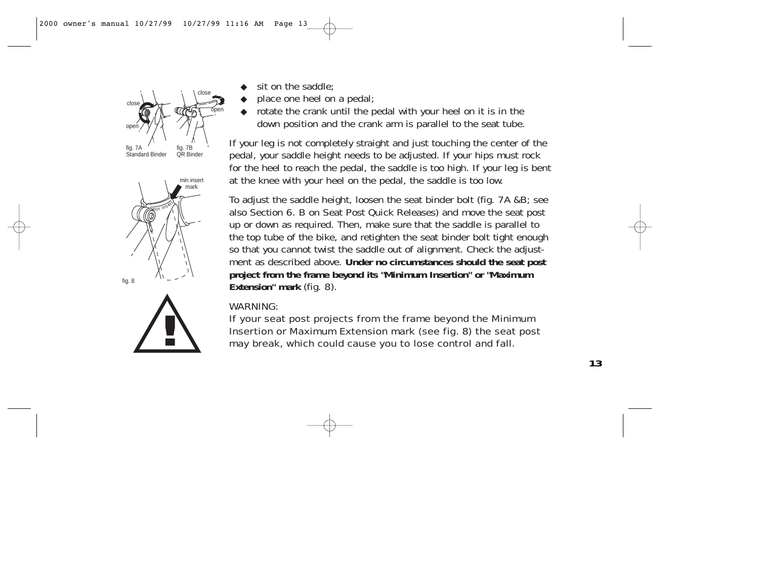- sit on the saddle;
- place one heel on a pedal;
- rotate the crank until the pedal with your heel on it is in the down position and the crank arm is parallel to the seat tube.

If your leg is not completely straight and just touching the center of the pedal, your saddle height needs to be adjusted. If your hips must rock for the heel to reach the pedal, the saddle is too high. If your leg is bent at the knee with your heel on the pedal, the saddle is too low.

To adjust the saddle height, loosen the seat binder bolt (fig. 7A &B; see also Section 6. B on Seat Post Quick Releases) and move the seat post up or down as required. Then, make sure that the saddle is parallel to the top tube of the bike, and retighten the seat binder bolt tight enough so that you cannot twist the saddle out of alignment. Check the adjustment as described above. **Under no circumstances should the seat post project from the frame beyond its "Minimum Insertion" or "Maximum Extension" mark** (fig. 8).

fig. 7A Standard Binder

fig. 7B QR Binder

fig. 8

WARNING:
If your seat post projects from the frame beyond the Minimum Insertion or Maximum Extension mark (see fig. 8) the seat post may break, which could cause you to lose control and fall.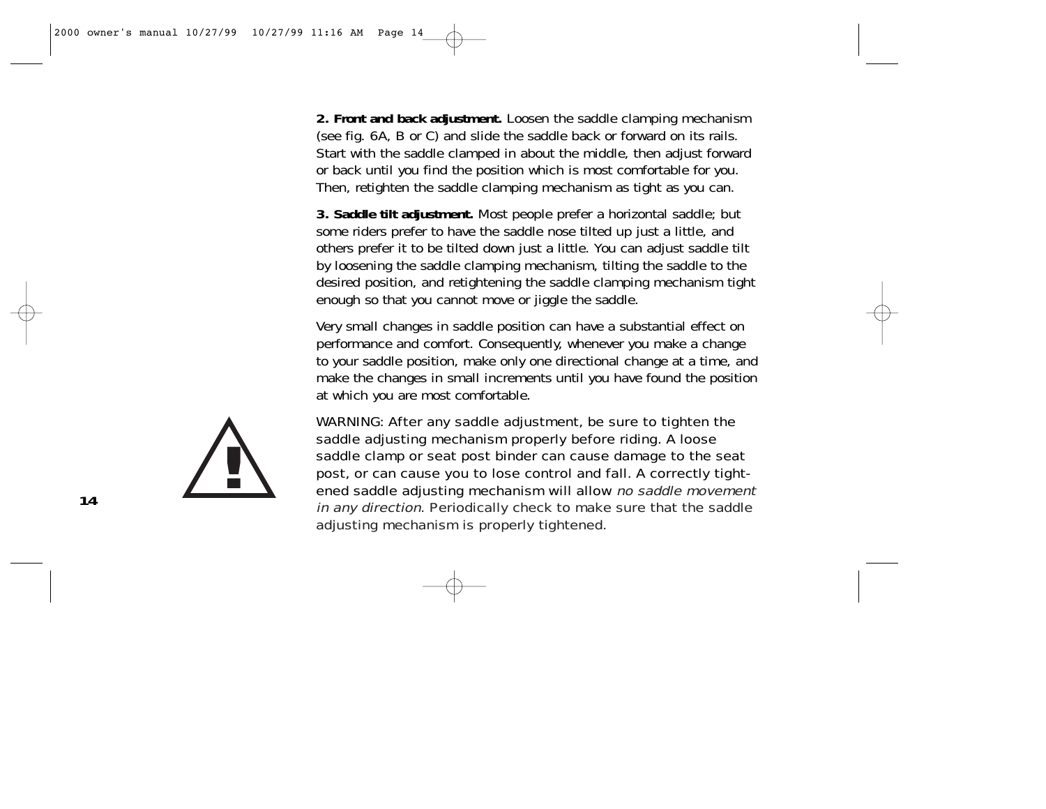**2. Front and back adjustment.** Loosen the saddle clamping mechanism (see fig. 6A, B or C) and slide the saddle back or forward on its rails. Start with the saddle clamped in about the middle, then adjust forward or back until you find the position which is most comfortable for you. Then, retighten the saddle clamping mechanism as tight as you can.

**3. Saddle tilt adjustment.** Most people prefer a horizontal saddle; but some riders prefer to have the saddle nose tilted up just a little, and others prefer it to be tilted down just a little. You can adjust saddle tilt by loosening the saddle clamping mechanism, tilting the saddle to the desired position, and retightening the saddle clamping mechanism tight enough so that you cannot move or jiggle the saddle.

Very small changes in saddle position can have a substantial effect on performance and comfort. Consequently, whenever you make a change to your saddle position, make only one directional change at a time, and make the changes in small increments until you have found the position at which you are most comfortable.

WARNING: After any saddle adjustment, be sure to tighten the saddle adjusting mechanism properly before riding. A loose saddle clamp or seat post binder can cause damage to the seat post, or can cause you to lose control and fall. A correctly tightened saddle adjusting mechanism will allow *no saddle movement in any direction*. Periodically check to make sure that the saddle adjusting mechanism is properly tightened.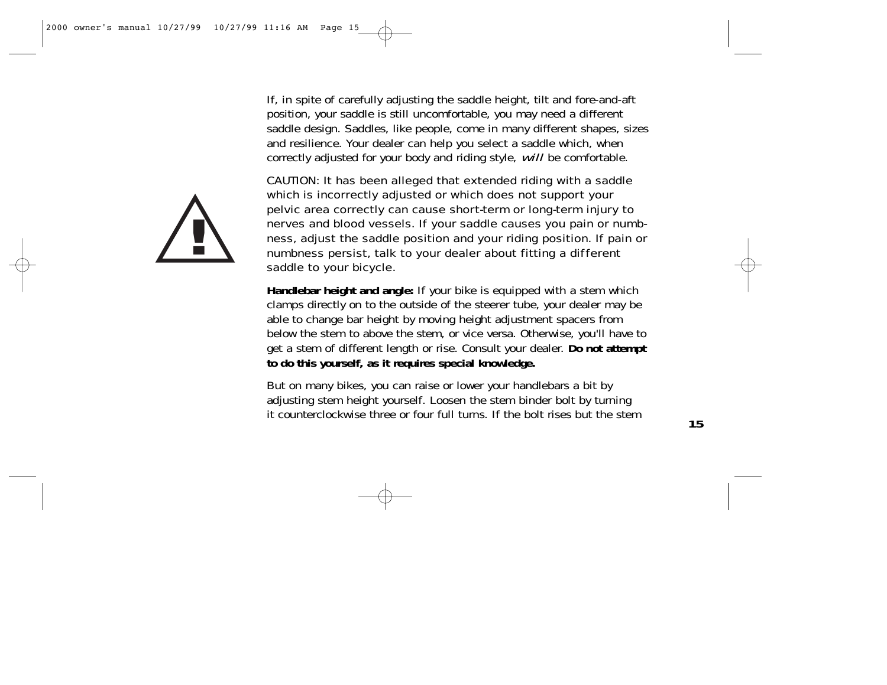If, in spite of carefully adjusting the saddle height, tilt and fore-and-aft position, your saddle is still uncomfortable, you may need a different saddle design. Saddles, like people, come in many different shapes, sizes and resilience. Your dealer can help you select a saddle which, when correctly adjusted for your body and riding style, *will* be comfortable.

CAUTION: It has been alleged that extended riding with a saddle which is incorrectly adjusted or which does not support your pelvic area correctly can cause short-term or long-term injury to nerves and blood vessels. If your saddle causes you pain or numbness, adjust the saddle position and your riding position. If pain or numbness persist, talk to your dealer about fitting a different saddle to your bicycle.

**Handlebar height and angle:** If your bike is equipped with a stem which clamps directly on to the outside of the steerer tube, your dealer may be able to change bar height by moving height adjustment spacers from below the stem to above the stem, or vice versa. Otherwise, you'll have to get a stem of different length or rise. Consult your dealer. **Do not attempt to do this yourself, as it requires special knowledge.**

But on many bikes, you can raise or lower your handlebars a bit by adjusting stem height yourself. Loosen the stem binder bolt by turning it counterclockwise three or four full turns. If the bolt rises but the stem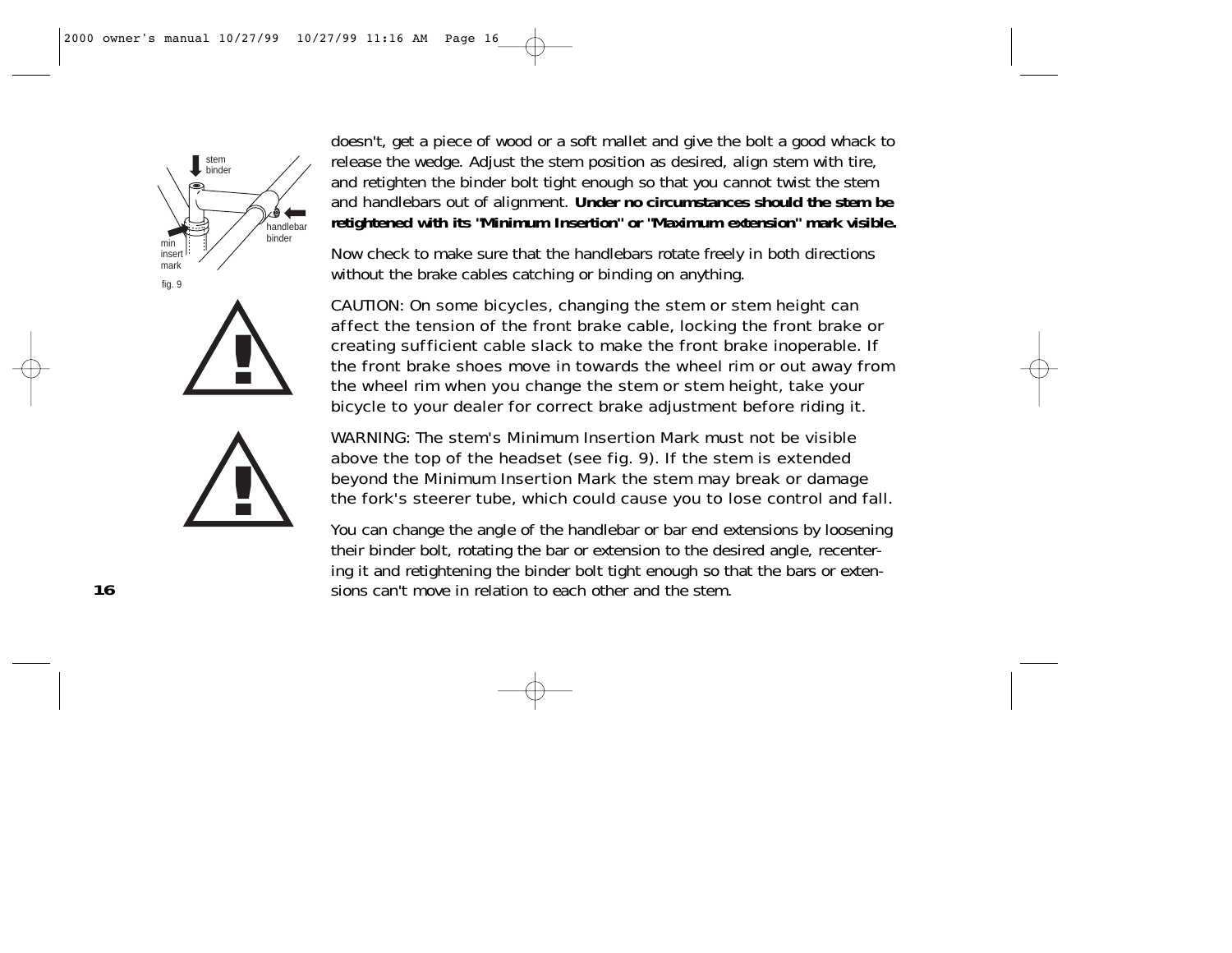doesn't, get a piece of wood or a soft mallet and give the bolt a good whack to release the wedge. Adjust the stem position as desired, align stem with tire, and retighten the binder bolt tight enough so that you cannot twist the stem and handlebars out of alignment. **Under no circumstances should the stem be retightened with its "Minimum Insertion" or "Maximum extension" mark visible.**

stem binder

handlebar binder

min insert mark

fig. 9

Now check to make sure that the handlebars rotate freely in both directions without the brake cables catching or binding on anything.

CAUTION: On some bicycles, changing the stem or stem height can affect the tension of the front brake cable, locking the front brake or creating sufficient cable slack to make the front brake inoperable. If the front brake shoes move in towards the wheel rim or out away from the wheel rim when you change the stem or stem height, take your bicycle to your dealer for correct brake adjustment before riding it.

WARNING: The stem's Minimum Insertion Mark must not be visible above the top of the headset (see fig. 9). If the stem is extended beyond the Minimum Insertion Mark the stem may break or damage the fork's steerer tube, which could cause you to lose control and fall.

You can change the angle of the handlebar or bar end extensions by loosening their binder bolt, rotating the bar or extension to the desired angle, recentering it and retightening the binder bolt tight enough so that the bars or extensions can't move in relation to each other and the stem.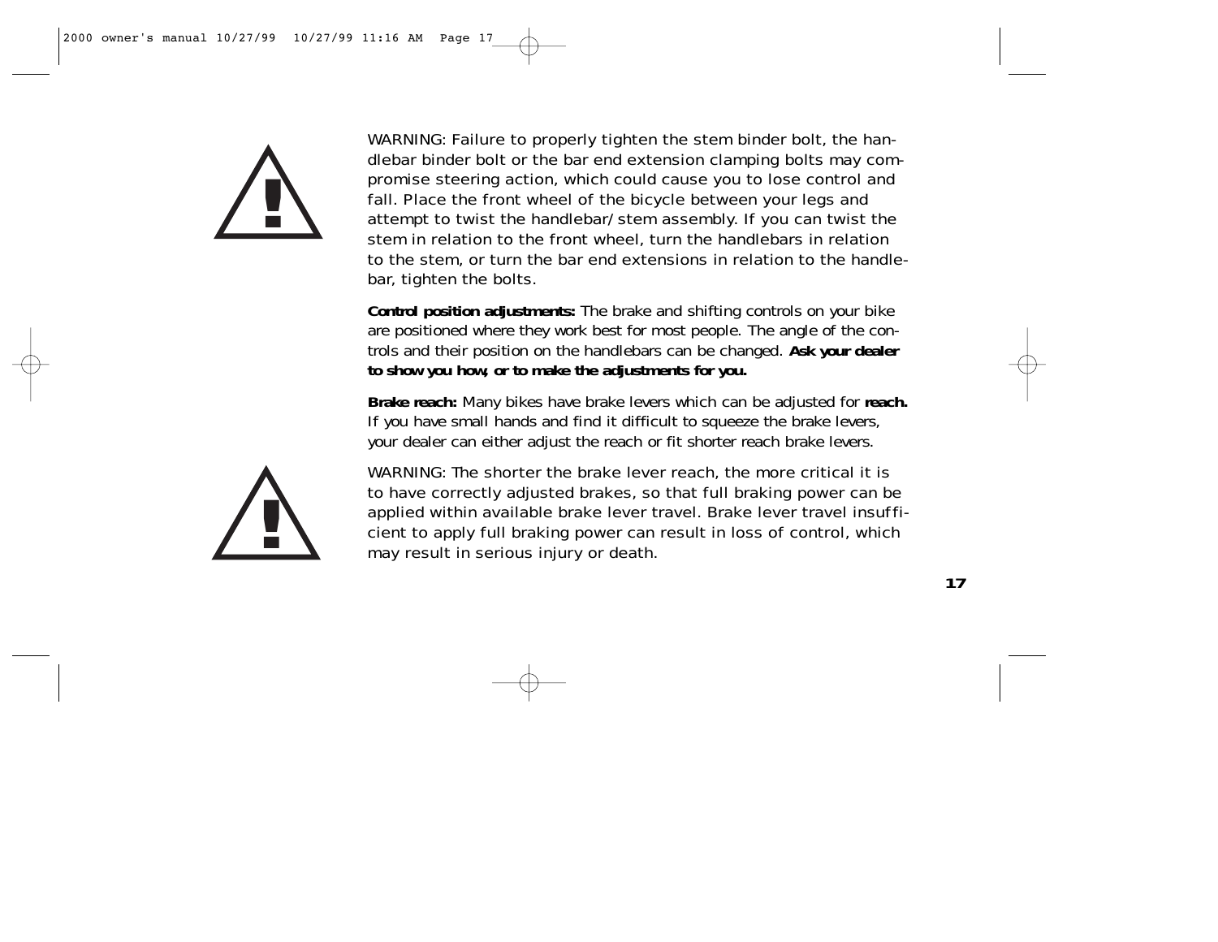WARNING: Failure to properly tighten the stem binder bolt, the handlebar binder bolt or the bar end extension clamping bolts may compromise steering action, which could cause you to lose control and fall. Place the front wheel of the bicycle between your legs and attempt to twist the handlebar/stem assembly. If you can twist the stem in relation to the front wheel, turn the handlebars in relation to the stem, or turn the bar end extensions in relation to the handlebar, tighten the bolts.

**Control position adjustments:** The brake and shifting controls on your bike are positioned where they work best for most people. The angle of the controls and their position on the handlebars can be changed. **Ask your dealer to show you how, or to make the adjustments for you.**

**Brake reach:** Many bikes have brake levers which can be adjusted for **reach.** If you have small hands and find it difficult to squeeze the brake levers, your dealer can either adjust the reach or fit shorter reach brake levers.

WARNING: The shorter the brake lever reach, the more critical it is to have correctly adjusted brakes, so that full braking power can be applied within available brake lever travel. Brake lever travel insufficient to apply full braking power can result in loss of control, which may result in serious injury or death.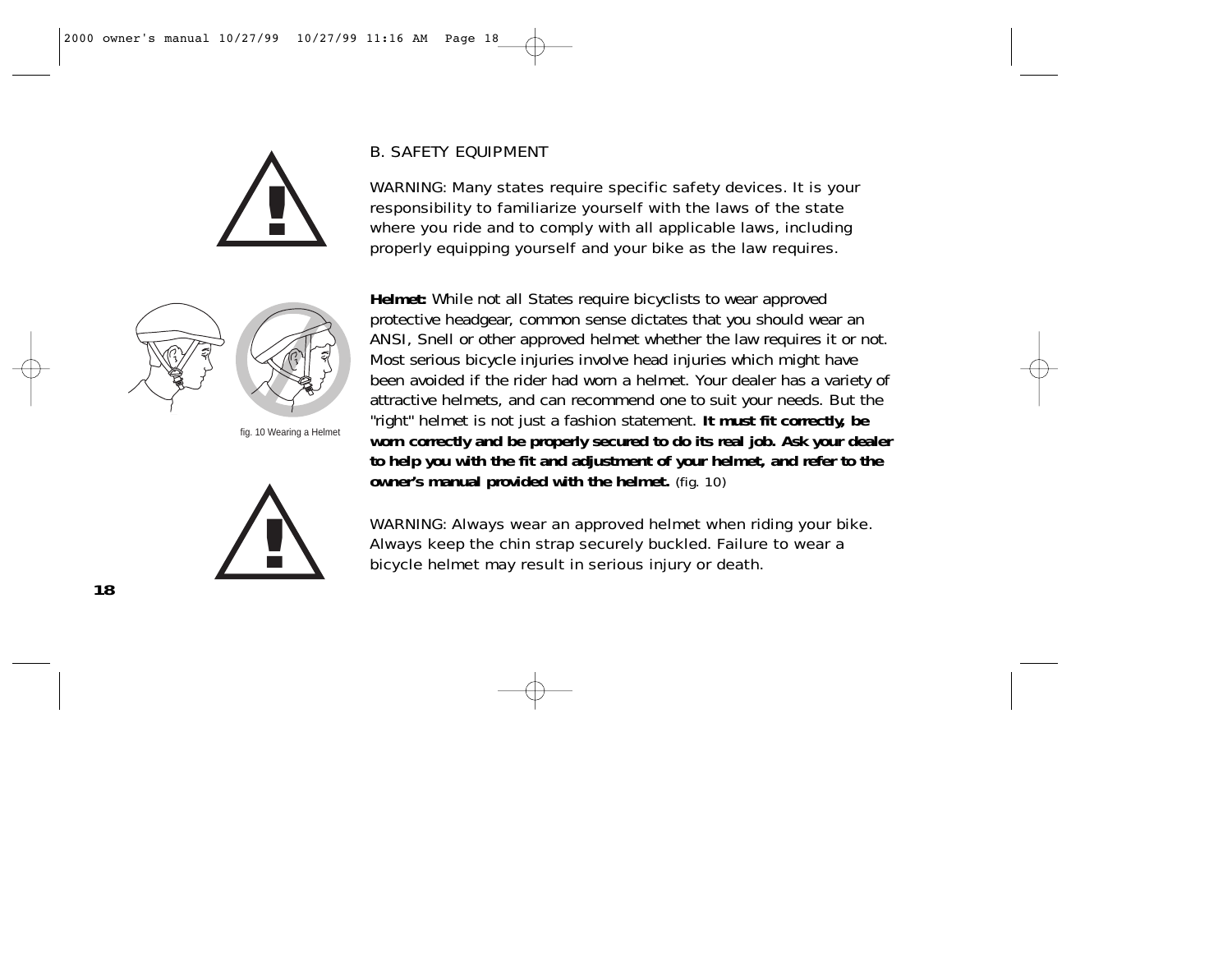## B. SAFETY EQUIPMENT

WARNING: Many states require specific safety devices. It is your responsibility to familiarize yourself with the laws of the state where you ride and to comply with all applicable laws, including properly equipping yourself and your bike as the law requires.

fig. 10 Wearing a Helmet

**Helmet:** While not all States require bicyclists to wear approved protective headgear, common sense dictates that you should wear an ANSI, Snell or other approved helmet whether the law requires it or not. Most serious bicycle injuries involve head injuries which might have been avoided if the rider had worn a helmet. Your dealer has a variety of attractive helmets, and can recommend one to suit your needs. But the "right" helmet is not just a fashion statement. **It must fit correctly, be worn correctly and be properly secured to do its real job. Ask your dealer to help you with the fit and adjustment of your helmet, and refer to the owner's manual provided with the helmet.** (fig. 10)

WARNING: Always wear an approved helmet when riding your bike. Always keep the chin strap securely buckled. Failure to wear a bicycle helmet may result in serious injury or death.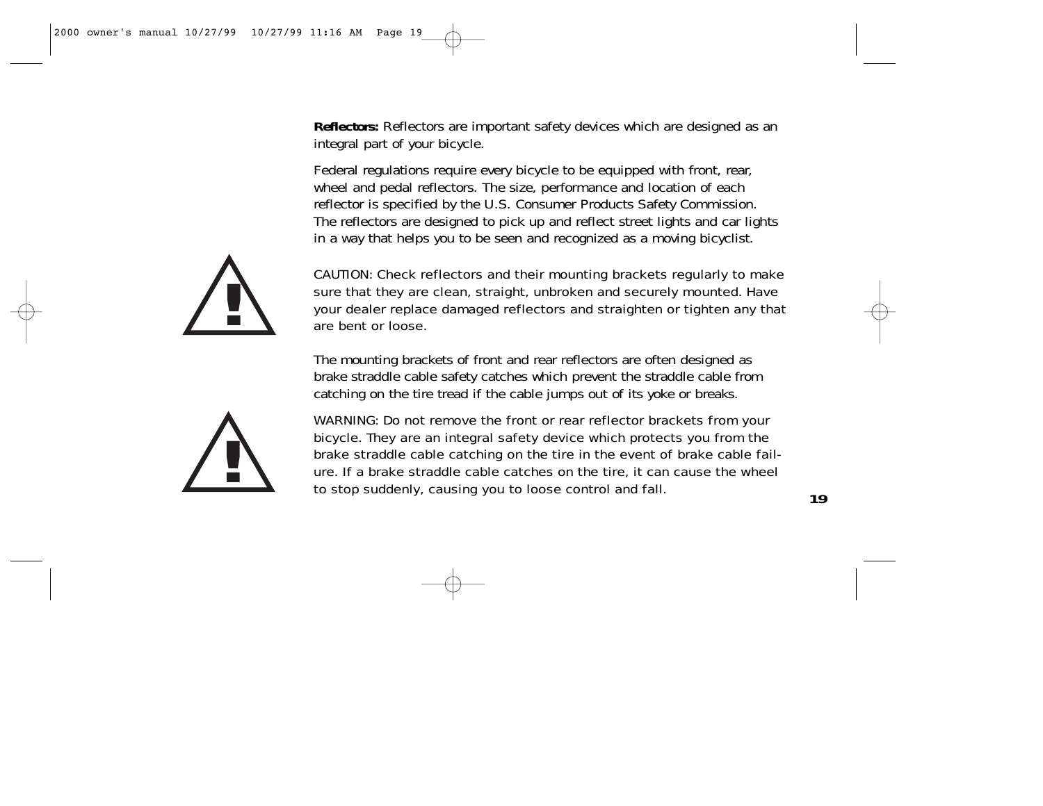**Reflectors:** Reflectors are important safety devices which are designed as an integral part of your bicycle.

Federal regulations require every bicycle to be equipped with front, rear, wheel and pedal reflectors. The size, performance and location of each reflector is specified by the U.S. Consumer Products Safety Commission. The reflectors are designed to pick up and reflect street lights and car lights in a way that helps you to be seen and recognized as a moving bicyclist.

CAUTION: Check reflectors and their mounting brackets regularly to make sure that they are clean, straight, unbroken and securely mounted. Have your dealer replace damaged reflectors and straighten or tighten any that are bent or loose.

The mounting brackets of front and rear reflectors are often designed as brake straddle cable safety catches which prevent the straddle cable from catching on the tire tread if the cable jumps out of its yoke or breaks.

WARNING: Do not remove the front or rear reflector brackets from your bicycle. They are an integral safety device which protects you from the brake straddle cable catching on the tire in the event of brake cable failure. If a brake straddle cable catches on the tire, it can cause the wheel to stop suddenly, causing you to loose control and fall.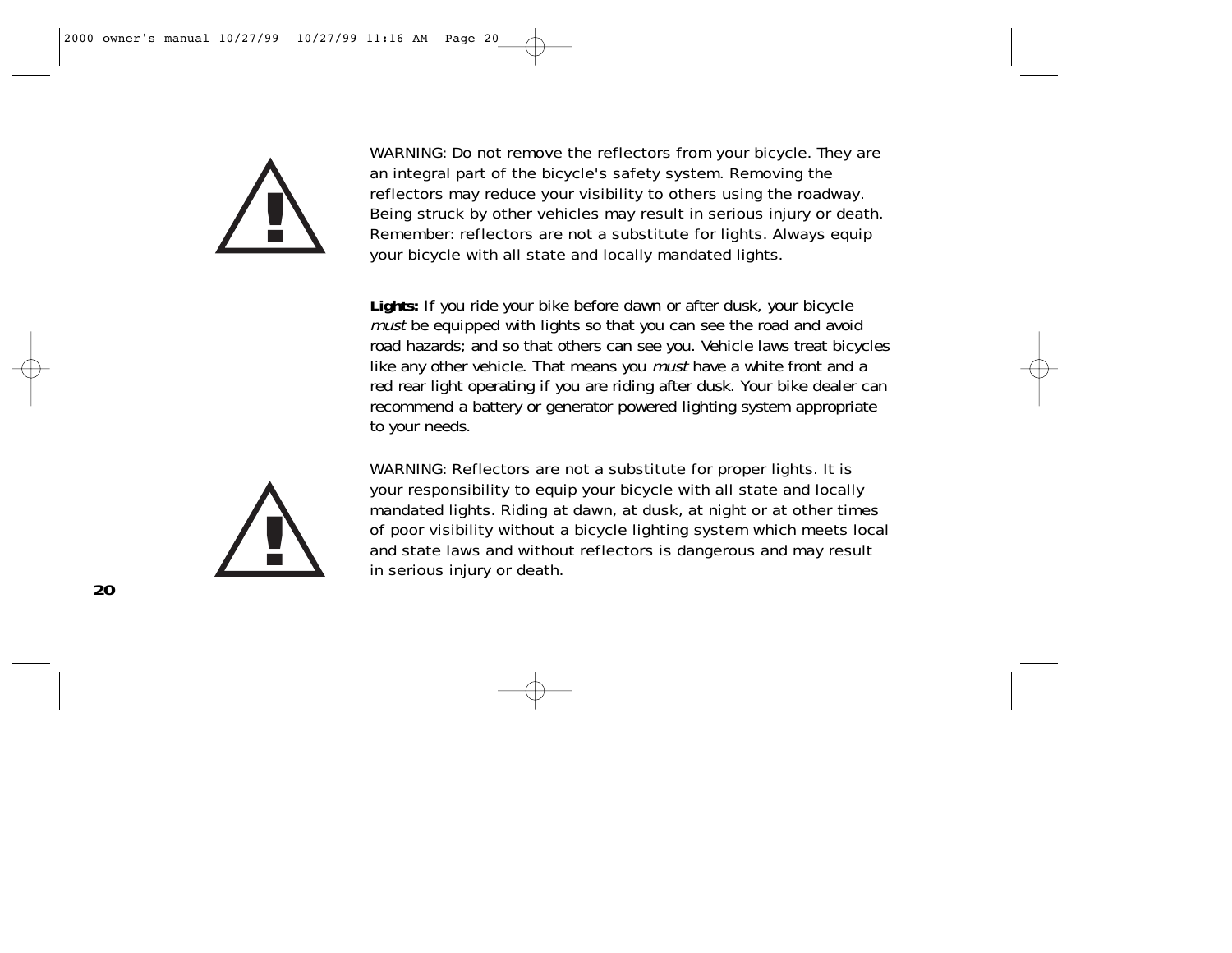WARNING: Do not remove the reflectors from your bicycle. They are an integral part of the bicycle's safety system. Removing the reflectors may reduce your visibility to others using the roadway. Being struck by other vehicles may result in serious injury or death. Remember: reflectors are not a substitute for lights. Always equip your bicycle with all state and locally mandated lights.

**Lights:** If you ride your bike before dawn or after dusk, your bicycle *must* be equipped with lights so that you can see the road and avoid road hazards; and so that others can see you. Vehicle laws treat bicycles like any other vehicle. That means you *must* have a white front and a red rear light operating if you are riding after dusk. Your bike dealer can recommend a battery or generator powered lighting system appropriate to your needs.

WARNING: Reflectors are not a substitute for proper lights. It is your responsibility to equip your bicycle with all state and locally mandated lights. Riding at dawn, at dusk, at night or at other times of poor visibility without a bicycle lighting system which meets local and state laws and without reflectors is dangerous and may result in serious injury or death.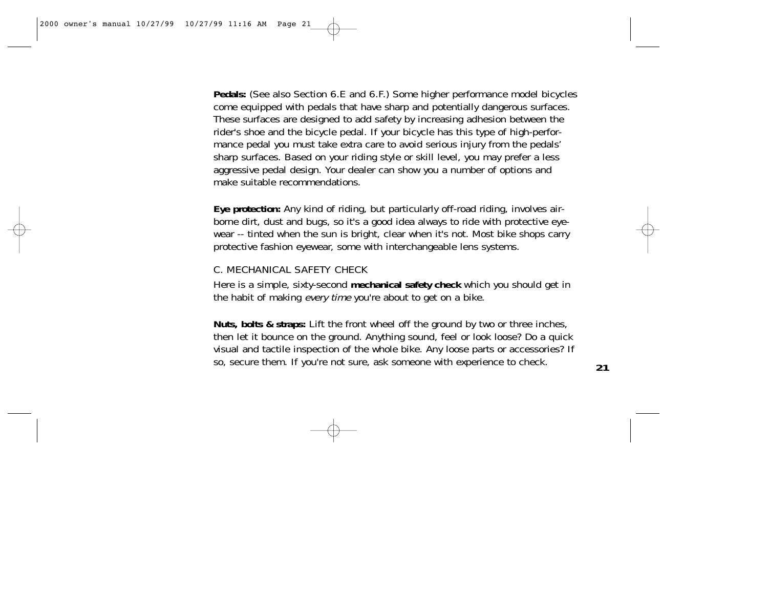**Pedals:** (See also Section 6.E and 6.F.) Some higher performance model bicycles come equipped with pedals that have sharp and potentially dangerous surfaces. These surfaces are designed to add safety by increasing adhesion between the rider's shoe and the bicycle pedal. If your bicycle has this type of high-performance pedal you must take extra care to avoid serious injury from the pedals' sharp surfaces. Based on your riding style or skill level, you may prefer a less aggressive pedal design. Your dealer can show you a number of options and make suitable recommendations.

**Eye protection:** Any kind of riding, but particularly off-road riding, involves airborne dirt, dust and bugs, so it's a good idea always to ride with protective eyewear -- tinted when the sun is bright, clear when it's not. Most bike shops carry protective fashion eyewear, some with interchangeable lens systems.

### C. MECHANICAL SAFETY CHECK

Here is a simple, sixty-second **mechanical safety check** which you should get in the habit of making *every time* you're about to get on a bike.

**Nuts, bolts & straps:** Lift the front wheel off the ground by two or three inches, then let it bounce on the ground. Anything sound, feel or look loose? Do a quick visual and tactile inspection of the whole bike. Any loose parts or accessories? If so, secure them. If you're not sure, ask someone with experience to check.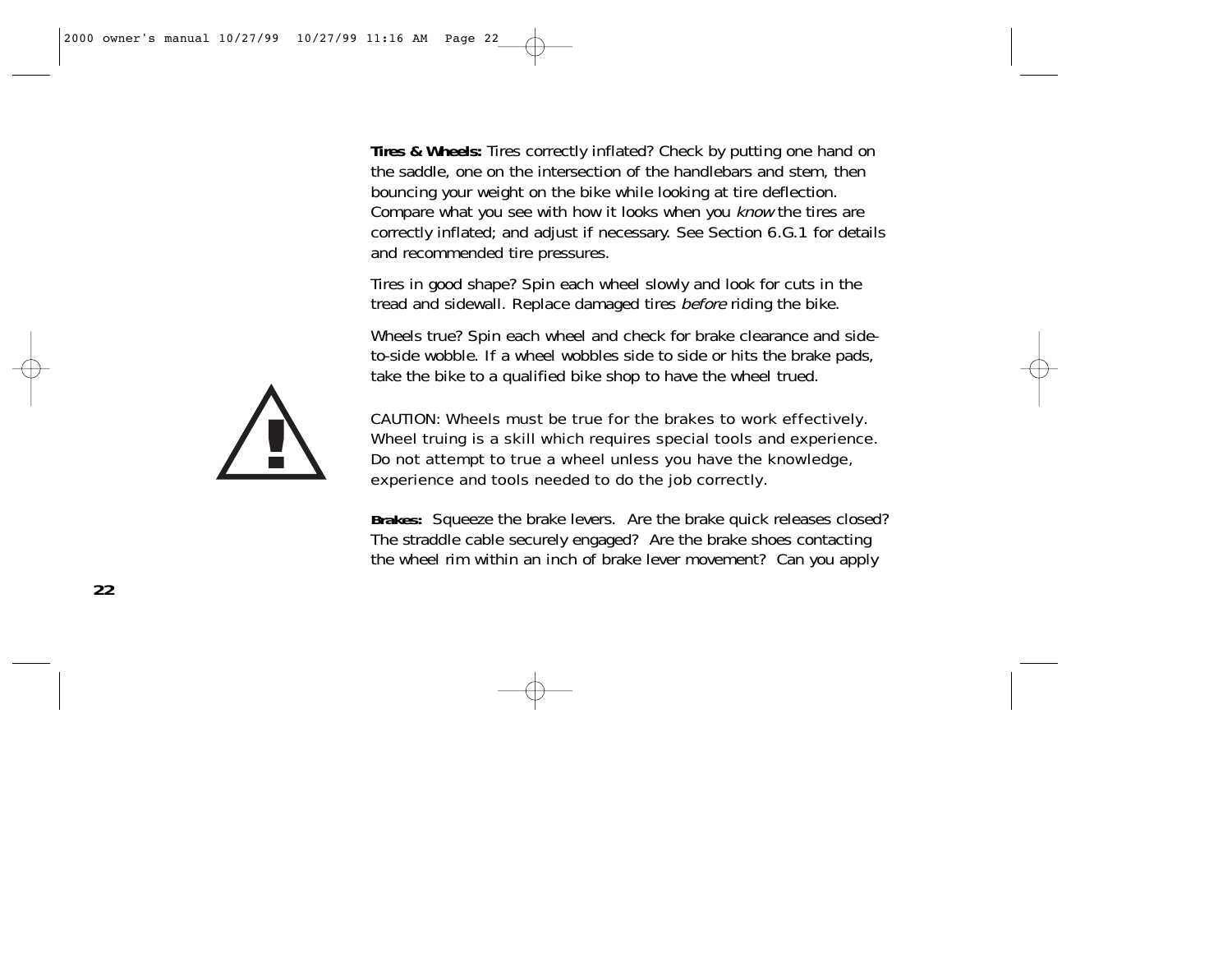**Tires & Wheels:** Tires correctly inflated? Check by putting one hand on the saddle, one on the intersection of the handlebars and stem, then bouncing your weight on the bike while looking at tire deflection. Compare what you see with how it looks when you *know* the tires are correctly inflated; and adjust if necessary. See Section 6.G.1 for details and recommended tire pressures.

Tires in good shape? Spin each wheel slowly and look for cuts in the tread and sidewall. Replace damaged tires *before* riding the bike.

Wheels true? Spin each wheel and check for brake clearance and side-to-side wobble. If a wheel wobbles side to side or hits the brake pads, take the bike to a qualified bike shop to have the wheel trued.

CAUTION: Wheels must be true for the brakes to work effectively. Wheel truing is a skill which requires special tools and experience. Do not attempt to true a wheel unless you have the knowledge, experience and tools needed to do the job correctly.

**Brakes:** Squeeze the brake levers. Are the brake quick releases closed? The straddle cable securely engaged? Are the brake shoes contacting the wheel rim within an inch of brake lever movement? Can you apply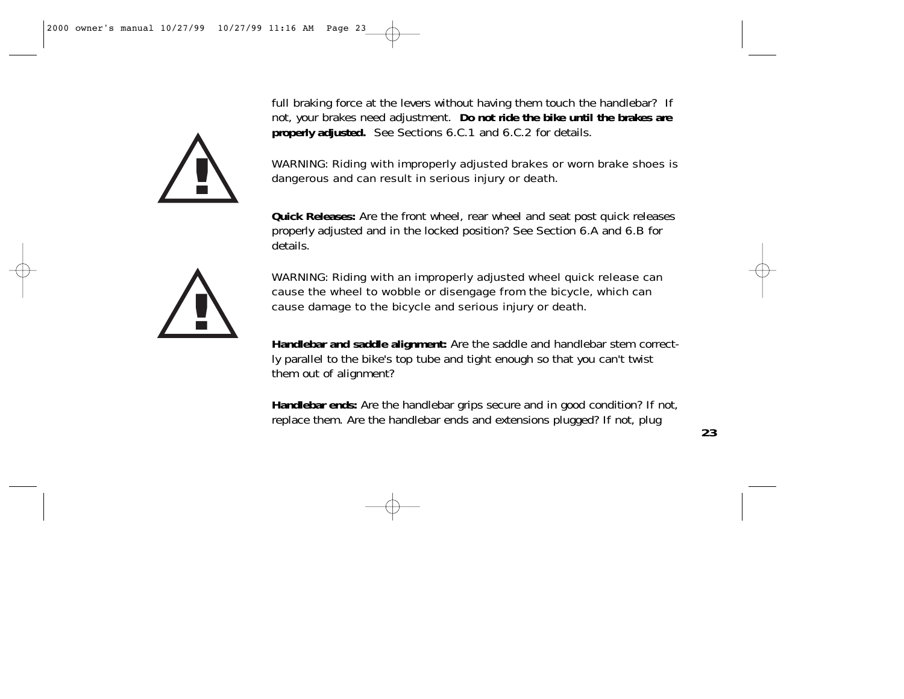full braking force at the levers without having them touch the handlebar? If not, your brakes need adjustment. **Do not ride the bike until the brakes are properly adjusted.** See Sections 6.C.1 and 6.C.2 for details.

WARNING: Riding with improperly adjusted brakes or worn brake shoes is dangerous and can result in serious injury or death.

**Quick Releases:** Are the front wheel, rear wheel and seat post quick releases properly adjusted and in the locked position? See Section 6.A and 6.B for details.

WARNING: Riding with an improperly adjusted wheel quick release can cause the wheel to wobble or disengage from the bicycle, which can cause damage to the bicycle and serious injury or death.

**Handlebar and saddle alignment:** Are the saddle and handlebar stem correctly parallel to the bike's top tube and tight enough so that you can't twist them out of alignment?

**Handlebar ends:** Are the handlebar grips secure and in good condition? If not, replace them. Are the handlebar ends and extensions plugged? If not, plug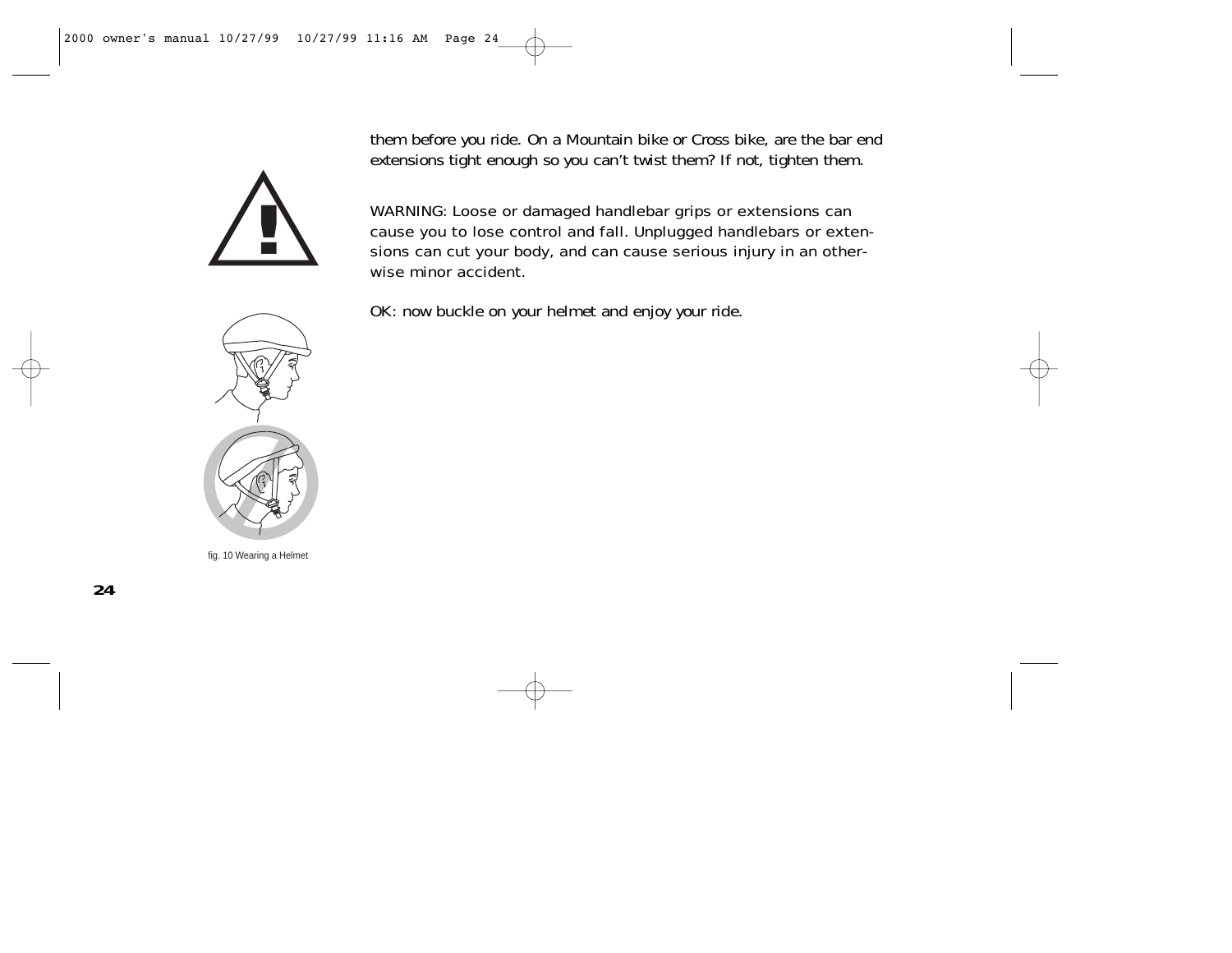them before you ride. On a Mountain bike or Cross bike, are the bar end extensions tight enough so you can't twist them? If not, tighten them.

WARNING: Loose or damaged handlebar grips or extensions can cause you to lose control and fall. Unplugged handlebars or extensions can cut your body, and can cause serious injury in an otherwise minor accident.

OK: now buckle on your helmet and enjoy your ride.

fig. 10 Wearing a Helmet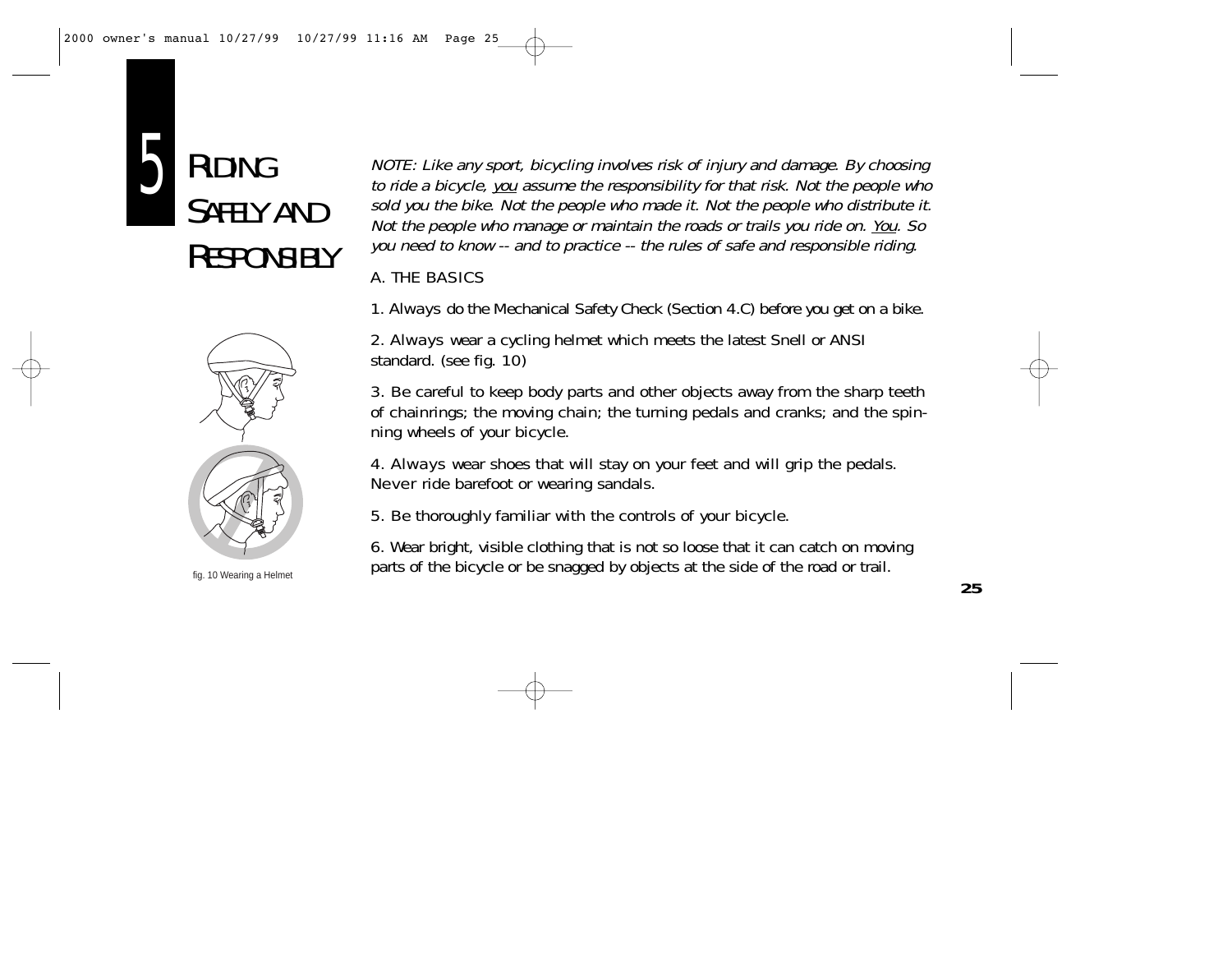# 5 RIDING SAFELY AND RESPONSIBLY

fig. 10 Wearing a Helmet

*NOTE: Like any sport, bicycling involves risk of injury and damage. By choosing to ride a bicycle, you assume the responsibility for that risk. Not the people who sold you the bike. Not the people who made it. Not the people who distribute it. Not the people who manage or maintain the roads or trails you ride on. You. So you need to know -- and to practice -- the rules of safe and responsible riding.*

## A. THE BASICS

1. *Always* do the Mechanical Safety Check (Section 4.C) before you get on a bike.

2. *Always* wear a cycling helmet which meets the latest Snell or ANSI standard. (see fig. 10)

3. Be careful to keep body parts and other objects away from the sharp teeth of chainrings; the moving chain; the turning pedals and cranks; and the spinning wheels of your bicycle.

4. *Always* wear shoes that will stay on your feet and will grip the pedals. *Never* ride barefoot or wearing sandals.

5. Be thoroughly familiar with the controls of your bicycle.

6. Wear bright, visible clothing that is not so loose that it can catch on moving parts of the bicycle or be snagged by objects at the side of the road or trail.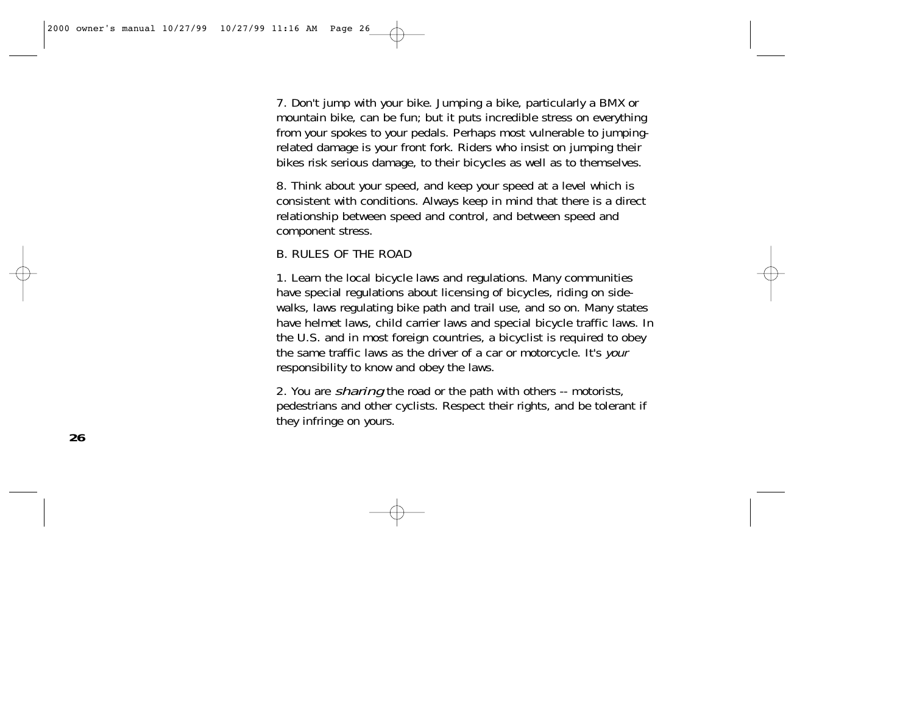7. Don't jump with your bike. Jumping a bike, particularly a BMX or mountain bike, can be fun; but it puts incredible stress on everything from your spokes to your pedals. Perhaps most vulnerable to jumping-related damage is your front fork. Riders who insist on jumping their bikes risk serious damage, to their bicycles as well as to themselves.

8. Think about your speed, and keep your speed at a level which is consistent with conditions. Always keep in mind that there is a direct relationship between speed and control, and between speed and component stress.

## B. RULES OF THE ROAD

1. Learn the local bicycle laws and regulations. Many communities have special regulations about licensing of bicycles, riding on sidewalks, laws regulating bike path and trail use, and so on. Many states have helmet laws, child carrier laws and special bicycle traffic laws. In the U.S. and in most foreign countries, a bicyclist is required to obey the same traffic laws as the driver of a car or motorcycle. It's *your* responsibility to know and obey the laws.

2. You are *sharing* the road or the path with others -- motorists, pedestrians and other cyclists. Respect their rights, and be tolerant if they infringe on yours.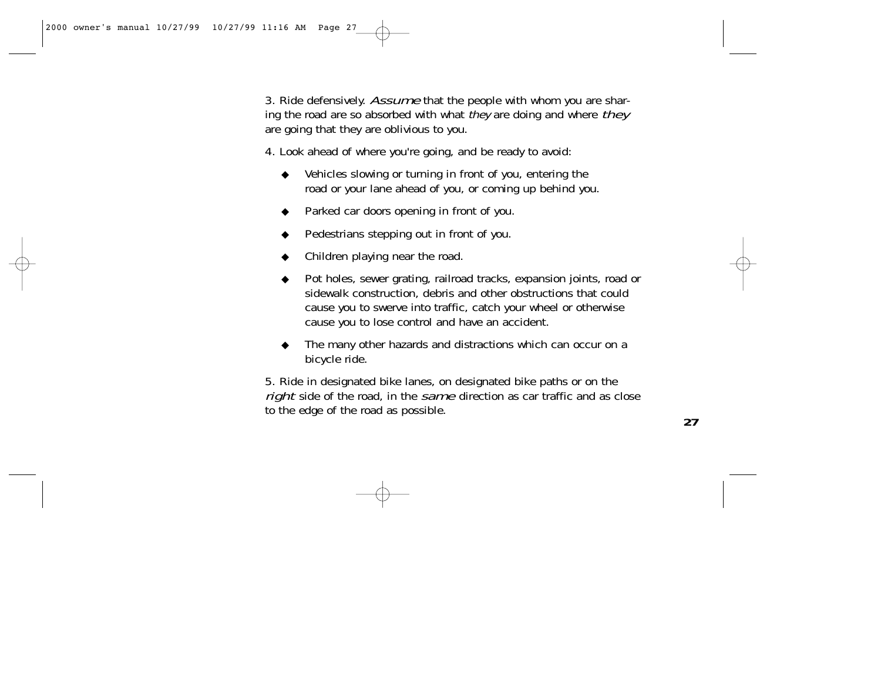3. Ride defensively. *Assume* that the people with whom you are sharing the road are so absorbed with what *they* are doing and where *they* are going that they are oblivious to you.

4. Look ahead of where you're going, and be ready to avoid:

- Vehicles slowing or turning in front of you, entering the road or your lane ahead of you, or coming up behind you.
- Parked car doors opening in front of you.
- Pedestrians stepping out in front of you.
- Children playing near the road.
- Pot holes, sewer grating, railroad tracks, expansion joints, road or sidewalk construction, debris and other obstructions that could cause you to swerve into traffic, catch your wheel or otherwise cause you to lose control and have an accident.
- The many other hazards and distractions which can occur on a bicycle ride.

5. Ride in designated bike lanes, on designated bike paths or on the *right* side of the road, in the *same* direction as car traffic and as close to the edge of the road as possible.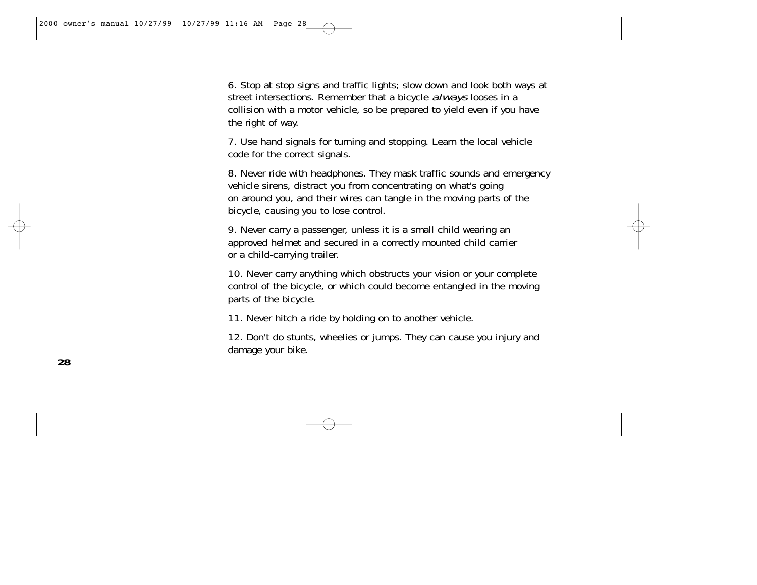6. Stop at stop signs and traffic lights; slow down and look both ways at street intersections. Remember that a bicycle *always* looses in a collision with a motor vehicle, so be prepared to yield even if you have the right of way.

7. Use hand signals for turning and stopping. Learn the local vehicle code for the correct signals.

8. Never ride with headphones. They mask traffic sounds and emergency vehicle sirens, distract you from concentrating on what's going on around you, and their wires can tangle in the moving parts of the bicycle, causing you to lose control.

9. Never carry a passenger, unless it is a small child wearing an approved helmet and secured in a correctly mounted child carrier or a child-carrying trailer.

10. Never carry anything which obstructs your vision or your complete control of the bicycle, or which could become entangled in the moving parts of the bicycle.

11. Never hitch a ride by holding on to another vehicle.

12. Don't do stunts, wheelies or jumps. They can cause you injury and damage your bike.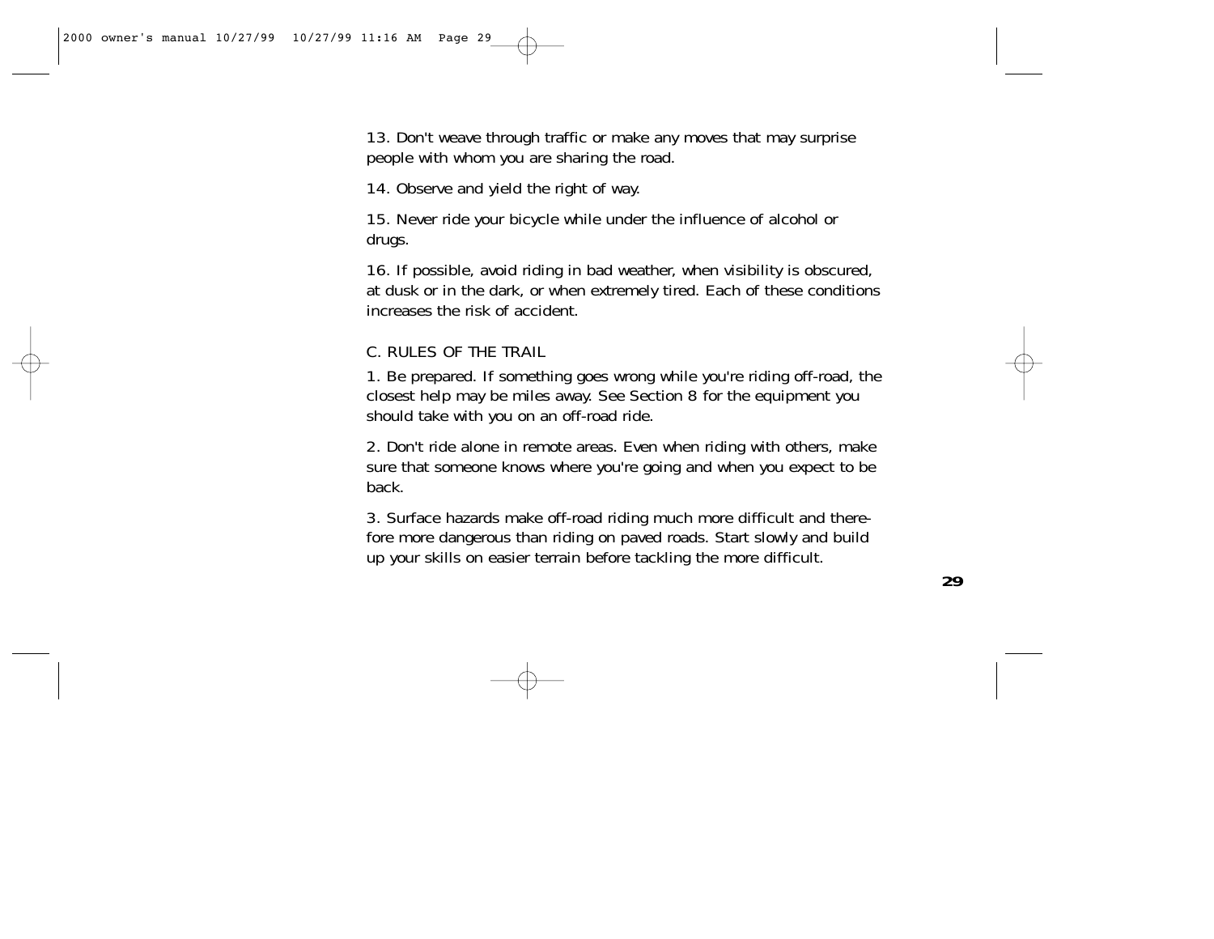13. Don't weave through traffic or make any moves that may surprise people with whom you are sharing the road.

14. Observe and yield the right of way.

15. Never ride your bicycle while under the influence of alcohol or drugs.

16. If possible, avoid riding in bad weather, when visibility is obscured, at dusk or in the dark, or when extremely tired. Each of these conditions increases the risk of accident.

## C. RULES OF THE TRAIL

1. Be prepared. If something goes wrong while you're riding off-road, the closest help may be miles away. See Section 8 for the equipment you should take with you on an off-road ride.

2. Don't ride alone in remote areas. Even when riding with others, make sure that someone knows where you're going and when you expect to be back.

3. Surface hazards make off-road riding much more difficult and therefore more dangerous than riding on paved roads. Start slowly and build up your skills on easier terrain before tackling the more difficult.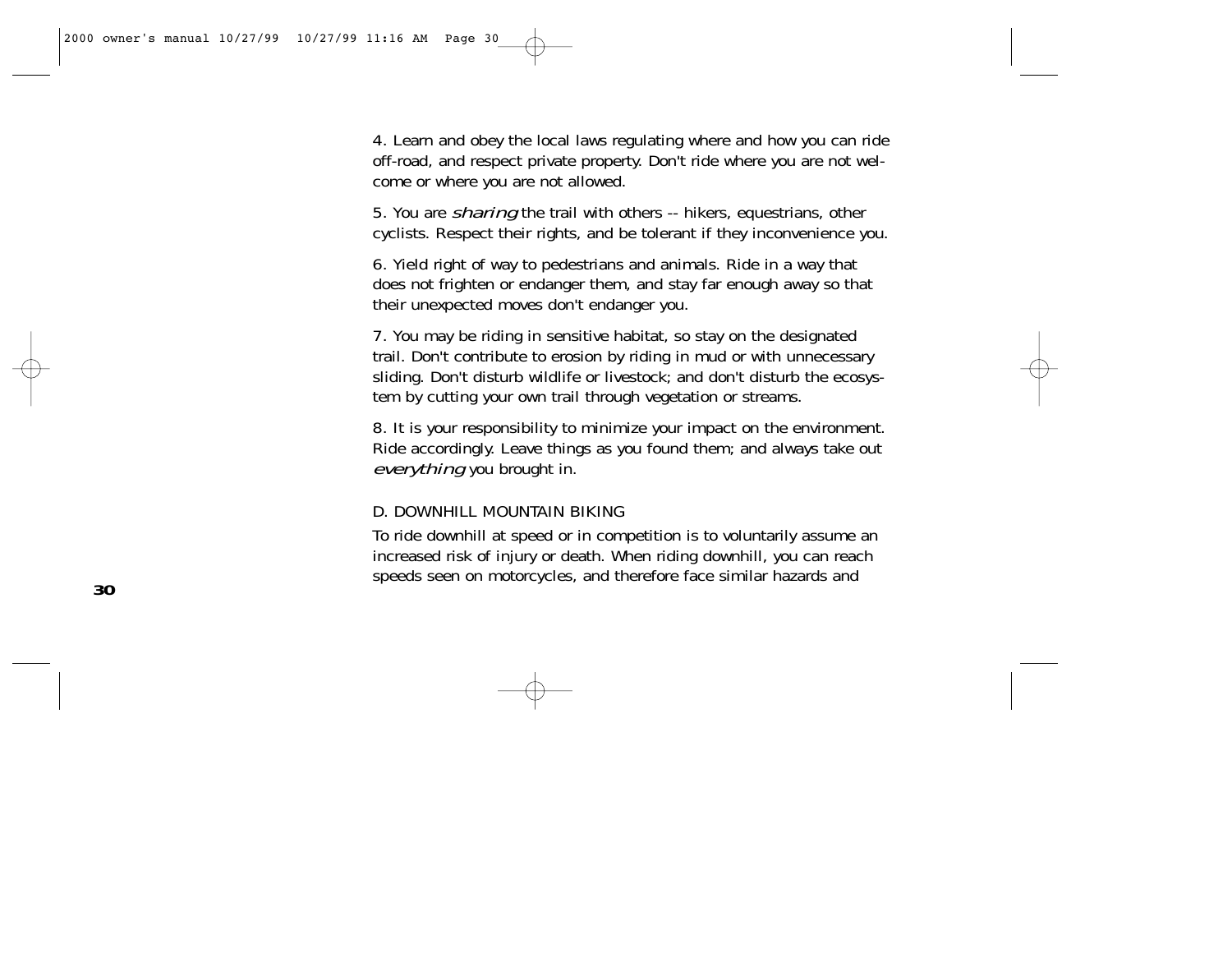4. Learn and obey the local laws regulating where and how you can ride off-road, and respect private property. Don't ride where you are not welcome or where you are not allowed.

5. You are *sharing* the trail with others -- hikers, equestrians, other cyclists. Respect their rights, and be tolerant if they inconvenience you.

6. Yield right of way to pedestrians and animals. Ride in a way that does not frighten or endanger them, and stay far enough away so that their unexpected moves don't endanger you.

7. You may be riding in sensitive habitat, so stay on the designated trail. Don't contribute to erosion by riding in mud or with unnecessary sliding. Don't disturb wildlife or livestock; and don't disturb the ecosystem by cutting your own trail through vegetation or streams.

8. It is your responsibility to minimize your impact on the environment. Ride accordingly. Leave things as you found them; and always take out *everything* you brought in.

## D. DOWNHILL MOUNTAIN BIKING

To ride downhill at speed or in competition is to voluntarily assume an increased risk of injury or death. When riding downhill, you can reach speeds seen on motorcycles, and therefore face similar hazards and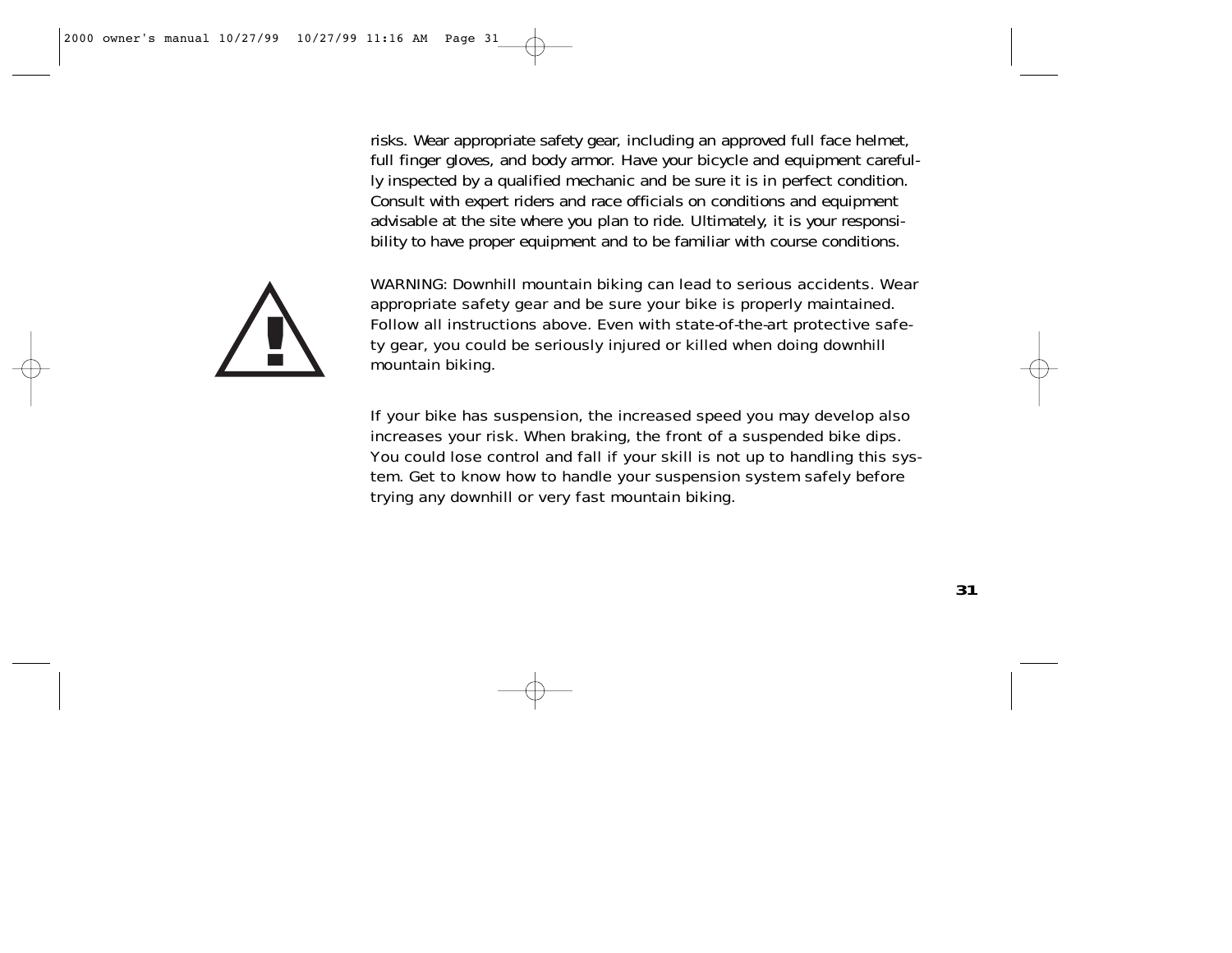risks. Wear appropriate safety gear, including an approved full face helmet, full finger gloves, and body armor. Have your bicycle and equipment carefully inspected by a qualified mechanic and be sure it is in perfect condition. Consult with expert riders and race officials on conditions and equipment advisable at the site where you plan to ride. Ultimately, it is your responsibility to have proper equipment and to be familiar with course conditions.

WARNING: Downhill mountain biking can lead to serious accidents. Wear appropriate safety gear and be sure your bike is properly maintained. Follow all instructions above. Even with state-of-the-art protective safety gear, you could be seriously injured or killed when doing downhill mountain biking.

If your bike has suspension, the increased speed you may develop also increases your risk. When braking, the front of a suspended bike dips. You could lose control and fall if your skill is not up to handling this system. Get to know how to handle your suspension system safely before trying any downhill or very fast mountain biking.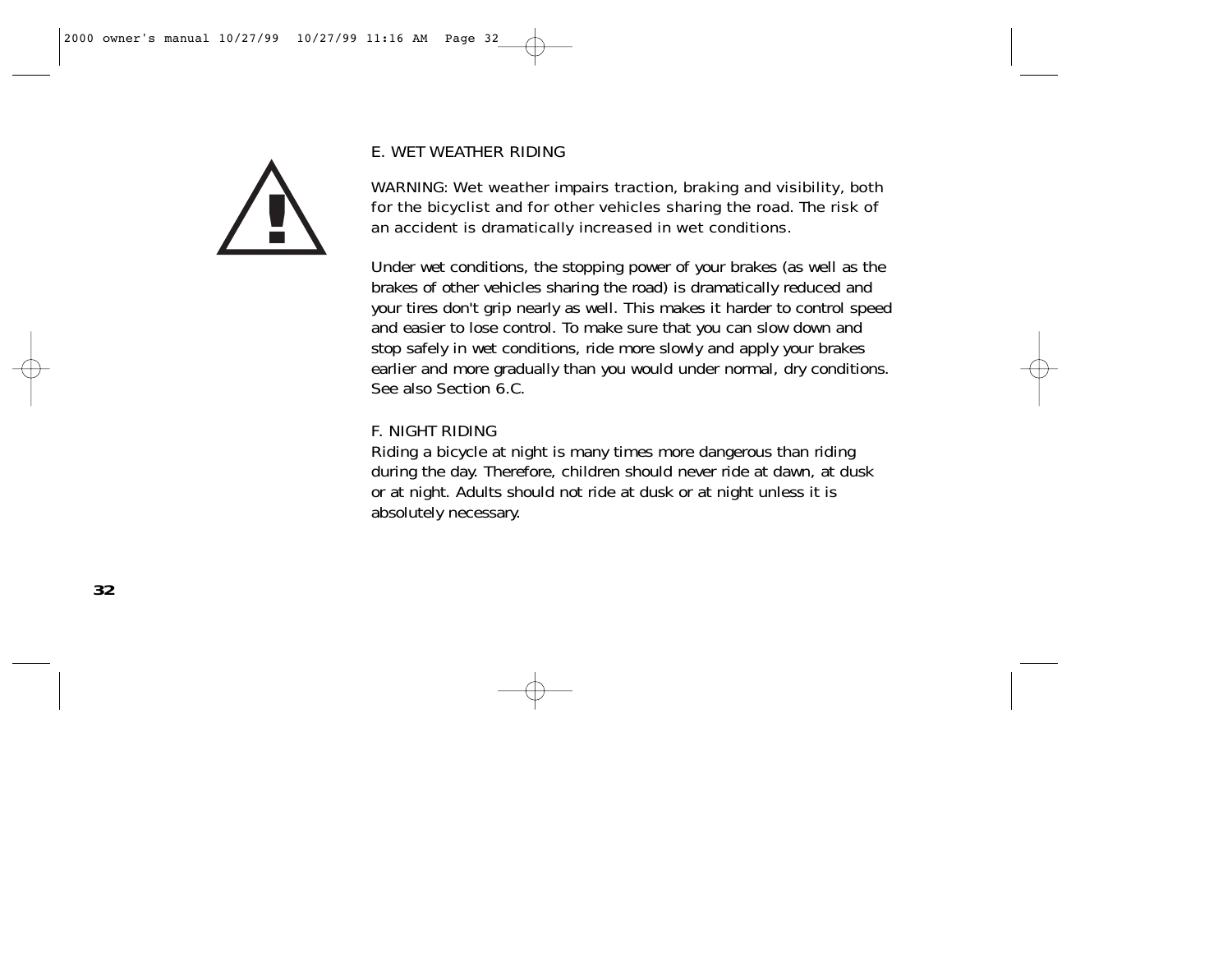### E. WET WEATHER RIDING

WARNING: Wet weather impairs traction, braking and visibility, both for the bicyclist and for other vehicles sharing the road. The risk of an accident is dramatically increased in wet conditions.

Under wet conditions, the stopping power of your brakes (as well as the brakes of other vehicles sharing the road) is dramatically reduced and your tires don't grip nearly as well. This makes it harder to control speed and easier to lose control. To make sure that you can slow down and stop safely in wet conditions, ride more slowly and apply your brakes earlier and more gradually than you would under normal, dry conditions. See also Section 6.C.

### F. NIGHT RIDING

Riding a bicycle at night is many times more dangerous than riding during the day. Therefore, children should never ride at dawn, at dusk or at night. Adults should not ride at dusk or at night unless it is absolutely necessary.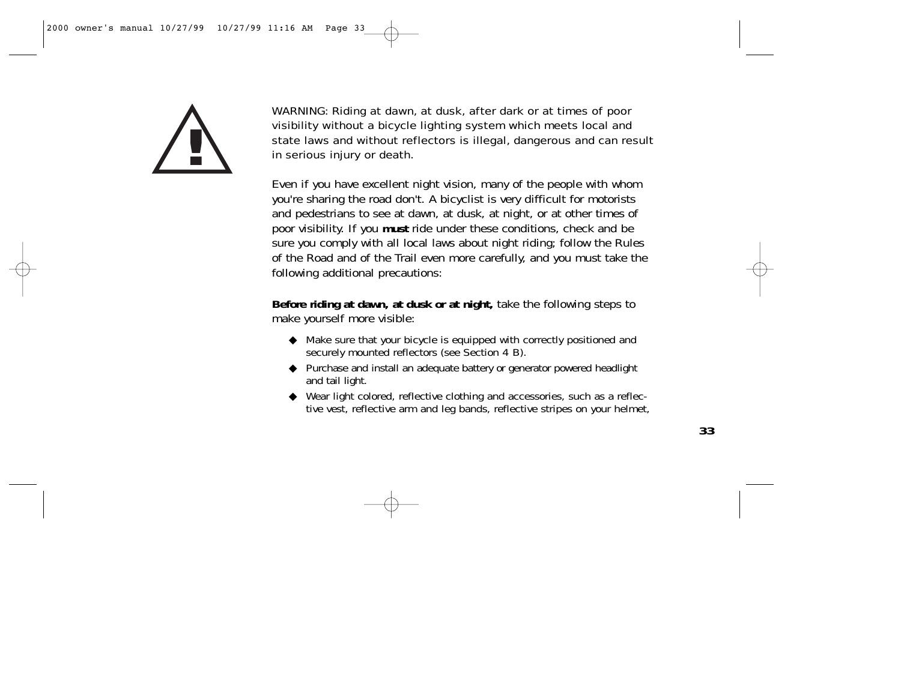WARNING: Riding at dawn, at dusk, after dark or at times of poor visibility without a bicycle lighting system which meets local and state laws and without reflectors is illegal, dangerous and can result in serious injury or death.

Even if you have excellent night vision, many of the people with whom you're sharing the road don't. A bicyclist is very difficult for motorists and pedestrians to see at dawn, at dusk, at night, or at other times of poor visibility. If you **must** ride under these conditions, check and be sure you comply with all local laws about night riding; follow the Rules of the Road and of the Trail even more carefully, and you must take the following additional precautions:

**Before riding at dawn, at dusk or at night,** take the following steps to make yourself more visible:

- Make sure that your bicycle is equipped with correctly positioned and securely mounted reflectors (see Section 4 B).
- Purchase and install an adequate battery or generator powered headlight and tail light.
- Wear light colored, reflective clothing and accessories, such as a reflective vest, reflective arm and leg bands, reflective stripes on your helmet,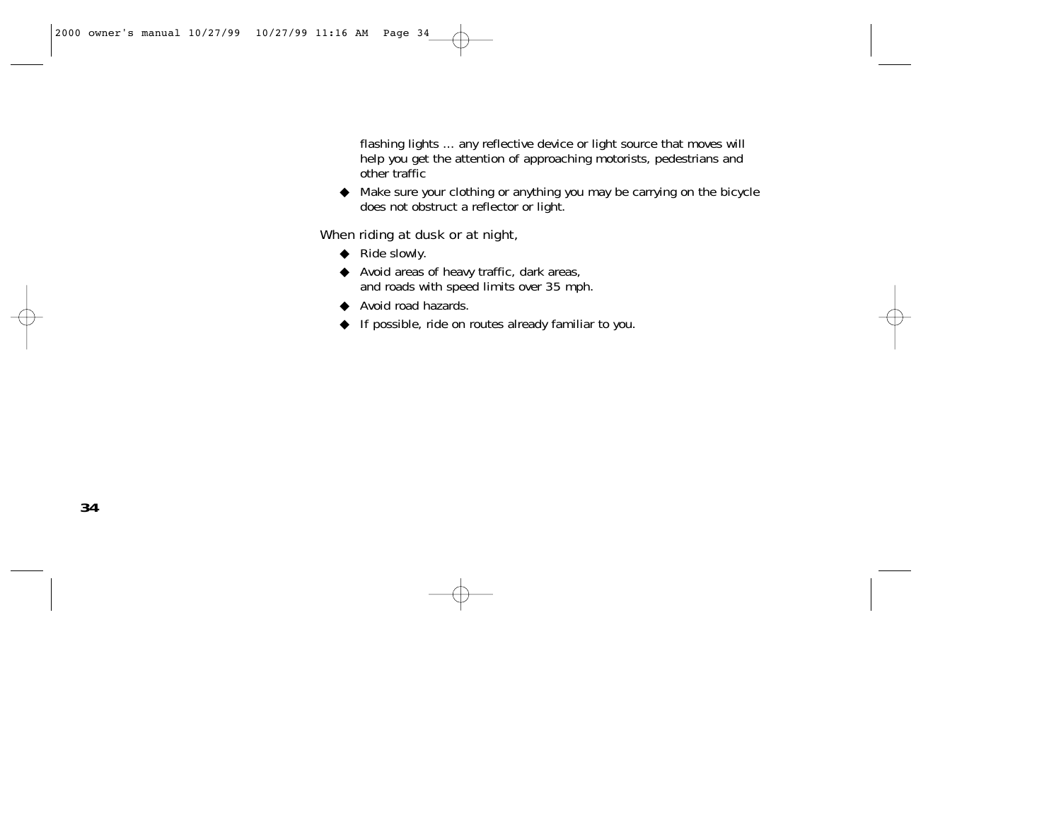flashing lights ... any reflective device or light source that moves will help you get the attention of approaching motorists, pedestrians and other traffic

- Make sure your clothing or anything you may be carrying on the bicycle does not obstruct a reflector or light.

When riding at dusk or at night,

- Ride slowly.
- Avoid areas of heavy traffic, dark areas, and roads with speed limits over 35 mph.
- Avoid road hazards.
- If possible, ride on routes already familiar to you.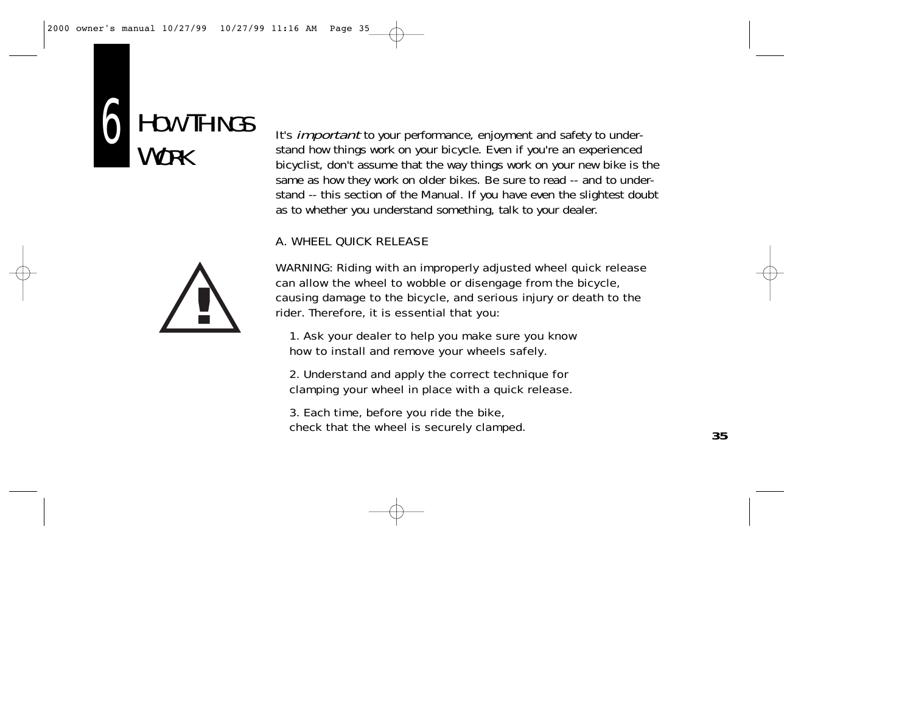# 6 HOW THINGS WORK

It's *important* to your performance, enjoyment and safety to understand how things work on your bicycle. Even if you're an experienced bicyclist, don't assume that the way things work on your new bike is the same as how they work on older bikes. Be sure to read -- and to understand -- this section of the Manual. If you have even the slightest doubt as to whether you understand something, talk to your dealer.

## A. WHEEL QUICK RELEASE

WARNING: Riding with an improperly adjusted wheel quick release can allow the wheel to wobble or disengage from the bicycle, causing damage to the bicycle, and serious injury or death to the rider. Therefore, it is essential that you:

1. Ask your dealer to help you make sure you know how to install and remove your wheels safely.

2. Understand and apply the correct technique for clamping your wheel in place with a quick release.

3. Each time, before you ride the bike, check that the wheel is securely clamped.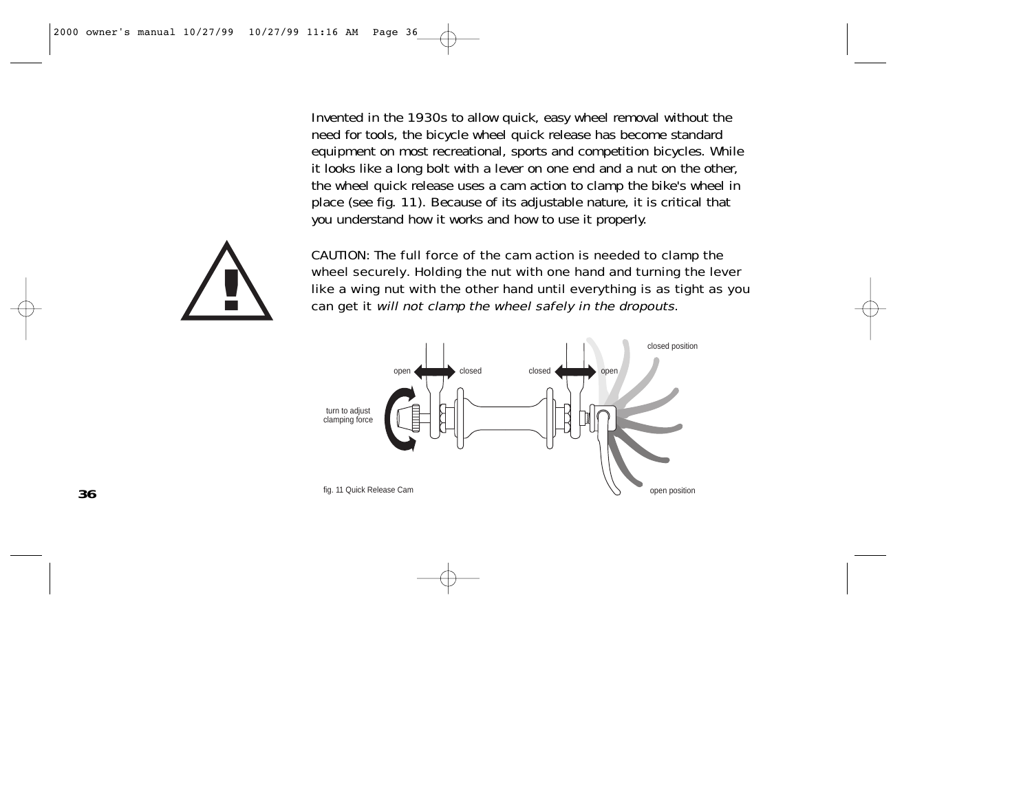Invented in the 1930s to allow quick, easy wheel removal without the need for tools, the bicycle wheel quick release has become standard equipment on most recreational, sports and competition bicycles. While it looks like a long bolt with a lever on one end and a nut on the other, the wheel quick release uses a cam action to clamp the bike's wheel in place (see fig. 11). Because of its adjustable nature, it is critical that you understand how it works and how to use it properly.

CAUTION: The full force of the cam action is needed to clamp the wheel securely. Holding the nut with one hand and turning the lever like a wing nut with the other hand until everything is as tight as you can get it *will not clamp the wheel safely in the dropouts*.

fig. 11 Quick Release Cam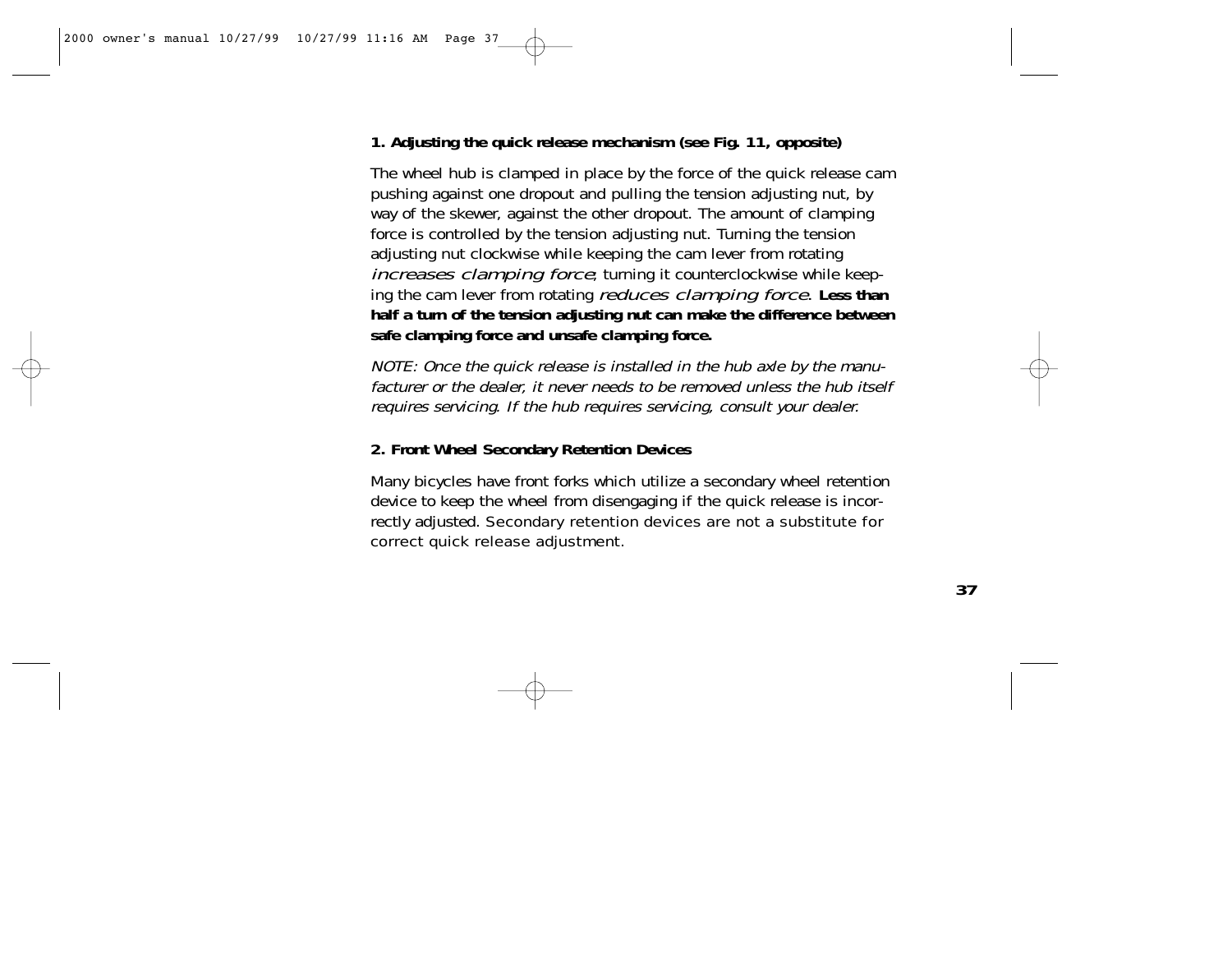**1. Adjusting the quick release mechanism (see Fig. 11, opposite)**

The wheel hub is clamped in place by the force of the quick release cam pushing against one dropout and pulling the tension adjusting nut, by way of the skewer, against the other dropout. The amount of clamping force is controlled by the tension adjusting nut. Turning the tension adjusting nut clockwise while keeping the cam lever from rotating *increases clamping force*; turning it counterclockwise while keeping the cam lever from rotating *reduces clamping force*. **Less than half a turn of the tension adjusting nut can make the difference between safe clamping force and unsafe clamping force.**

*NOTE: Once the quick release is installed in the hub axle by the manufacturer or the dealer, it never needs to be removed unless the hub itself requires servicing. If the hub requires servicing, consult your dealer.*

**2. Front Wheel Secondary Retention Devices**

Many bicycles have front forks which utilize a secondary wheel retention device to keep the wheel from disengaging if the quick release is incorrectly adjusted. Secondary retention devices are not a substitute for correct quick release adjustment.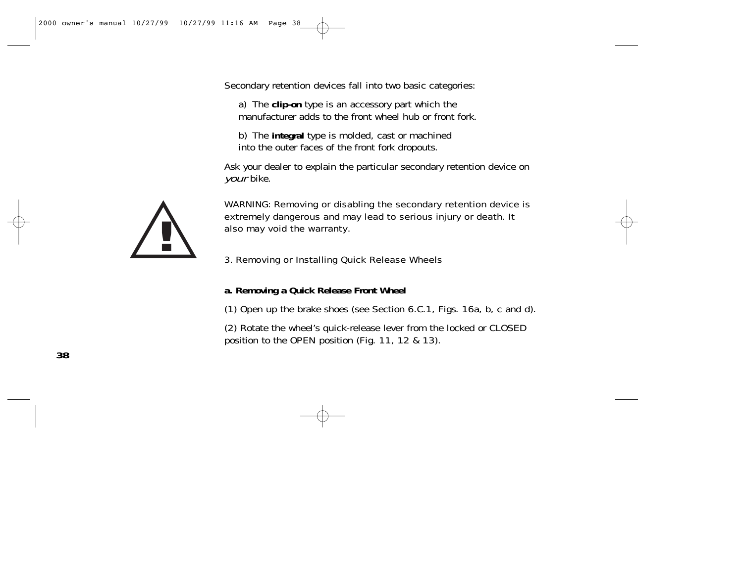Secondary retention devices fall into two basic categories:

a) The **clip-on** type is an accessory part which the manufacturer adds to the front wheel hub or front fork.

b) The **integral** type is molded, cast or machined into the outer faces of the front fork dropouts.

Ask your dealer to explain the particular secondary retention device on *your* bike.

WARNING: Removing or disabling the secondary retention device is extremely dangerous and may lead to serious injury or death. It also may void the warranty.

3. Removing or Installing Quick Release Wheels

**a. Removing a Quick Release Front Wheel**

(1) Open up the brake shoes (see Section 6.C.1, Figs. 16a, b, c and d).

(2) Rotate the wheel's quick-release lever from the locked or CLOSED position to the OPEN position (Fig. 11, 12 & 13).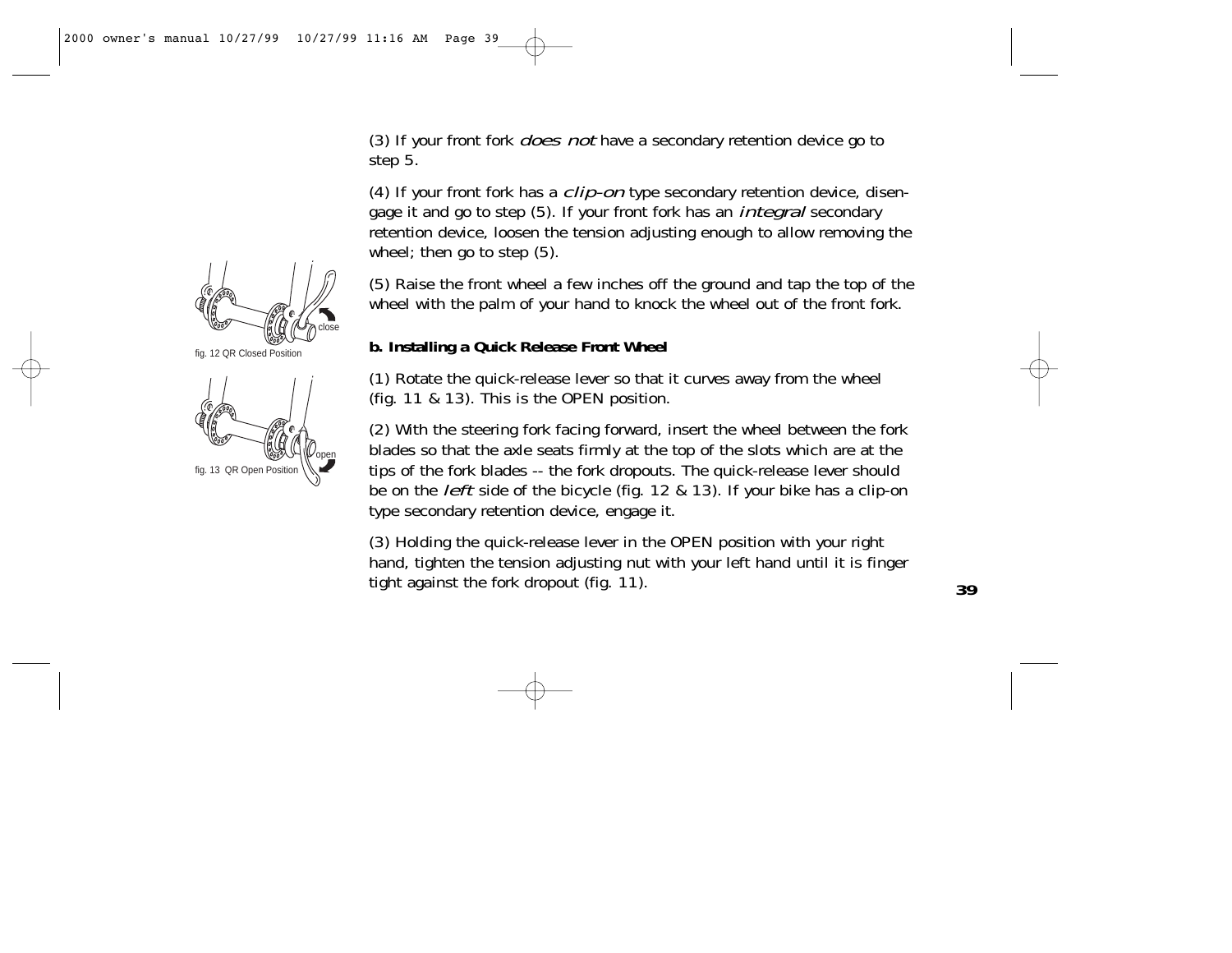(3) If your front fork *does not* have a secondary retention device go to step 5.

(4) If your front fork has a *clip-on* type secondary retention device, disengage it and go to step (5). If your front fork has an *integral* secondary retention device, loosen the tension adjusting enough to allow removing the wheel; then go to step (5).

(5) Raise the front wheel a few inches off the ground and tap the top of the wheel with the palm of your hand to knock the wheel out of the front fork.

fig. 12 QR Closed Position

fig. 13 QR Open Position

**b. Installing a Quick Release Front Wheel**

(1) Rotate the quick-release lever so that it curves away from the wheel (fig. 11 & 13). This is the OPEN position.

(2) With the steering fork facing forward, insert the wheel between the fork blades so that the axle seats firmly at the top of the slots which are at the tips of the fork blades -- the fork dropouts. The quick-release lever should be on the *left* side of the bicycle (fig. 12 & 13). If your bike has a clip-on type secondary retention device, engage it.

(3) Holding the quick-release lever in the OPEN position with your right hand, tighten the tension adjusting nut with your left hand until it is finger tight against the fork dropout (fig. 11).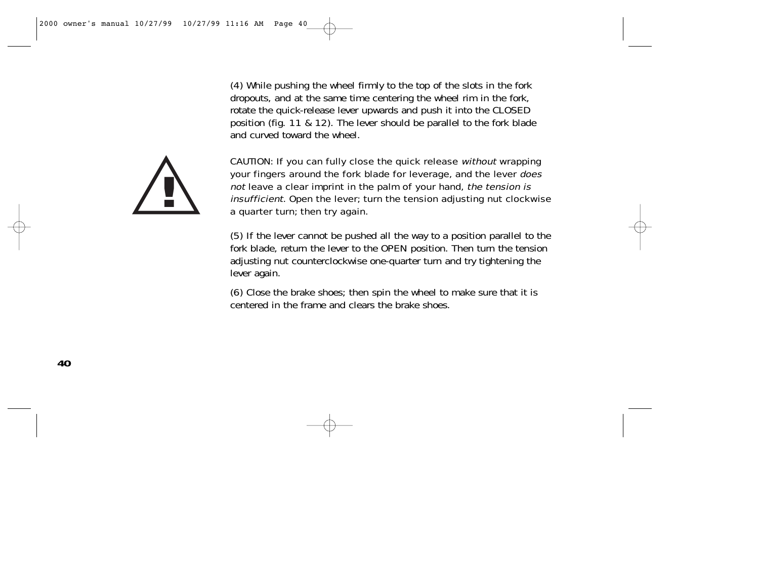(4) While pushing the wheel firmly to the top of the slots in the fork dropouts, and at the same time centering the wheel rim in the fork, rotate the quick-release lever upwards and push it into the CLOSED position (fig. 11 & 12). The lever should be parallel to the fork blade and curved toward the wheel.

CAUTION: If you can fully close the quick release *without* wrapping your fingers around the fork blade for leverage, and the lever *does not* leave a clear imprint in the palm of your hand, *the tension is insufficient*. Open the lever; turn the tension adjusting nut clockwise a quarter turn; then try again.

(5) If the lever cannot be pushed all the way to a position parallel to the fork blade, return the lever to the OPEN position. Then turn the tension adjusting nut counterclockwise one-quarter turn and try tightening the lever again.

(6) Close the brake shoes; then spin the wheel to make sure that it is centered in the frame and clears the brake shoes.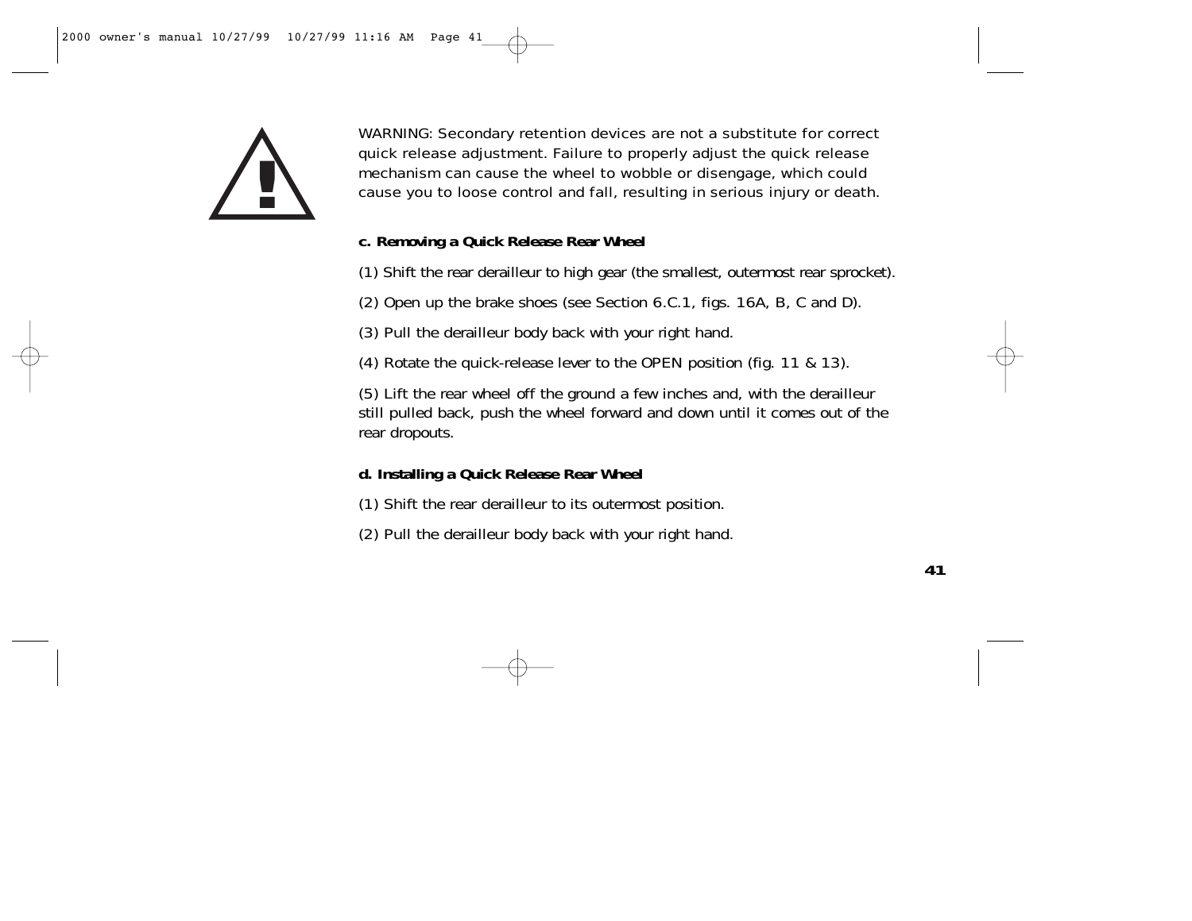WARNING: Secondary retention devices are not a substitute for correct quick release adjustment. Failure to properly adjust the quick release mechanism can cause the wheel to wobble or disengage, which could cause you to loose control and fall, resulting in serious injury or death.

**c. Removing a Quick Release Rear Wheel**

(1) Shift the rear derailleur to high gear (the smallest, outermost rear sprocket).

(2) Open up the brake shoes (see Section 6.C.1, figs. 16A, B, C and D).

(3) Pull the derailleur body back with your right hand.

(4) Rotate the quick-release lever to the OPEN position (fig. 11 & 13).

(5) Lift the rear wheel off the ground a few inches and, with the derailleur still pulled back, push the wheel forward and down until it comes out of the rear dropouts.

**d. Installing a Quick Release Rear Wheel**

(1) Shift the rear derailleur to its outermost position.

(2) Pull the derailleur body back with your right hand.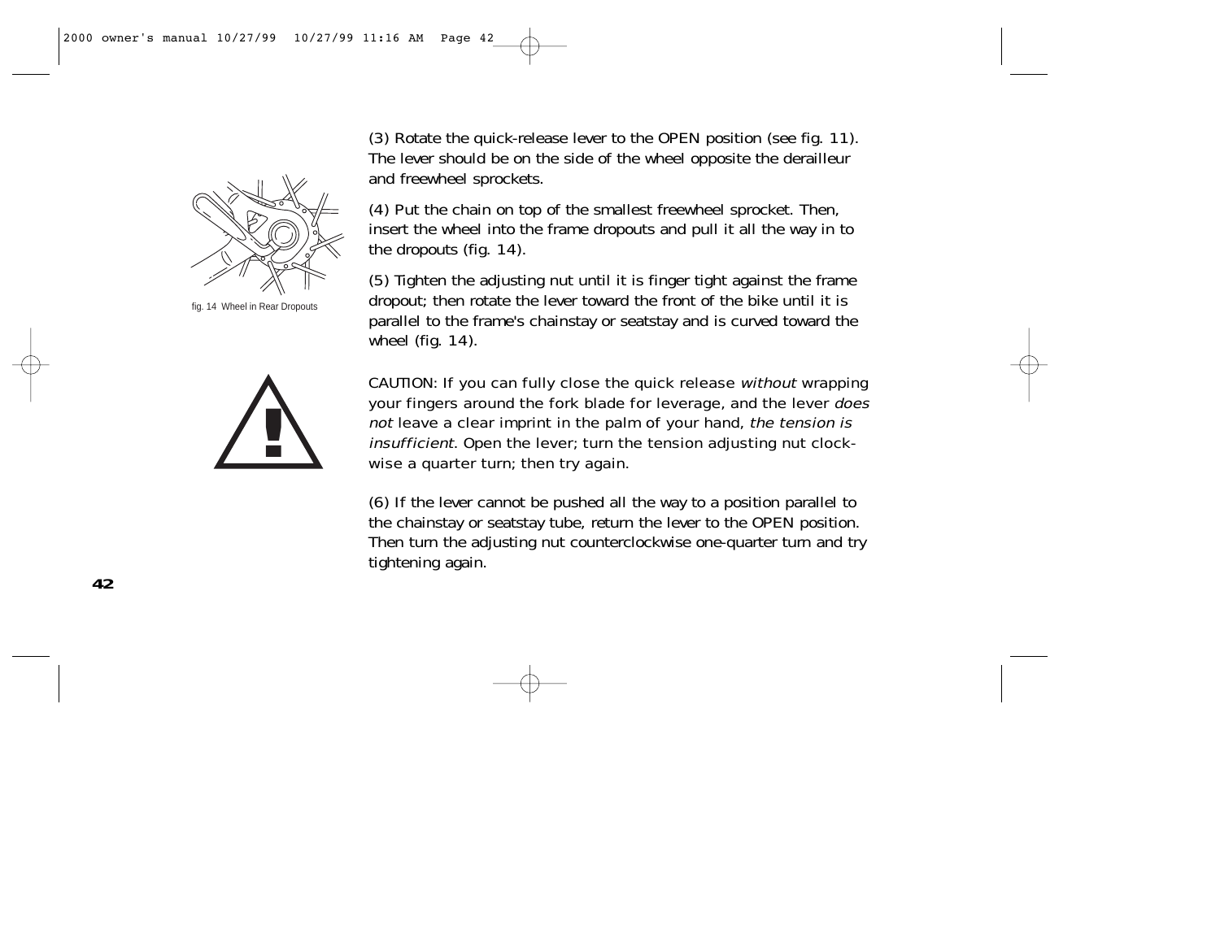(3) Rotate the quick-release lever to the OPEN position (see fig. 11). The lever should be on the side of the wheel opposite the derailleur and freewheel sprockets.

fig. 14 Wheel in Rear Dropouts

(4) Put the chain on top of the smallest freewheel sprocket. Then, insert the wheel into the frame dropouts and pull it all the way in to the dropouts (fig. 14).

(5) Tighten the adjusting nut until it is finger tight against the frame dropout; then rotate the lever toward the front of the bike until it is parallel to the frame's chainstay or seatstay and is curved toward the wheel (fig. 14).

CAUTION: If you can fully close the quick release *without* wrapping your fingers around the fork blade for leverage, and the lever *does not* leave a clear imprint in the palm of your hand, *the tension is insufficient*. Open the lever; turn the tension adjusting nut clockwise a quarter turn; then try again.

(6) If the lever cannot be pushed all the way to a position parallel to the chainstay or seatstay tube, return the lever to the OPEN position. Then turn the adjusting nut counterclockwise one-quarter turn and try tightening again.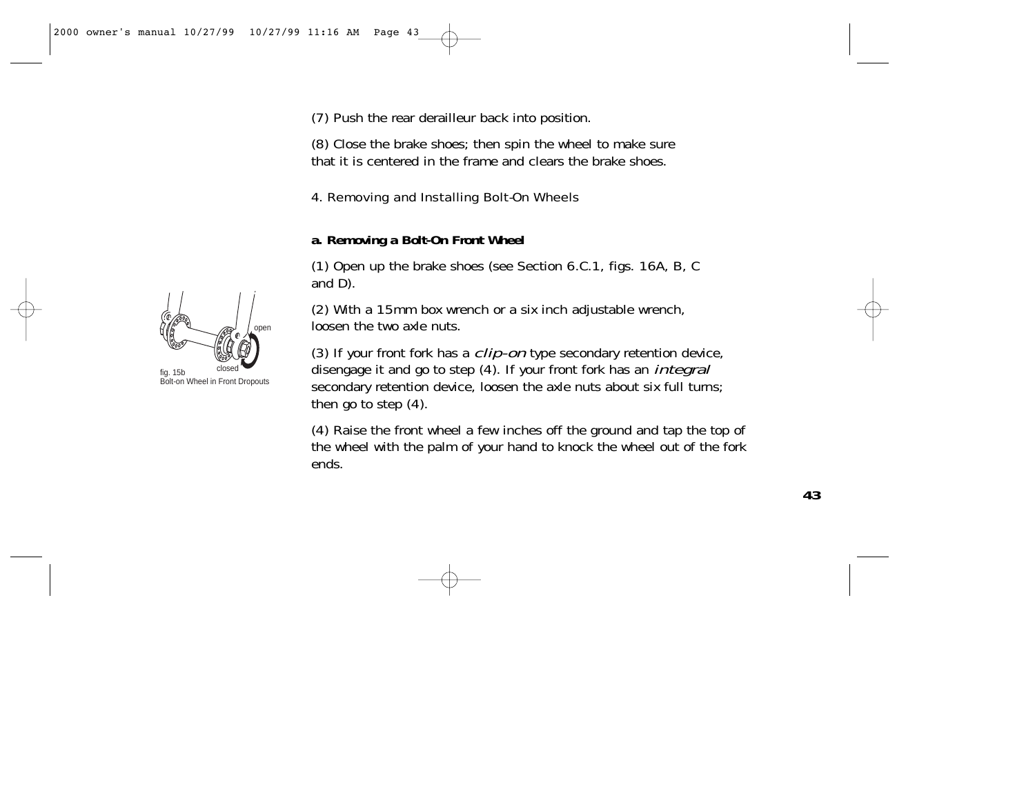(7) Push the rear derailleur back into position.

(8) Close the brake shoes; then spin the wheel to make sure that it is centered in the frame and clears the brake shoes.

### 4. Removing and Installing Bolt-On Wheels

**a. Removing a Bolt-On Front Wheel**

(1) Open up the brake shoes (see Section 6.C.1, figs. 16A, B, C and D).

(2) With a 15mm box wrench or a six inch adjustable wrench, loosen the two axle nuts.

(3) If your front fork has a *clip-on* type secondary retention device, disengage it and go to step (4). If your front fork has an *integral* secondary retention device, loosen the axle nuts about six full turns; then go to step (4).

(4) Raise the front wheel a few inches off the ground and tap the top of the wheel with the palm of your hand to knock the wheel out of the fork ends.

open

closed

fig. 15b
Bolt-on Wheel in Front Dropouts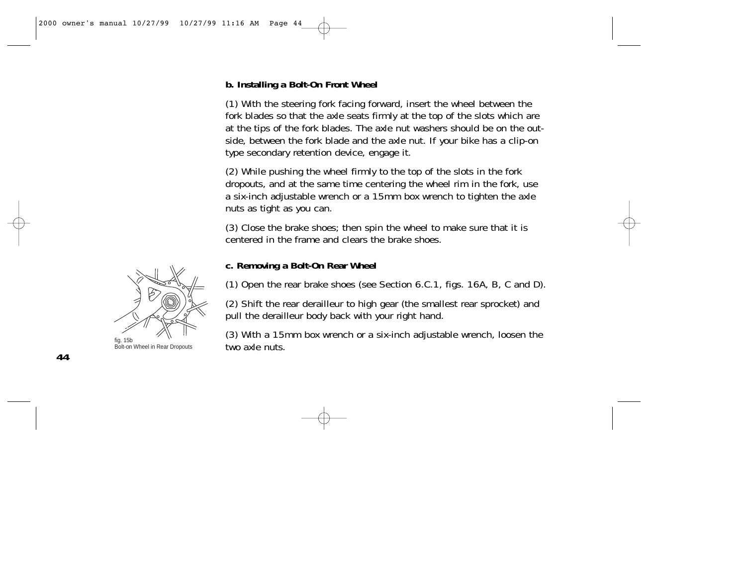**b. Installing a Bolt-On Front Wheel**

(1) With the steering fork facing forward, insert the wheel between the fork blades so that the axle seats firmly at the top of the slots which are at the tips of the fork blades. The axle nut washers should be on the outside, between the fork blade and the axle nut. If your bike has a clip-on type secondary retention device, engage it.

(2) While pushing the wheel firmly to the top of the slots in the fork dropouts, and at the same time centering the wheel rim in the fork, use a six-inch adjustable wrench or a 15mm box wrench to tighten the axle nuts as tight as you can.

(3) Close the brake shoes; then spin the wheel to make sure that it is centered in the frame and clears the brake shoes.

**c. Removing a Bolt-On Rear Wheel**

(1) Open the rear brake shoes (see Section 6.C.1, figs. 16A, B, C and D).

(2) Shift the rear derailleur to high gear (the smallest rear sprocket) and pull the derailleur body back with your right hand.

(3) With a 15mm box wrench or a six-inch adjustable wrench, loosen the two axle nuts.

fig. 15b
Bolt-on Wheel in Rear Dropouts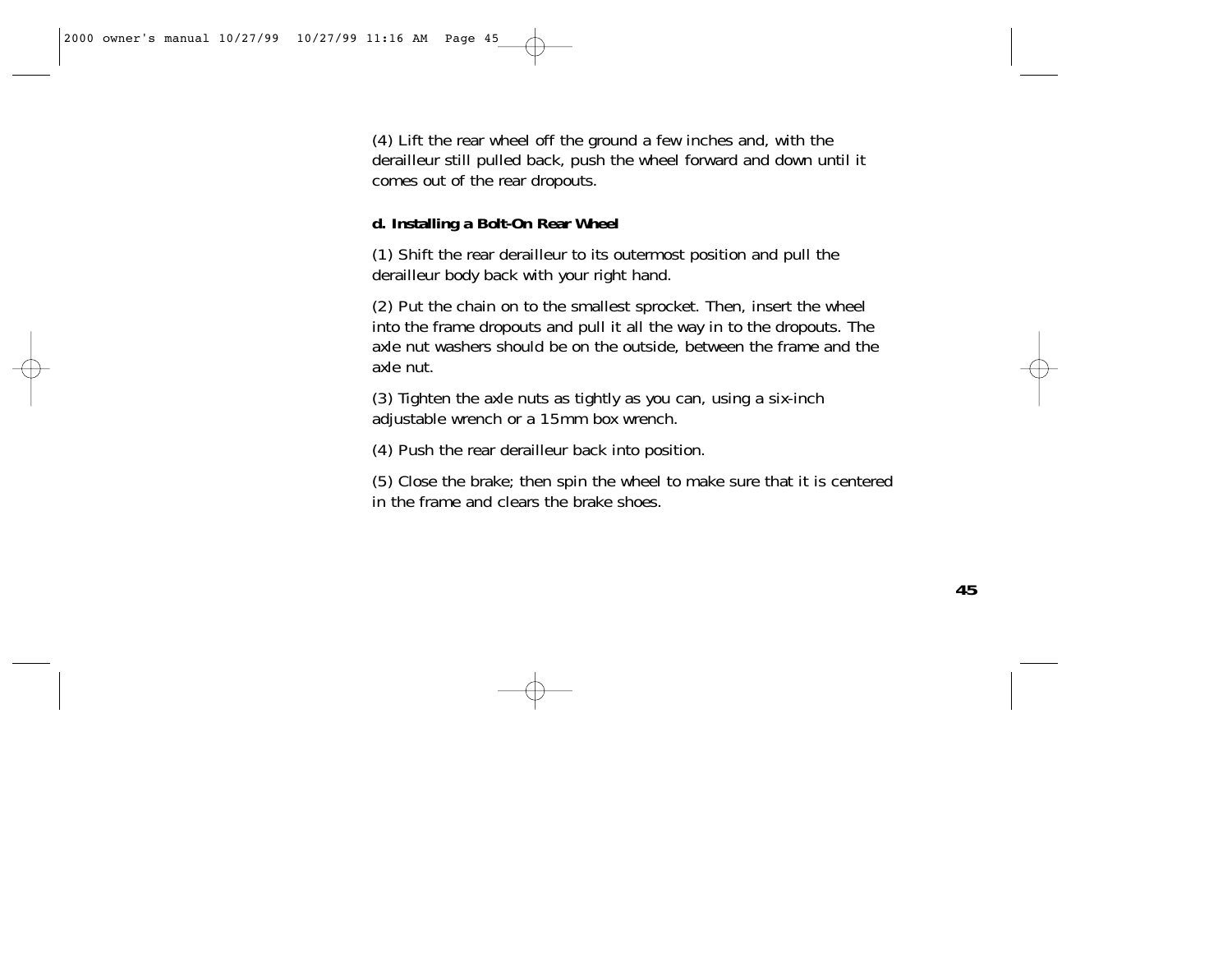(4) Lift the rear wheel off the ground a few inches and, with the derailleur still pulled back, push the wheel forward and down until it comes out of the rear dropouts.

**d. Installing a Bolt-On Rear Wheel**

(1) Shift the rear derailleur to its outermost position and pull the derailleur body back with your right hand.

(2) Put the chain on to the smallest sprocket. Then, insert the wheel into the frame dropouts and pull it all the way in to the dropouts. The axle nut washers should be on the outside, between the frame and the axle nut.

(3) Tighten the axle nuts as tightly as you can, using a six-inch adjustable wrench or a 15mm box wrench.

(4) Push the rear derailleur back into position.

(5) Close the brake; then spin the wheel to make sure that it is centered in the frame and clears the brake shoes.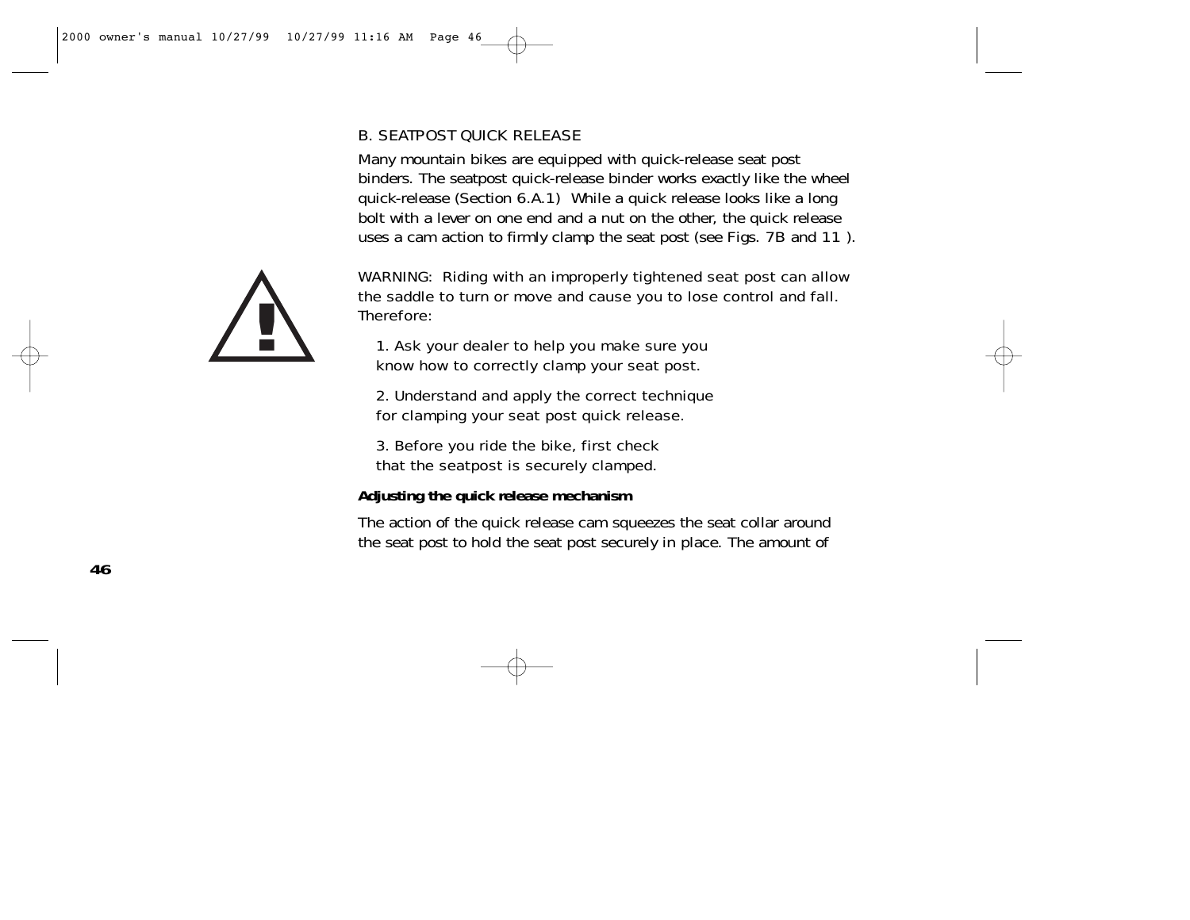## B. SEATPOST QUICK RELEASE

Many mountain bikes are equipped with quick-release seat post binders. The seatpost quick-release binder works exactly like the wheel quick-release (Section 6.A.1)  While a quick release looks like a long bolt with a lever on one end and a nut on the other, the quick release uses a cam action to firmly clamp the seat post (see Figs. 7B and 11 ).

WARNING:  Riding with an improperly tightened seat post can allow the saddle to turn or move and cause you to lose control and fall. Therefore:

1. Ask your dealer to help you make sure you know how to correctly clamp your seat post.
2. Understand and apply the correct technique for clamping your seat post quick release.
3. Before you ride the bike, first check that the seatpost is securely clamped.

**Adjusting the quick release mechanism**

The action of the quick release cam squeezes the seat collar around the seat post to hold the seat post securely in place. The amount of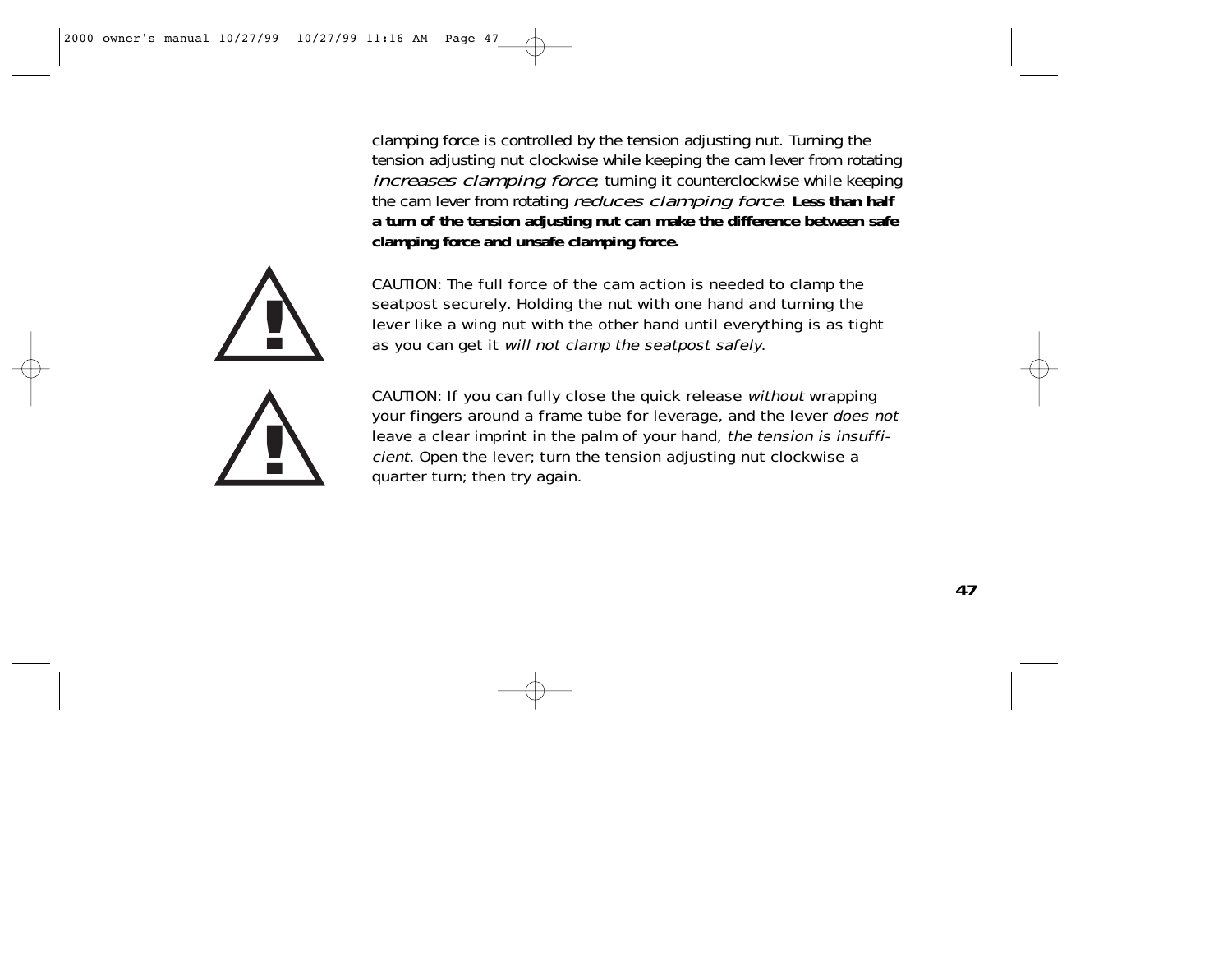clamping force is controlled by the tension adjusting nut. Turning the tension adjusting nut clockwise while keeping the cam lever from rotating *increases clamping force*; turning it counterclockwise while keeping the cam lever from rotating *reduces clamping force*. **Less than half a turn of the tension adjusting nut can make the difference between safe clamping force and unsafe clamping force.**

CAUTION: The full force of the cam action is needed to clamp the seatpost securely. Holding the nut with one hand and turning the lever like a wing nut with the other hand until everything is as tight as you can get it *will not clamp the seatpost safely*.

CAUTION: If you can fully close the quick release *without* wrapping your fingers around a frame tube for leverage, and the lever *does not* leave a clear imprint in the palm of your hand, *the tension is insufficient*. Open the lever; turn the tension adjusting nut clockwise a quarter turn; then try again.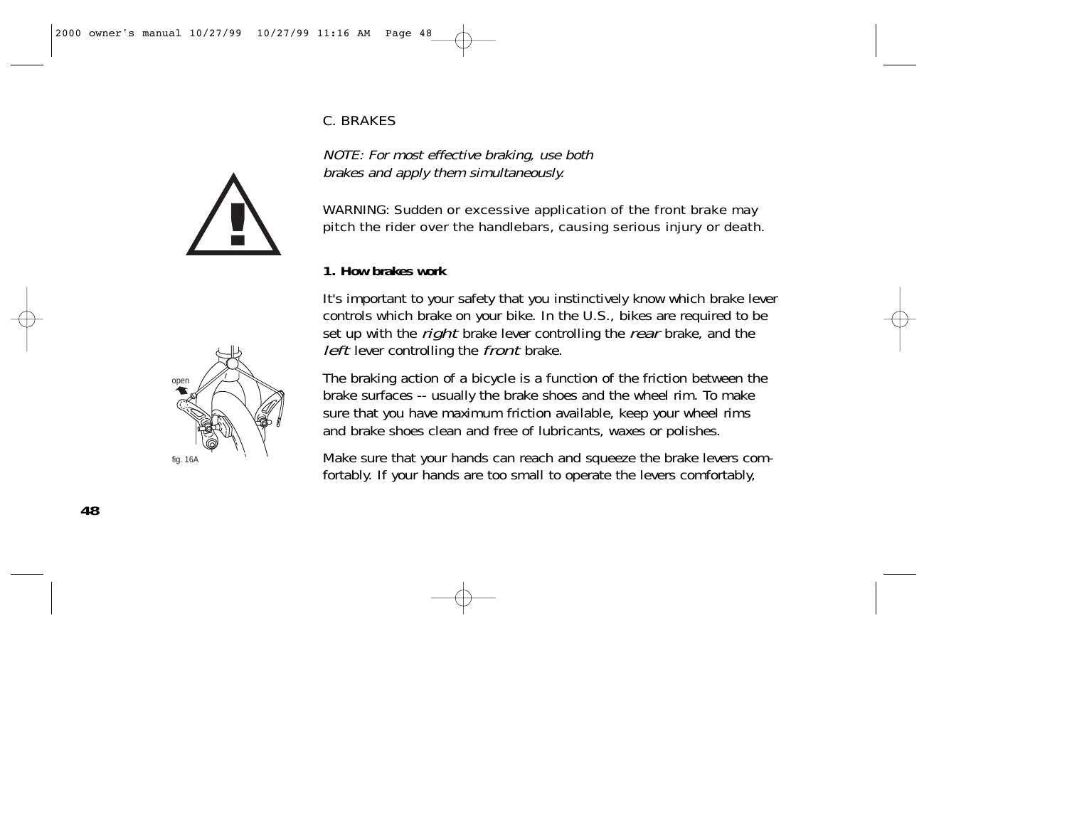C. BRAKES

*NOTE: For most effective braking, use both brakes and apply them simultaneously.*

WARNING: Sudden or excessive application of the front brake may pitch the rider over the handlebars, causing serious injury or death.

**1. How brakes work**

It's important to your safety that you instinctively know which brake lever controls which brake on your bike. In the U.S., bikes are required to be set up with the *right* brake lever controlling the *rear* brake, and the *left* lever controlling the *front* brake.

The braking action of a bicycle is a function of the friction between the brake surfaces -- usually the brake shoes and the wheel rim. To make sure that you have maximum friction available, keep your wheel rims and brake shoes clean and free of lubricants, waxes or polishes.

Make sure that your hands can reach and squeeze the brake levers comfortably. If your hands are too small to operate the levers comfortably,

open

fig. 16A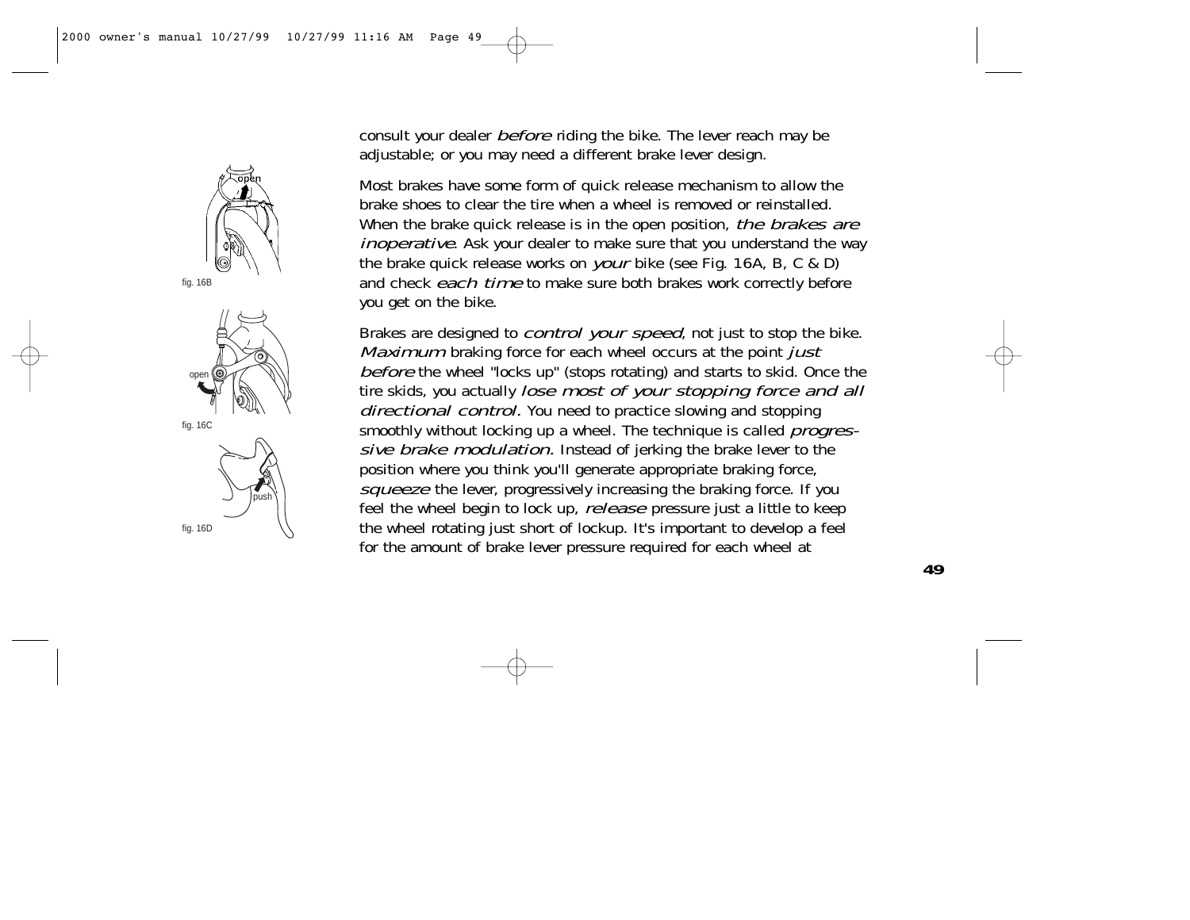consult your dealer *before* riding the bike. The lever reach may be adjustable; or you may need a different brake lever design.

Most brakes have some form of quick release mechanism to allow the brake shoes to clear the tire when a wheel is removed or reinstalled. When the brake quick release is in the open position, *the brakes are inoperative*. Ask your dealer to make sure that you understand the way the brake quick release works on *your* bike (see Fig. 16A, B, C & D) and check *each time* to make sure both brakes work correctly before you get on the bike.

Brakes are designed to *control your speed*, not just to stop the bike. *Maximum* braking force for each wheel occurs at the point *just before* the wheel "locks up" (stops rotating) and starts to skid. Once the tire skids, you actually *lose most of your stopping force and all directional control.* You need to practice slowing and stopping smoothly without locking up a wheel. The technique is called *progressive brake modulation.* Instead of jerking the brake lever to the position where you think you'll generate appropriate braking force, *squeeze* the lever, progressively increasing the braking force. If you feel the wheel begin to lock up, *release* pressure just a little to keep the wheel rotating just short of lockup. It's important to develop a feel for the amount of brake lever pressure required for each wheel at

fig. 16B

fig. 16C

fig. 16D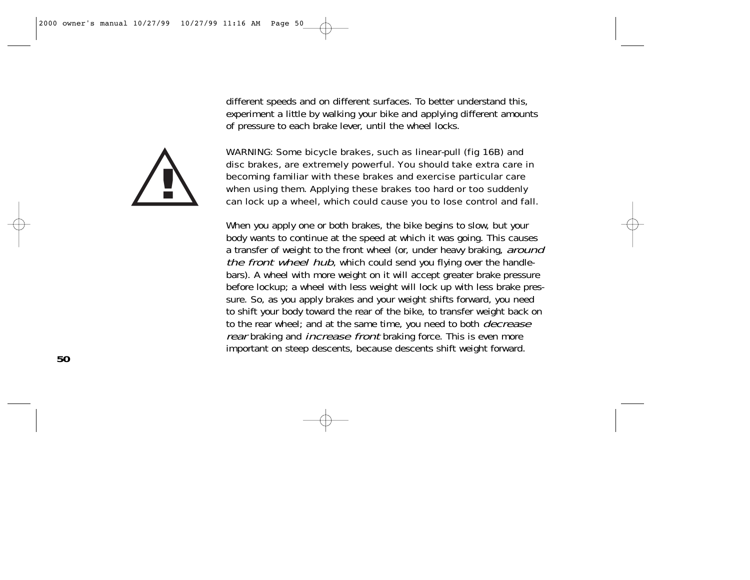different speeds and on different surfaces. To better understand this, experiment a little by walking your bike and applying different amounts of pressure to each brake lever, until the wheel locks.

WARNING: Some bicycle brakes, such as linear-pull (fig 16B) and disc brakes, are extremely powerful. You should take extra care in becoming familiar with these brakes and exercise particular care when using them. Applying these brakes too hard or too suddenly can lock up a wheel, which could cause you to lose control and fall.

When you apply one or both brakes, the bike begins to slow, but your body wants to continue at the speed at which it was going. This causes a transfer of weight to the front wheel (or, under heavy braking, *around the front wheel hub*, which could send you flying over the handlebars). A wheel with more weight on it will accept greater brake pressure before lockup; a wheel with less weight will lock up with less brake pressure. So, as you apply brakes and your weight shifts forward, you need to shift your body toward the rear of the bike, to transfer weight back on to the rear wheel; and at the same time, you need to both *decrease rear* braking and *increase front* braking force. This is even more important on steep descents, because descents shift weight forward.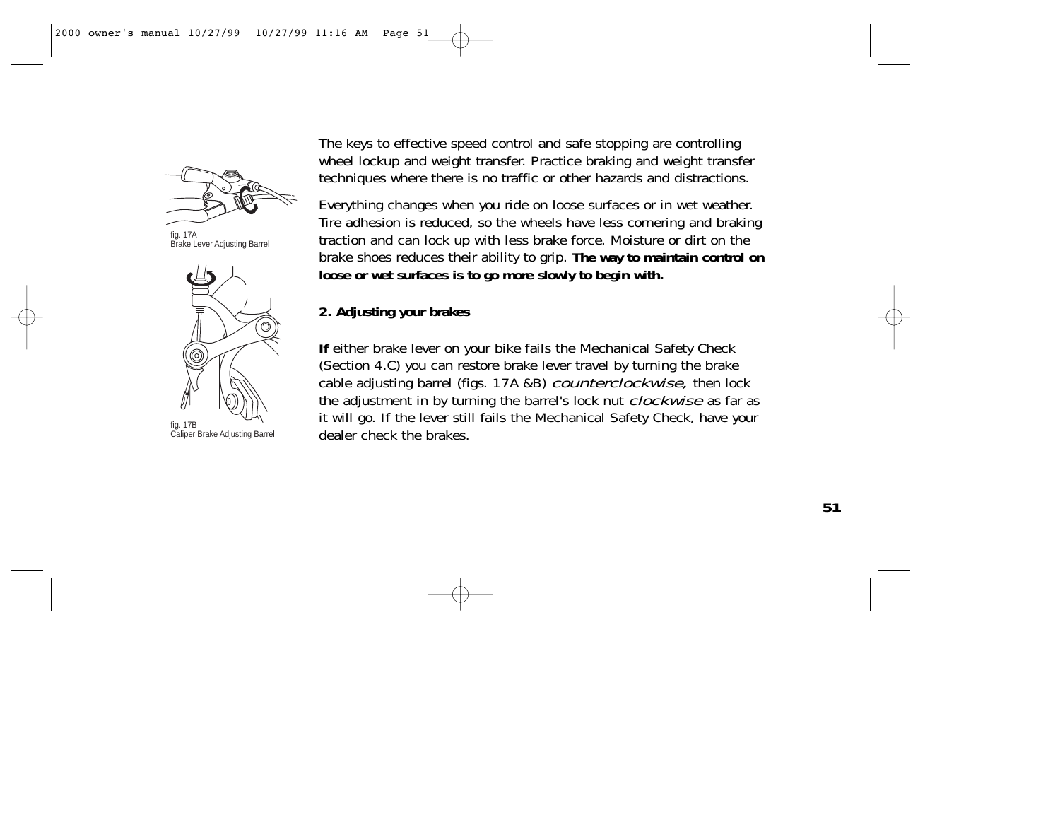fig. 17A
Brake Lever Adjusting Barrel

fig. 17B
Caliper Brake Adjusting Barrel

The keys to effective speed control and safe stopping are controlling wheel lockup and weight transfer. Practice braking and weight transfer techniques where there is no traffic or other hazards and distractions.

Everything changes when you ride on loose surfaces or in wet weather. Tire adhesion is reduced, so the wheels have less cornering and braking traction and can lock up with less brake force. Moisture or dirt on the brake shoes reduces their ability to grip. **The way to maintain control on loose or wet surfaces is to go more slowly to begin with.**

**2. Adjusting your brakes**

**If** either brake lever on your bike fails the Mechanical Safety Check (Section 4.C) you can restore brake lever travel by turning the brake cable adjusting barrel (figs. 17A &B) *counterclockwise,* then lock the adjustment in by turning the barrel's lock nut *clockwise* as far as it will go. If the lever still fails the Mechanical Safety Check, have your dealer check the brakes.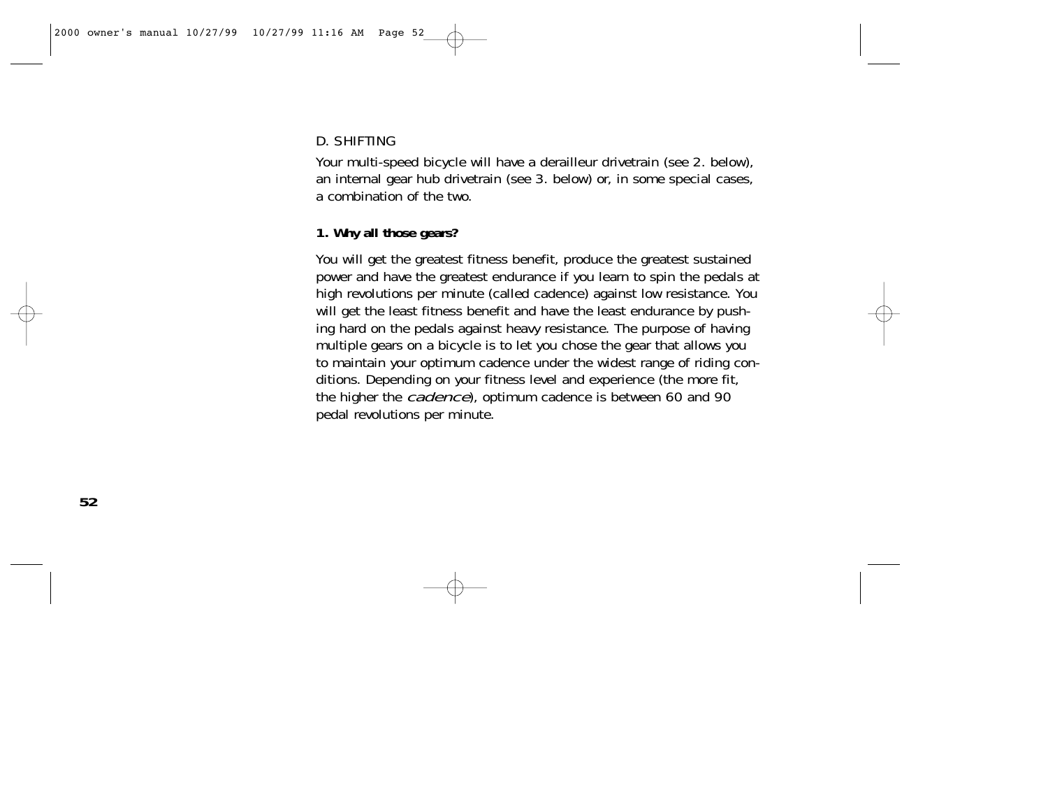D. SHIFTING

Your multi-speed bicycle will have a derailleur drivetrain (see 2. below), an internal gear hub drivetrain (see 3. below) or, in some special cases, a combination of the two.

**1. Why all those gears?**

You will get the greatest fitness benefit, produce the greatest sustained power and have the greatest endurance if you learn to spin the pedals at high revolutions per minute (called cadence) against low resistance. You will get the least fitness benefit and have the least endurance by pushing hard on the pedals against heavy resistance. The purpose of having multiple gears on a bicycle is to let you chose the gear that allows you to maintain your optimum cadence under the widest range of riding conditions. Depending on your fitness level and experience (the more fit, the higher the *cadence*), optimum cadence is between 60 and 90 pedal revolutions per minute.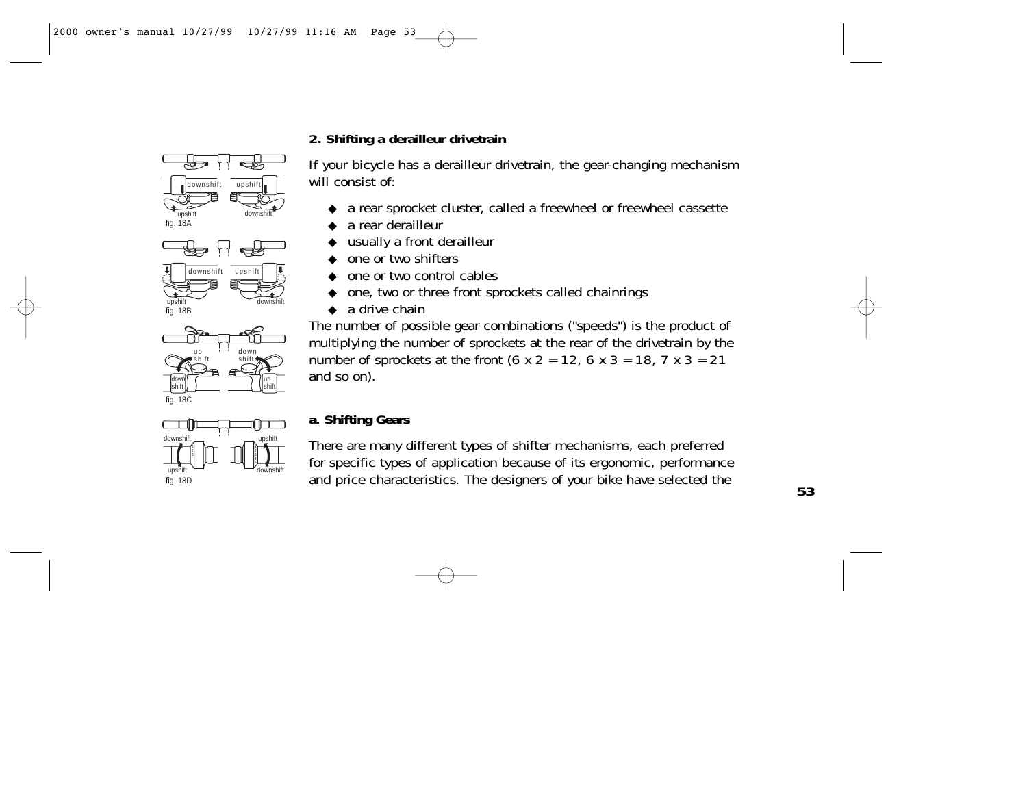## 2. Shifting a derailleur drivetrain

If your bicycle has a derailleur drivetrain, the gear-changing mechanism will consist of:

- a rear sprocket cluster, called a freewheel or freewheel cassette
- a rear derailleur
- usually a front derailleur
- one or two shifters
- one or two control cables
- one, two or three front sprockets called chainrings
- a drive chain

The number of possible gear combinations ("speeds") is the product of multiplying the number of sprockets at the rear of the drivetrain by the number of sprockets at the front (6 x 2 = 12, 6 x 3 = 18, 7 x 3 = 21 and so on).

### a. Shifting Gears

There are many different types of shifter mechanisms, each preferred for specific types of application because of its ergonomic, performance and price characteristics. The designers of your bike have selected the

fig. 18A

fig. 18B

fig. 18C

fig. 18D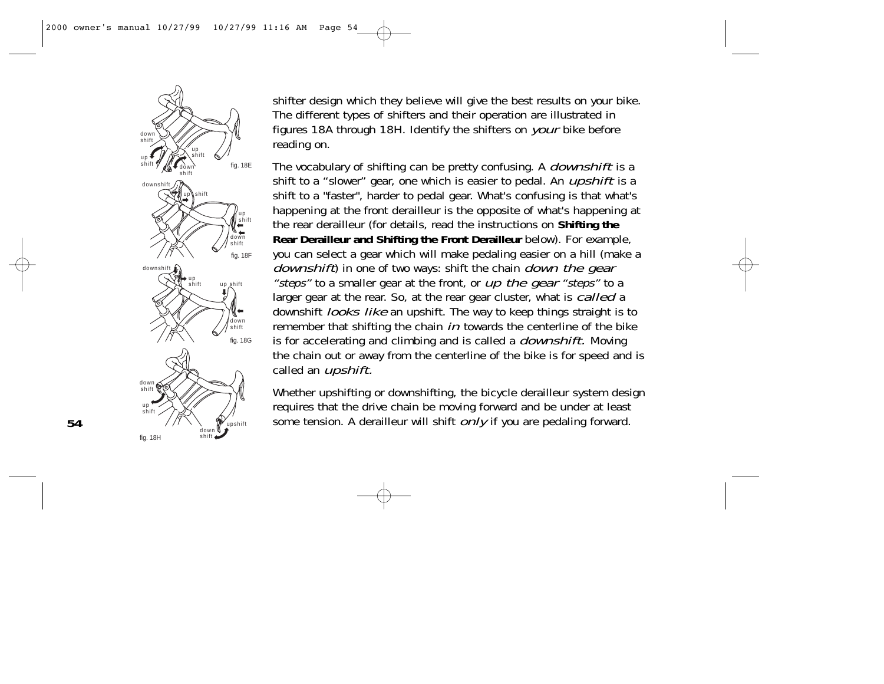shifter design which they believe will give the best results on your bike. The different types of shifters and their operation are illustrated in figures 18A through 18H. Identify the shifters on *your* bike before reading on.

The vocabulary of shifting can be pretty confusing. A *downshift* is a shift to a "slower" gear, one which is easier to pedal. An *upshift* is a shift to a "faster", harder to pedal gear. What's confusing is that what's happening at the front derailleur is the opposite of what's happening at the rear derailleur (for details, read the instructions on **Shifting the Rear Derailleur and Shifting the Front Derailleur** below). For example, you can select a gear which will make pedaling easier on a hill (make a *downshift*) in one of two ways: shift the chain *down the gear "steps"* to a smaller gear at the front, or *up the gear "steps"* to a larger gear at the rear. So, at the rear gear cluster, what is *called* a downshift *looks like* an upshift. The way to keep things straight is to remember that shifting the chain *in* towards the centerline of the bike is for accelerating and climbing and is called a *downshift.* Moving the chain out or away from the centerline of the bike is for speed and is called an *upshift.*

Whether upshifting or downshifting, the bicycle derailleur system design requires that the drive chain be moving forward and be under at least some tension. A derailleur will shift *only* if you are pedaling forward.

fig. 18E

fig. 18F

fig. 18G

fig. 18H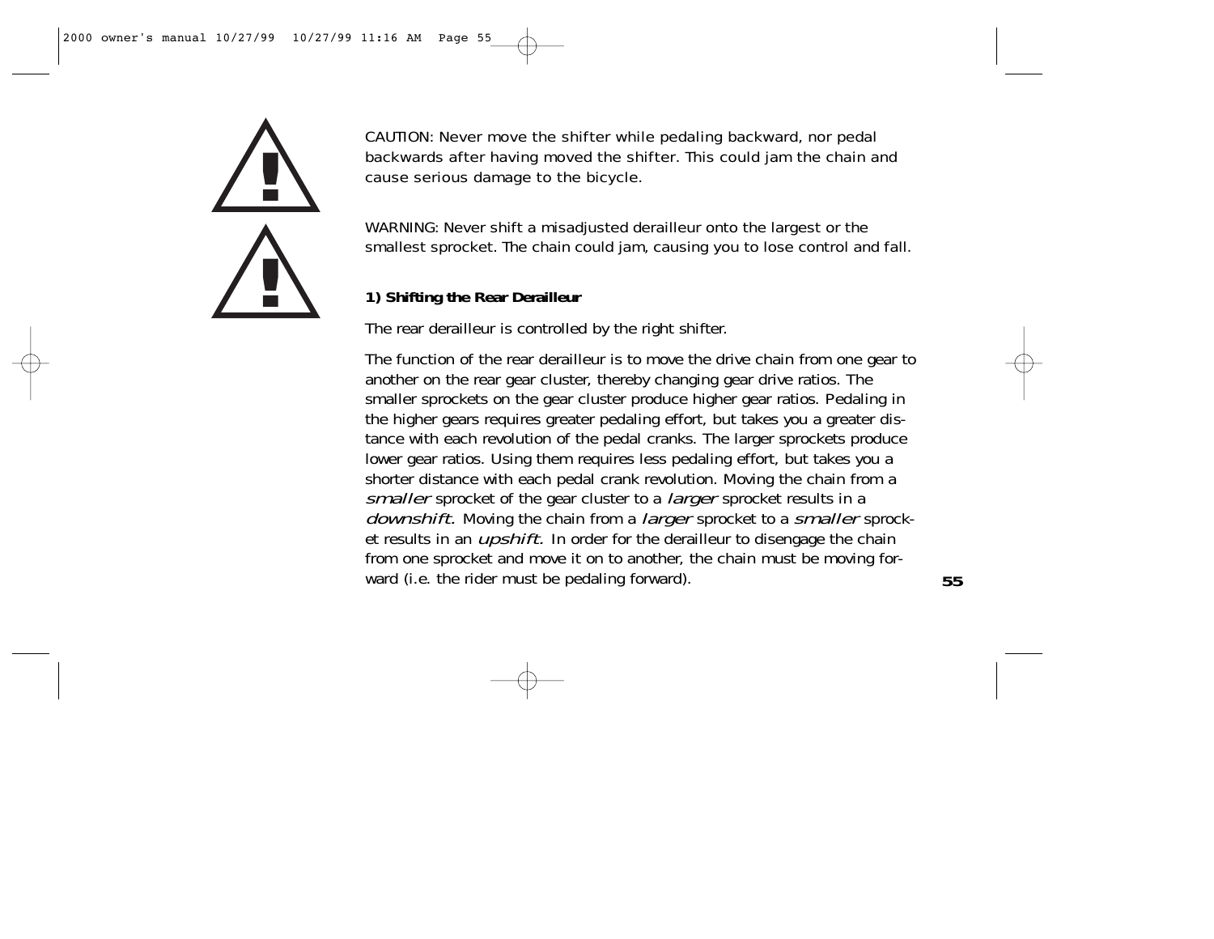CAUTION: Never move the shifter while pedaling backward, nor pedal backwards after having moved the shifter. This could jam the chain and cause serious damage to the bicycle.

WARNING: Never shift a misadjusted derailleur onto the largest or the smallest sprocket. The chain could jam, causing you to lose control and fall.

**1) Shifting the Rear Derailleur**

The rear derailleur is controlled by the right shifter.

The function of the rear derailleur is to move the drive chain from one gear to another on the rear gear cluster, thereby changing gear drive ratios. The smaller sprockets on the gear cluster produce higher gear ratios. Pedaling in the higher gears requires greater pedaling effort, but takes you a greater distance with each revolution of the pedal cranks. The larger sprockets produce lower gear ratios. Using them requires less pedaling effort, but takes you a shorter distance with each pedal crank revolution. Moving the chain from a *smaller* sprocket of the gear cluster to a *larger* sprocket results in a *downshift*. Moving the chain from a *larger* sprocket to a *smaller* sprocket results in an *upshift*. In order for the derailleur to disengage the chain from one sprocket and move it on to another, the chain must be moving forward (i.e. the rider must be pedaling forward).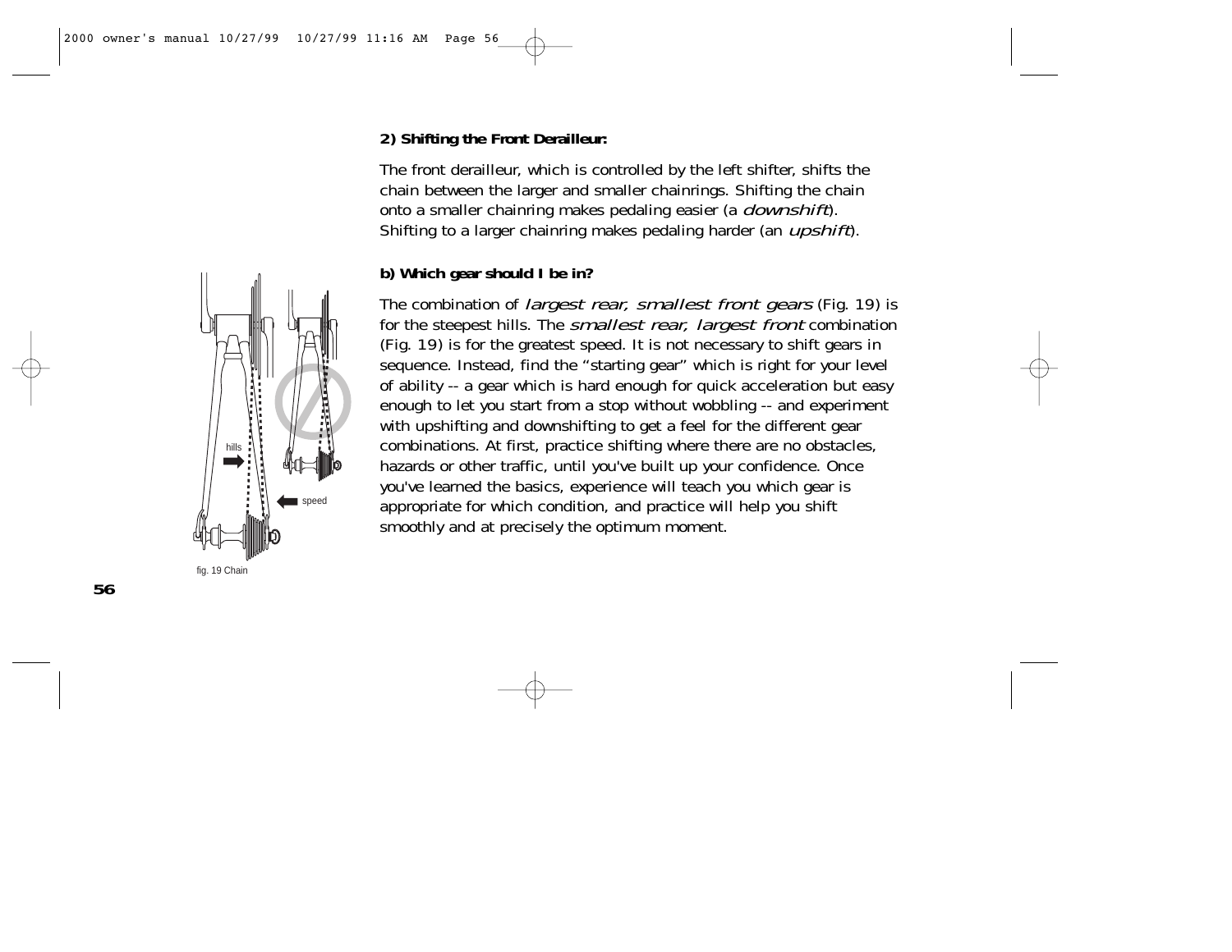**2) Shifting the Front Derailleur:**

The front derailleur, which is controlled by the left shifter, shifts the chain between the larger and smaller chainrings. Shifting the chain onto a smaller chainring makes pedaling easier (a *downshift*). Shifting to a larger chainring makes pedaling harder (an *upshift*).

**b) Which gear should I be in?**

The combination of *largest rear, smallest front gears* (Fig. 19) is for the steepest hills. The *smallest rear, largest front* combination (Fig. 19) is for the greatest speed. It is not necessary to shift gears in sequence. Instead, find the "starting gear" which is right for your level of ability -- a gear which is hard enough for quick acceleration but easy enough to let you start from a stop without wobbling -- and experiment with upshifting and downshifting to get a feel for the different gear combinations. At first, practice shifting where there are no obstacles, hazards or other traffic, until you've built up your confidence. Once you've learned the basics, experience will teach you which gear is appropriate for which condition, and practice will help you shift smoothly and at precisely the optimum moment.

hills

speed

fig. 19 Chain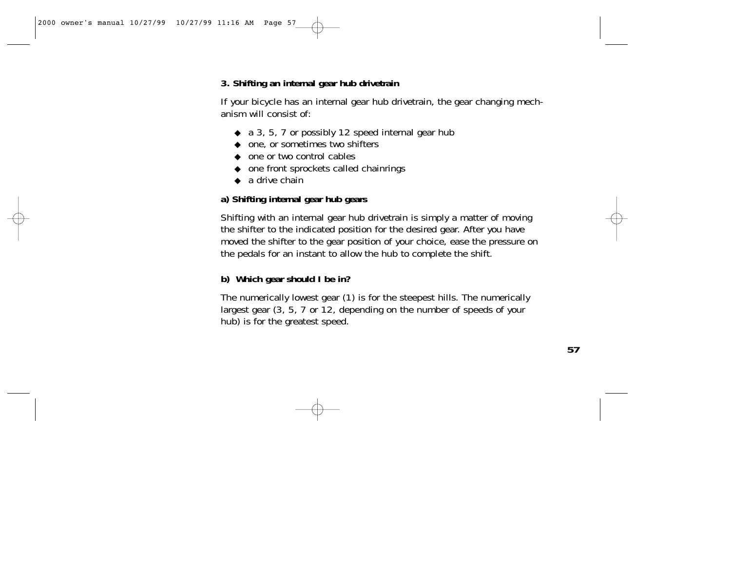### 3. Shifting an internal gear hub drivetrain

If your bicycle has an internal gear hub drivetrain, the gear changing mechanism will consist of:

- a 3, 5, 7 or possibly 12 speed internal gear hub
- one, or sometimes two shifters
- one or two control cables
- one front sprockets called chainrings
- a drive chain

#### a) Shifting internal gear hub gears

Shifting with an internal gear hub drivetrain is simply a matter of moving the shifter to the indicated position for the desired gear. After you have moved the shifter to the gear position of your choice, ease the pressure on the pedals for an instant to allow the hub to complete the shift.

#### b) Which gear should I be in?

The numerically lowest gear (1) is for the steepest hills. The numerically largest gear (3, 5, 7 or 12, depending on the number of speeds of your hub) is for the greatest speed.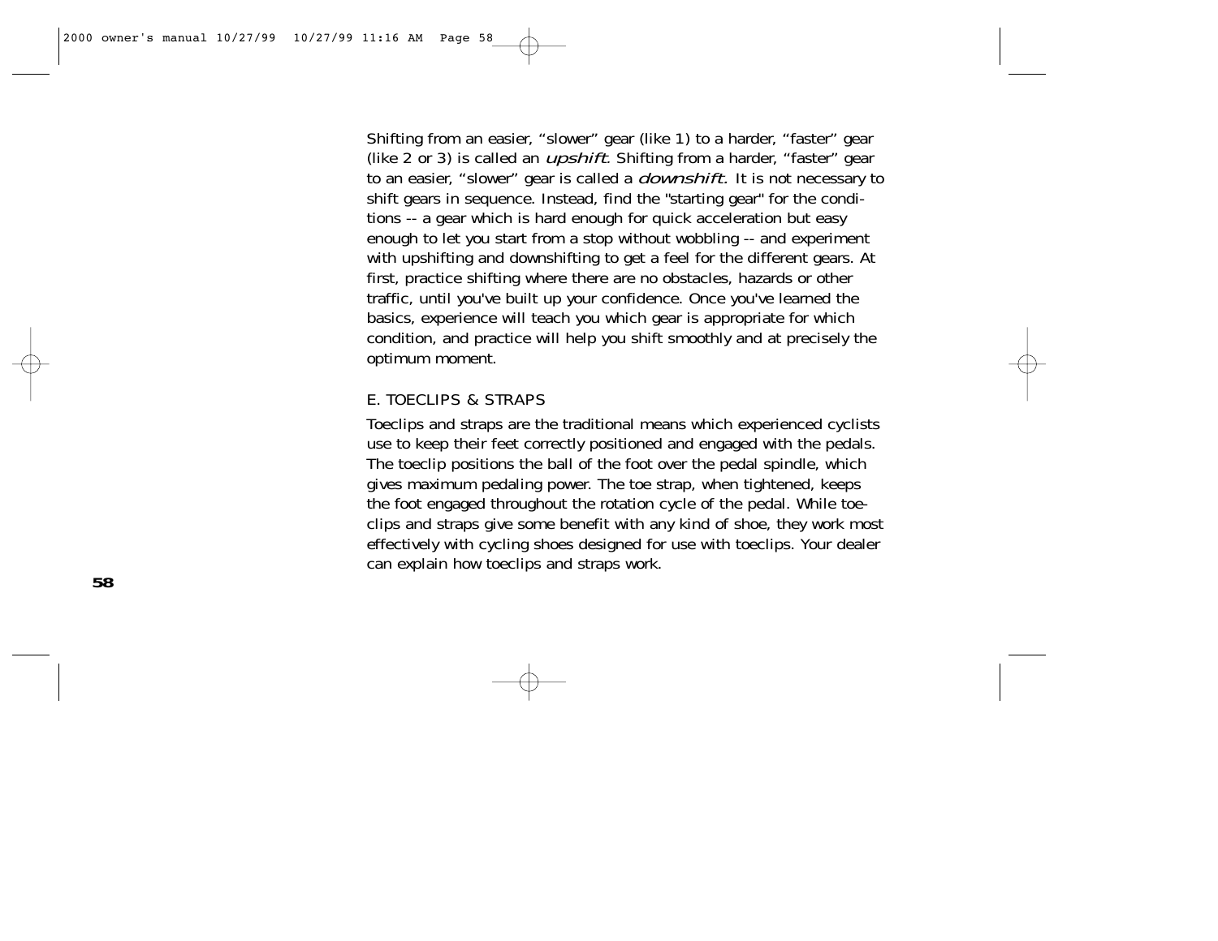Shifting from an easier, "slower" gear (like 1) to a harder, "faster" gear (like 2 or 3) is called an *upshift*. Shifting from a harder, "faster" gear to an easier, "slower" gear is called a *downshift*. It is not necessary to shift gears in sequence. Instead, find the "starting gear" for the conditions -- a gear which is hard enough for quick acceleration but easy enough to let you start from a stop without wobbling -- and experiment with upshifting and downshifting to get a feel for the different gears. At first, practice shifting where there are no obstacles, hazards or other traffic, until you've built up your confidence. Once you've learned the basics, experience will teach you which gear is appropriate for which condition, and practice will help you shift smoothly and at precisely the optimum moment.

## E. TOECLIPS & STRAPS

Toeclips and straps are the traditional means which experienced cyclists use to keep their feet correctly positioned and engaged with the pedals. The toeclip positions the ball of the foot over the pedal spindle, which gives maximum pedaling power. The toe strap, when tightened, keeps the foot engaged throughout the rotation cycle of the pedal. While toeclips and straps give some benefit with any kind of shoe, they work most effectively with cycling shoes designed for use with toeclips. Your dealer can explain how toeclips and straps work.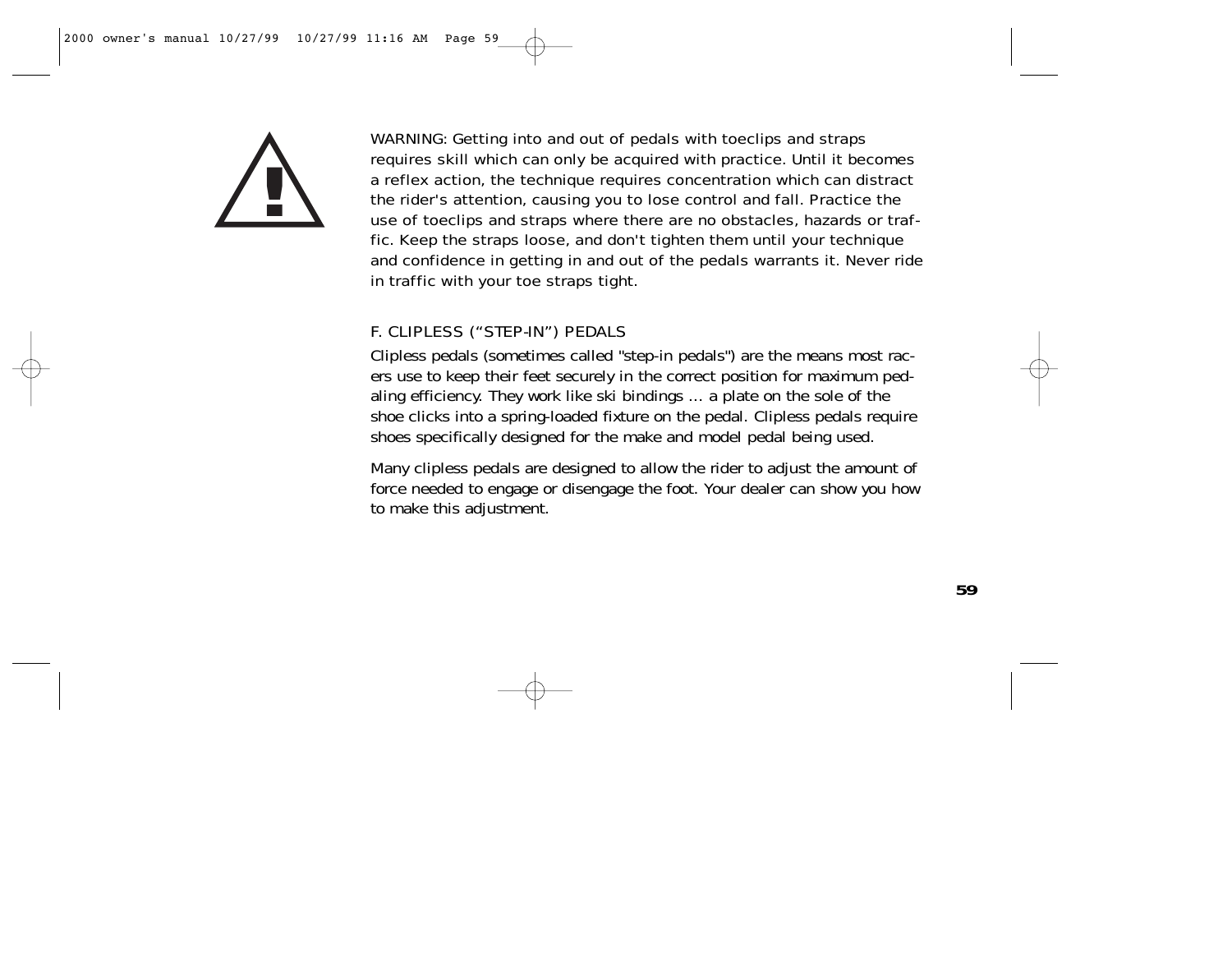WARNING: Getting into and out of pedals with toeclips and straps requires skill which can only be acquired with practice. Until it becomes a reflex action, the technique requires concentration which can distract the rider's attention, causing you to lose control and fall. Practice the use of toeclips and straps where there are no obstacles, hazards or traffic. Keep the straps loose, and don't tighten them until your technique and confidence in getting in and out of the pedals warrants it. Never ride in traffic with your toe straps tight.

### F. CLIPLESS (“STEP-IN”) PEDALS

Clipless pedals (sometimes called "step-in pedals") are the means most racers use to keep their feet securely in the correct position for maximum pedaling efficiency. They work like ski bindings ... a plate on the sole of the shoe clicks into a spring-loaded fixture on the pedal. Clipless pedals require shoes specifically designed for the make and model pedal being used.

Many clipless pedals are designed to allow the rider to adjust the amount of force needed to engage or disengage the foot. Your dealer can show you how to make this adjustment.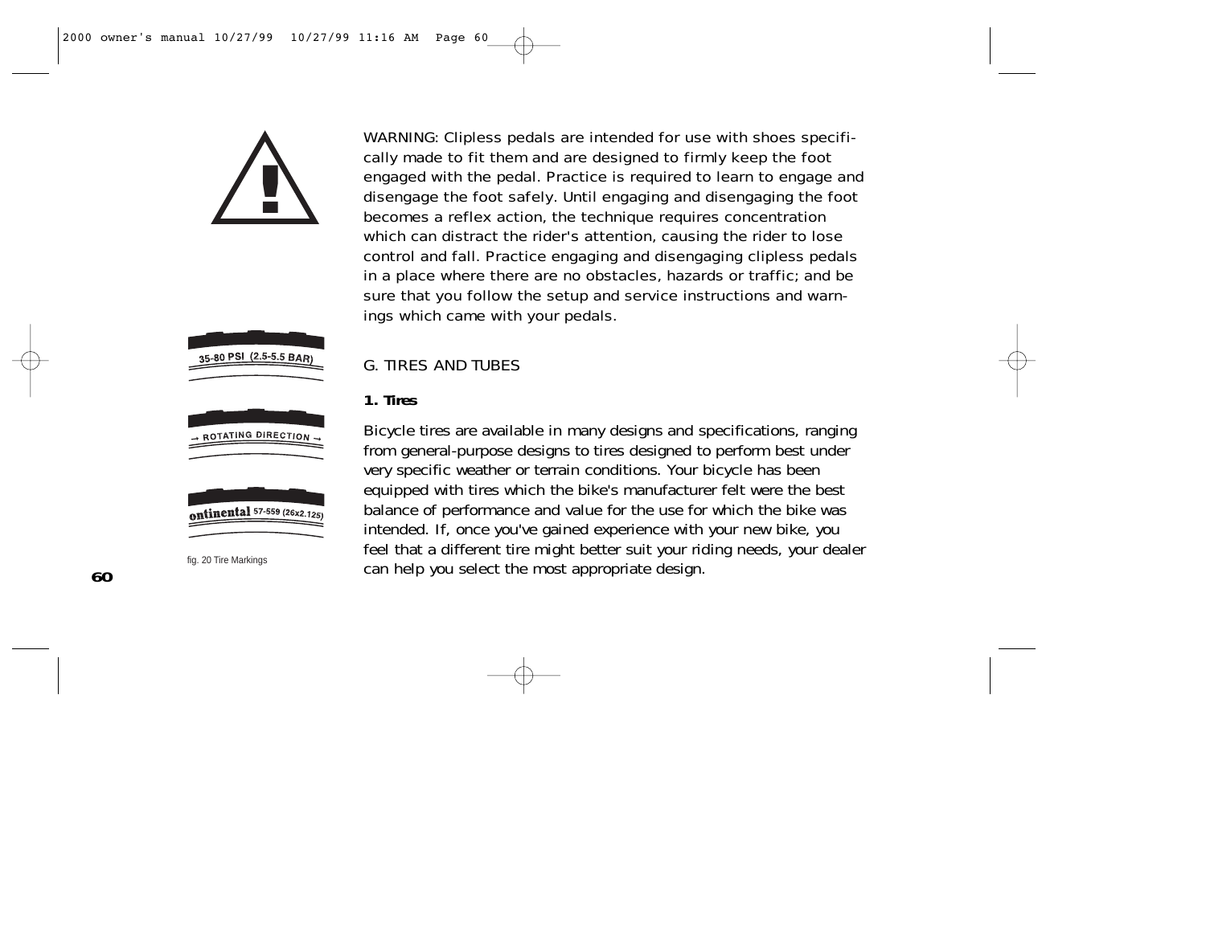WARNING: Clipless pedals are intended for use with shoes specifically made to fit them and are designed to firmly keep the foot engaged with the pedal. Practice is required to learn to engage and disengage the foot safely. Until engaging and disengaging the foot becomes a reflex action, the technique requires concentration which can distract the rider's attention, causing the rider to lose control and fall. Practice engaging and disengaging clipless pedals in a place where there are no obstacles, hazards or traffic; and be sure that you follow the setup and service instructions and warnings which came with your pedals.

35-80 PSI (2.5-5.5 BAR)

→ ROTATING DIRECTION →

ontinental 57-559 (26x2.125)

fig. 20 Tire Markings

## G. TIRES AND TUBES

### 1. Tires

Bicycle tires are available in many designs and specifications, ranging from general-purpose designs to tires designed to perform best under very specific weather or terrain conditions. Your bicycle has been equipped with tires which the bike's manufacturer felt were the best balance of performance and value for the use for which the bike was intended. If, once you've gained experience with your new bike, you feel that a different tire might better suit your riding needs, your dealer can help you select the most appropriate design.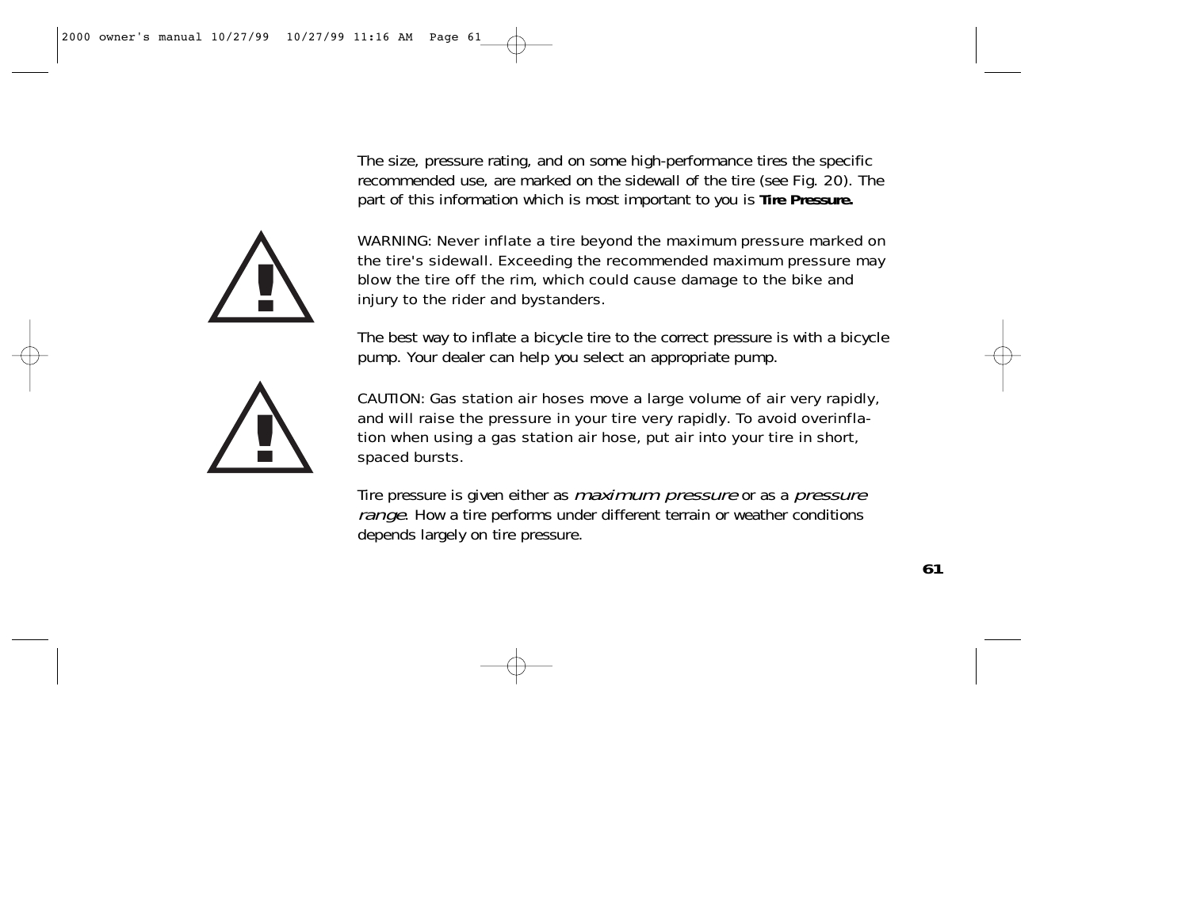The size, pressure rating, and on some high-performance tires the specific recommended use, are marked on the sidewall of the tire (see Fig. 20). The part of this information which is most important to you is **Tire Pressure.**

WARNING: Never inflate a tire beyond the maximum pressure marked on the tire's sidewall. Exceeding the recommended maximum pressure may blow the tire off the rim, which could cause damage to the bike and injury to the rider and bystanders.

The best way to inflate a bicycle tire to the correct pressure is with a bicycle pump. Your dealer can help you select an appropriate pump.

CAUTION: Gas station air hoses move a large volume of air very rapidly, and will raise the pressure in your tire very rapidly. To avoid overinflation when using a gas station air hose, put air into your tire in short, spaced bursts.

Tire pressure is given either as *maximum pressure* or as a *pressure range*. How a tire performs under different terrain or weather conditions depends largely on tire pressure.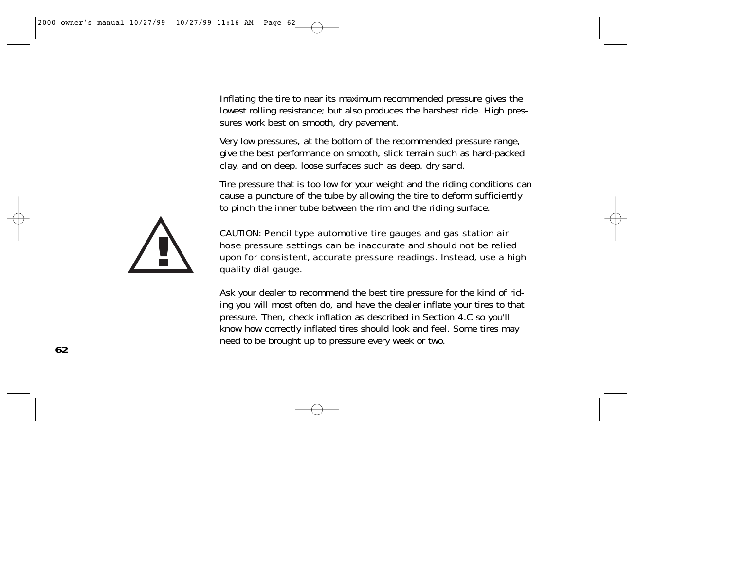Inflating the tire to near its maximum recommended pressure gives the lowest rolling resistance; but also produces the harshest ride. High pressures work best on smooth, dry pavement.

Very low pressures, at the bottom of the recommended pressure range, give the best performance on smooth, slick terrain such as hard-packed clay, and on deep, loose surfaces such as deep, dry sand.

Tire pressure that is too low for your weight and the riding conditions can cause a puncture of the tube by allowing the tire to deform sufficiently to pinch the inner tube between the rim and the riding surface.

CAUTION: Pencil type automotive tire gauges and gas station air hose pressure settings can be inaccurate and should not be relied upon for consistent, accurate pressure readings. Instead, use a high quality dial gauge.

Ask your dealer to recommend the best tire pressure for the kind of riding you will most often do, and have the dealer inflate your tires to that pressure. Then, check inflation as described in Section 4.C so you'll know how correctly inflated tires should look and feel. Some tires may need to be brought up to pressure every week or two.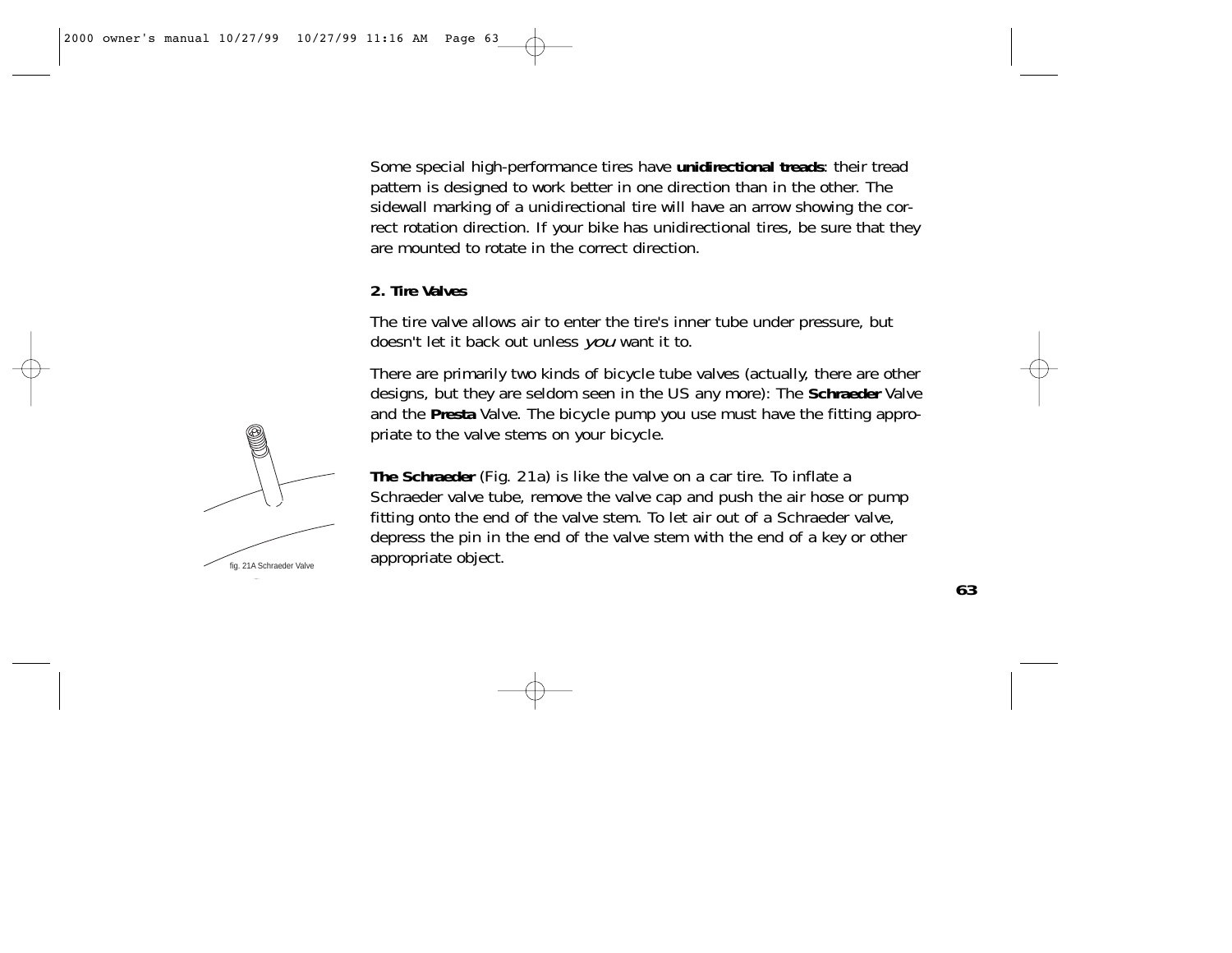Some special high-performance tires have **unidirectional treads**: their tread pattern is designed to work better in one direction than in the other. The sidewall marking of a unidirectional tire will have an arrow showing the correct rotation direction. If your bike has unidirectional tires, be sure that they are mounted to rotate in the correct direction.

**2. Tire Valves**

The tire valve allows air to enter the tire's inner tube under pressure, but doesn't let it back out unless *you* want it to.

There are primarily two kinds of bicycle tube valves (actually, there are other designs, but they are seldom seen in the US any more): The **Schraeder** Valve and the **Presta** Valve. The bicycle pump you use must have the fitting appropriate to the valve stems on your bicycle.

**The Schraeder** (Fig. 21a) is like the valve on a car tire. To inflate a Schraeder valve tube, remove the valve cap and push the air hose or pump fitting onto the end of the valve stem. To let air out of a Schraeder valve, depress the pin in the end of the valve stem with the end of a key or other appropriate object.

fig. 21A Schraeder Valve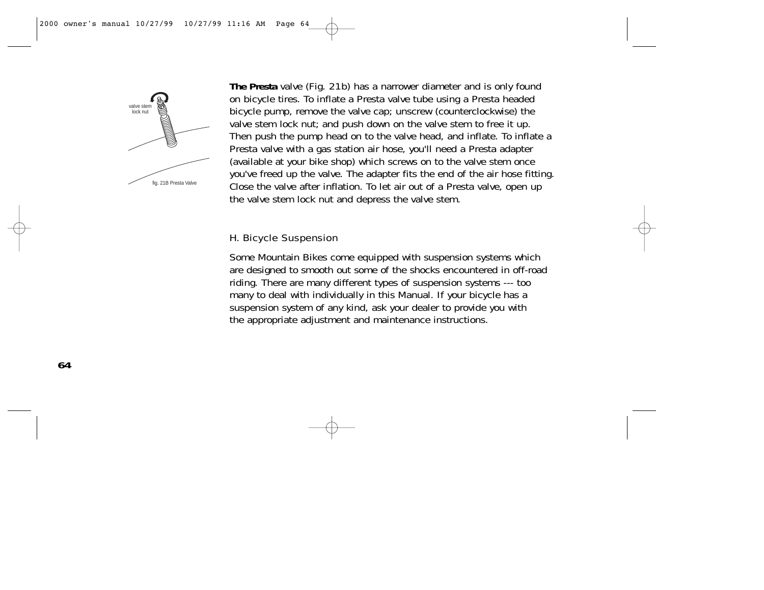**The Presta** valve (Fig. 21b) has a narrower diameter and is only found on bicycle tires. To inflate a Presta valve tube using a Presta headed bicycle pump, remove the valve cap; unscrew (counterclockwise) the valve stem lock nut; and push down on the valve stem to free it up. Then push the pump head on to the valve head, and inflate. To inflate a Presta valve with a gas station air hose, you'll need a Presta adapter (available at your bike shop) which screws on to the valve stem once you've freed up the valve. The adapter fits the end of the air hose fitting. Close the valve after inflation. To let air out of a Presta valve, open up the valve stem lock nut and depress the valve stem.

valve stem lock nut

fig. 21B Presta Valve

## H. Bicycle Suspension

Some Mountain Bikes come equipped with suspension systems which are designed to smooth out some of the shocks encountered in off-road riding. There are many different types of suspension systems --- too many to deal with individually in this Manual. If your bicycle has a suspension system of any kind, ask your dealer to provide you with the appropriate adjustment and maintenance instructions.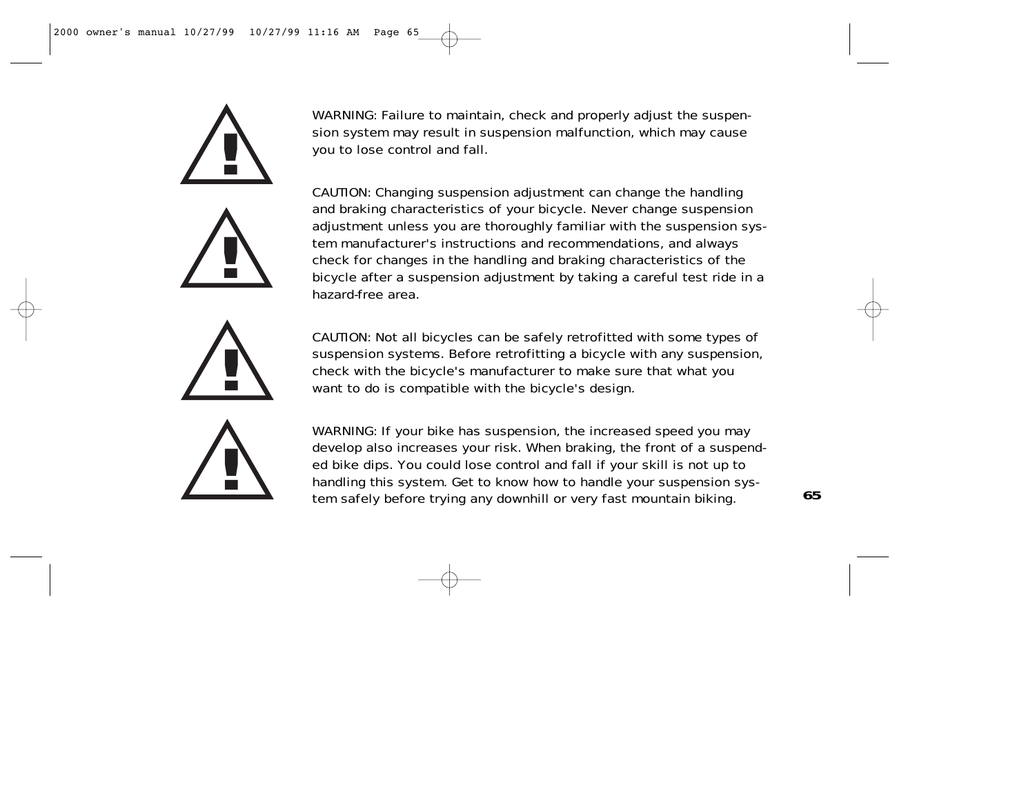WARNING: Failure to maintain, check and properly adjust the suspension system may result in suspension malfunction, which may cause you to lose control and fall.

CAUTION: Changing suspension adjustment can change the handling and braking characteristics of your bicycle. Never change suspension adjustment unless you are thoroughly familiar with the suspension system manufacturer's instructions and recommendations, and always check for changes in the handling and braking characteristics of the bicycle after a suspension adjustment by taking a careful test ride in a hazard-free area.

CAUTION: Not all bicycles can be safely retrofitted with some types of suspension systems. Before retrofitting a bicycle with any suspension, check with the bicycle's manufacturer to make sure that what you want to do is compatible with the bicycle's design.

WARNING: If your bike has suspension, the increased speed you may develop also increases your risk. When braking, the front of a suspended bike dips. You could lose control and fall if your skill is not up to handling this system. Get to know how to handle your suspension system safely before trying any downhill or very fast mountain biking.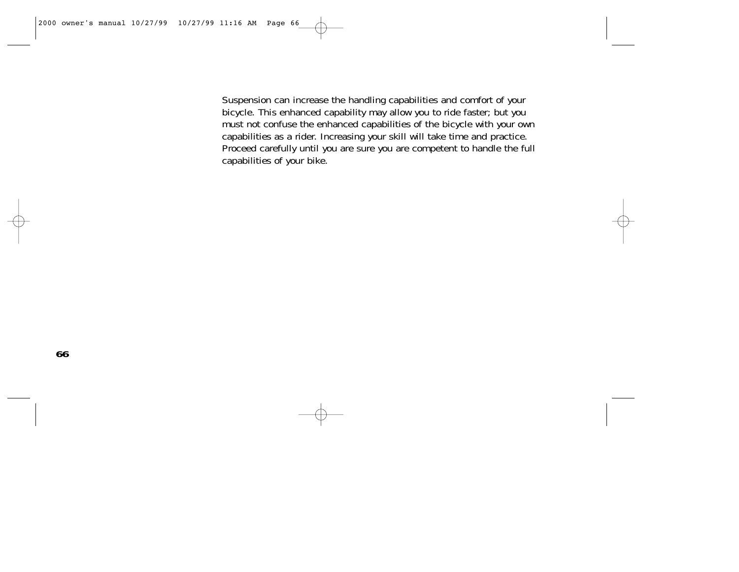Suspension can increase the handling capabilities and comfort of your bicycle. This enhanced capability may allow you to ride faster; but you must not confuse the enhanced capabilities of the bicycle with your own capabilities as a rider. Increasing your skill will take time and practice. Proceed carefully until you are sure you are competent to handle the full capabilities of your bike.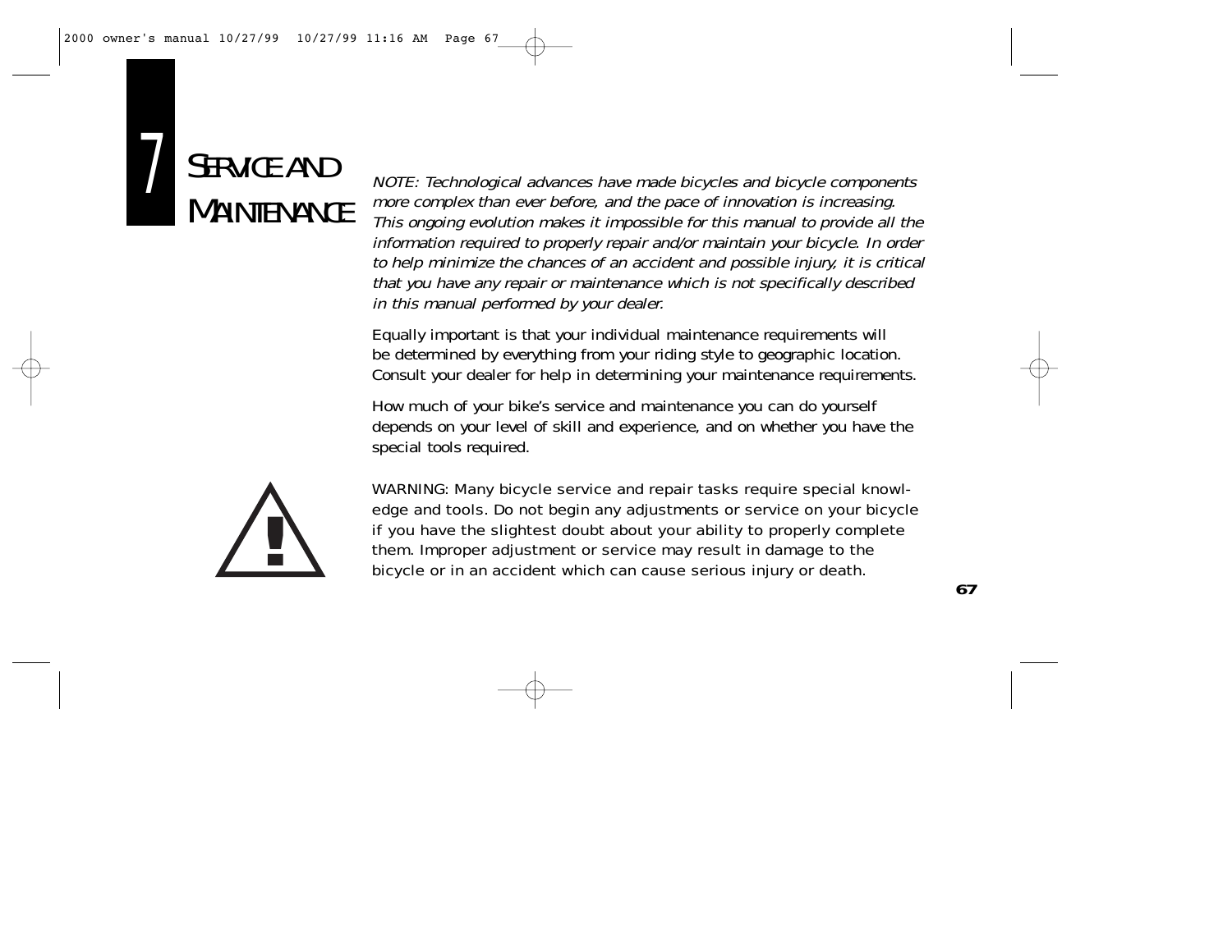# 7 Service and Maintenance

*NOTE: Technological advances have made bicycles and bicycle components more complex than ever before, and the pace of innovation is increasing. This ongoing evolution makes it impossible for this manual to provide all the information required to properly repair and/or maintain your bicycle. In order to help minimize the chances of an accident and possible injury, it is critical that you have any repair or maintenance which is not specifically described in this manual performed by your dealer.*

Equally important is that your individual maintenance requirements will be determined by everything from your riding style to geographic location. Consult your dealer for help in determining your maintenance requirements.

How much of your bike's service and maintenance you can do yourself depends on your level of skill and experience, and on whether you have the special tools required.

WARNING: Many bicycle service and repair tasks require special knowledge and tools. Do not begin any adjustments or service on your bicycle if you have the slightest doubt about your ability to properly complete them. Improper adjustment or service may result in damage to the bicycle or in an accident which can cause serious injury or death.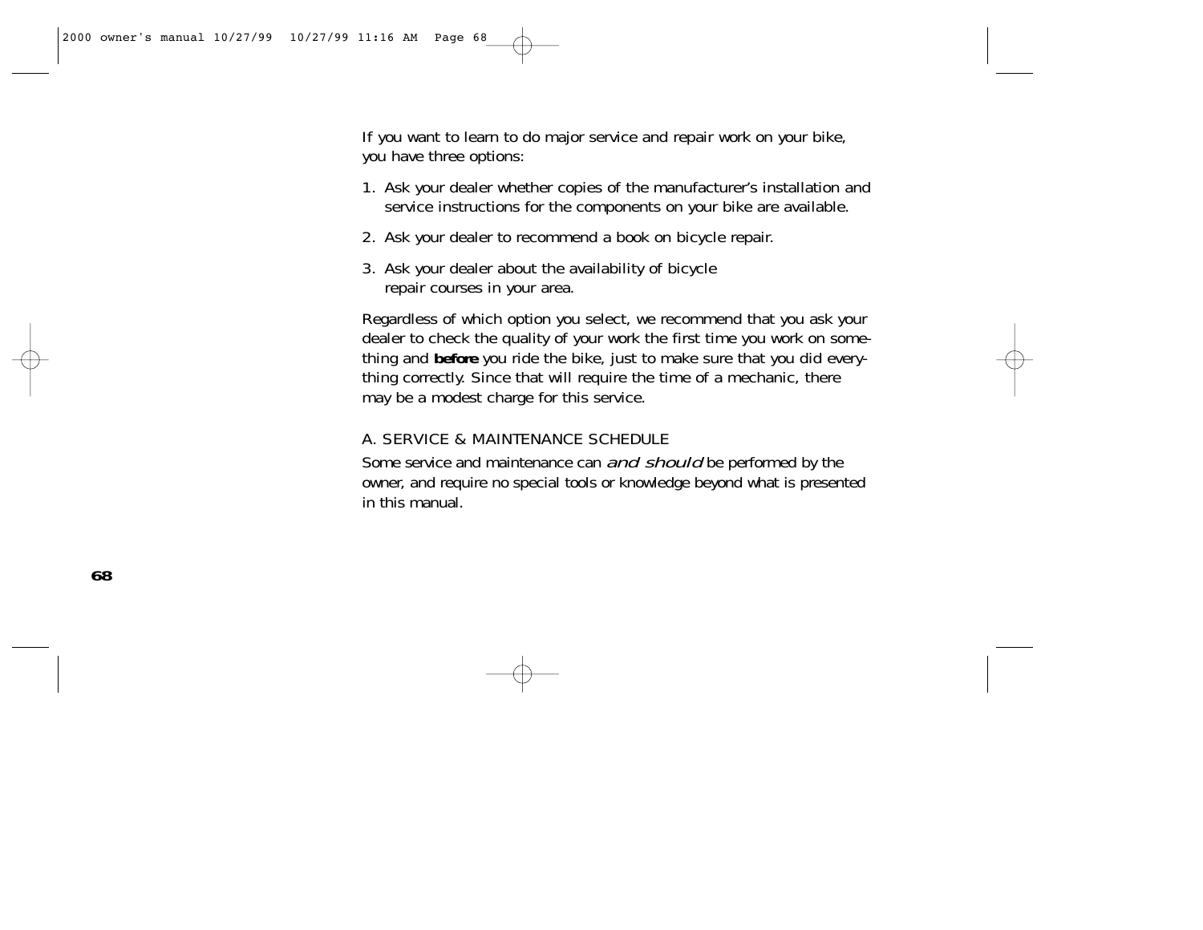If you want to learn to do major service and repair work on your bike, you have three options:

1. Ask your dealer whether copies of the manufacturer's installation and service instructions for the components on your bike are available.
2. Ask your dealer to recommend a book on bicycle repair.
3. Ask your dealer about the availability of bicycle repair courses in your area.

Regardless of which option you select, we recommend that you ask your dealer to check the quality of your work the first time you work on something and **before** you ride the bike, just to make sure that you did everything correctly. Since that will require the time of a mechanic, there may be a modest charge for this service.

## A. SERVICE & MAINTENANCE SCHEDULE

Some service and maintenance can *and should* be performed by the owner, and require no special tools or knowledge beyond what is presented in this manual.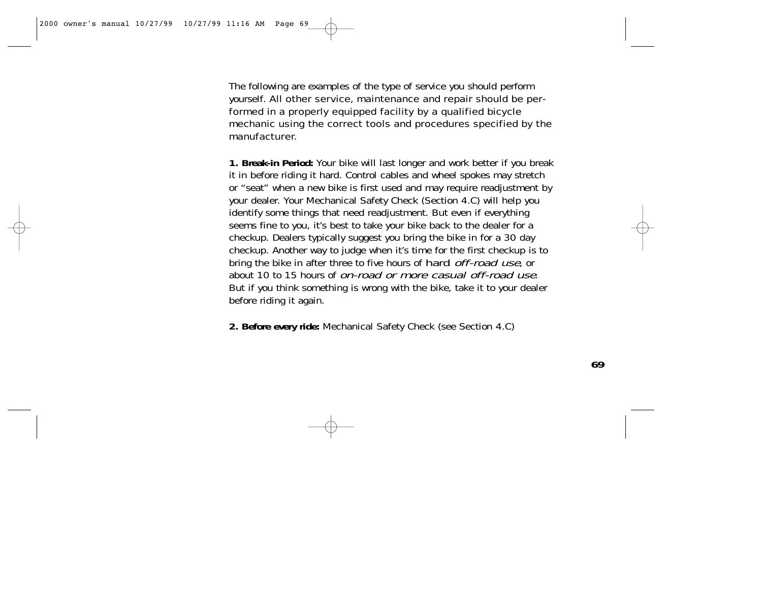The following are examples of the type of service you should perform yourself. All other service, maintenance and repair should be performed in a properly equipped facility by a qualified bicycle mechanic using the correct tools and procedures specified by the manufacturer.

**1. Break-in Period:** Your bike will last longer and work better if you break it in before riding it hard. Control cables and wheel spokes may stretch or "seat" when a new bike is first used and may require readjustment by your dealer. Your Mechanical Safety Check (Section 4.C) will help you identify some things that need readjustment. But even if everything seems fine to you, it's best to take your bike back to the dealer for a checkup. Dealers typically suggest you bring the bike in for a 30 day checkup. Another way to judge when it's time for the first checkup is to bring the bike in after three to five hours of hard *off-road use*, or about 10 to 15 hours of *on-road or more casual off-road use*. But if you think something is wrong with the bike, take it to your dealer before riding it again.

**2. Before every ride:** Mechanical Safety Check (see Section 4.C)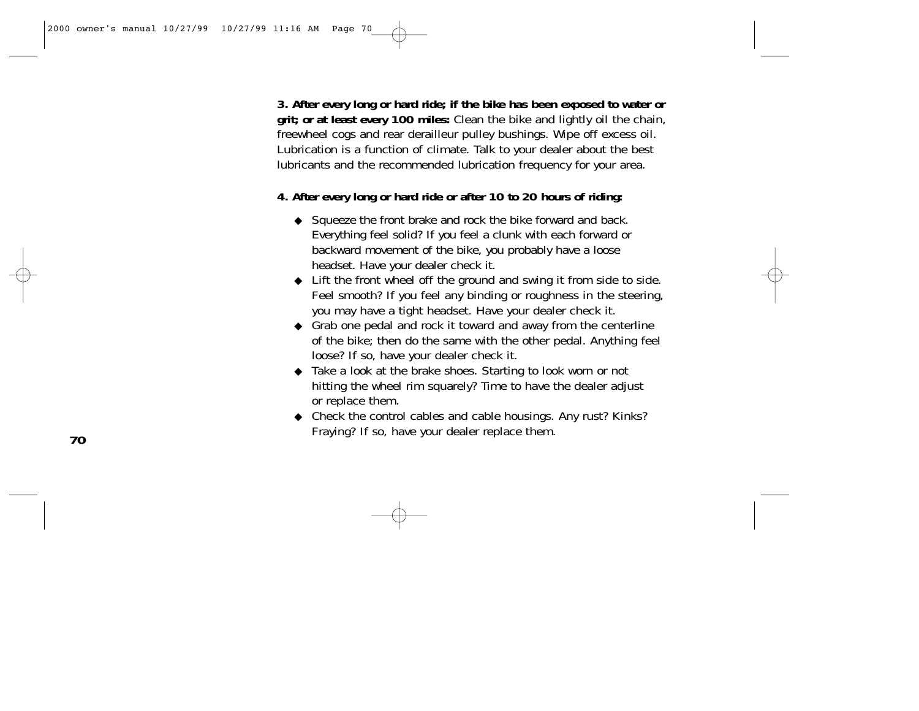**3. After every long or hard ride; if the bike has been exposed to water or grit; or at least every 100 miles:** Clean the bike and lightly oil the chain, freewheel cogs and rear derailleur pulley bushings. Wipe off excess oil. Lubrication is a function of climate. Talk to your dealer about the best lubricants and the recommended lubrication frequency for your area.

**4. After every long or hard ride or after 10 to 20 hours of riding:**

- Squeeze the front brake and rock the bike forward and back. Everything feel solid? If you feel a clunk with each forward or backward movement of the bike, you probably have a loose headset. Have your dealer check it.
- Lift the front wheel off the ground and swing it from side to side. Feel smooth? If you feel any binding or roughness in the steering, you may have a tight headset. Have your dealer check it.
- Grab one pedal and rock it toward and away from the centerline of the bike; then do the same with the other pedal. Anything feel loose? If so, have your dealer check it.
- Take a look at the brake shoes. Starting to look worn or not hitting the wheel rim squarely? Time to have the dealer adjust or replace them.
- Check the control cables and cable housings. Any rust? Kinks? Fraying? If so, have your dealer replace them.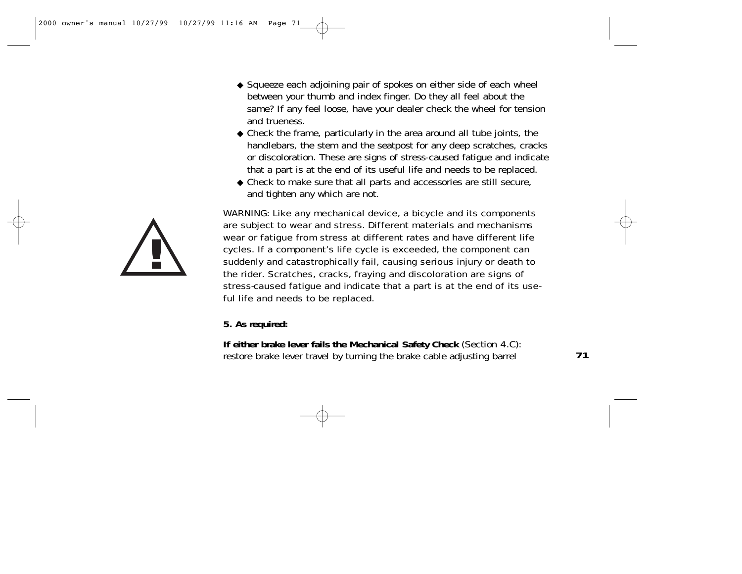- Squeeze each adjoining pair of spokes on either side of each wheel between your thumb and index finger. Do they all feel about the same? If any feel loose, have your dealer check the wheel for tension and trueness.
- Check the frame, particularly in the area around all tube joints, the handlebars, the stem and the seatpost for any deep scratches, cracks or discoloration. These are signs of stress-caused fatigue and indicate that a part is at the end of its useful life and needs to be replaced.
- Check to make sure that all parts and accessories are still secure, and tighten any which are not.

WARNING: Like any mechanical device, a bicycle and its components are subject to wear and stress. Different materials and mechanisms wear or fatigue from stress at different rates and have different life cycles. If a component's life cycle is exceeded, the component can suddenly and catastrophically fail, causing serious injury or death to the rider. Scratches, cracks, fraying and discoloration are signs of stress-caused fatigue and indicate that a part is at the end of its useful life and needs to be replaced.

**5. As required:**

**If either brake lever fails the Mechanical Safety Check** (Section 4.C): restore brake lever travel by turning the brake cable adjusting barrel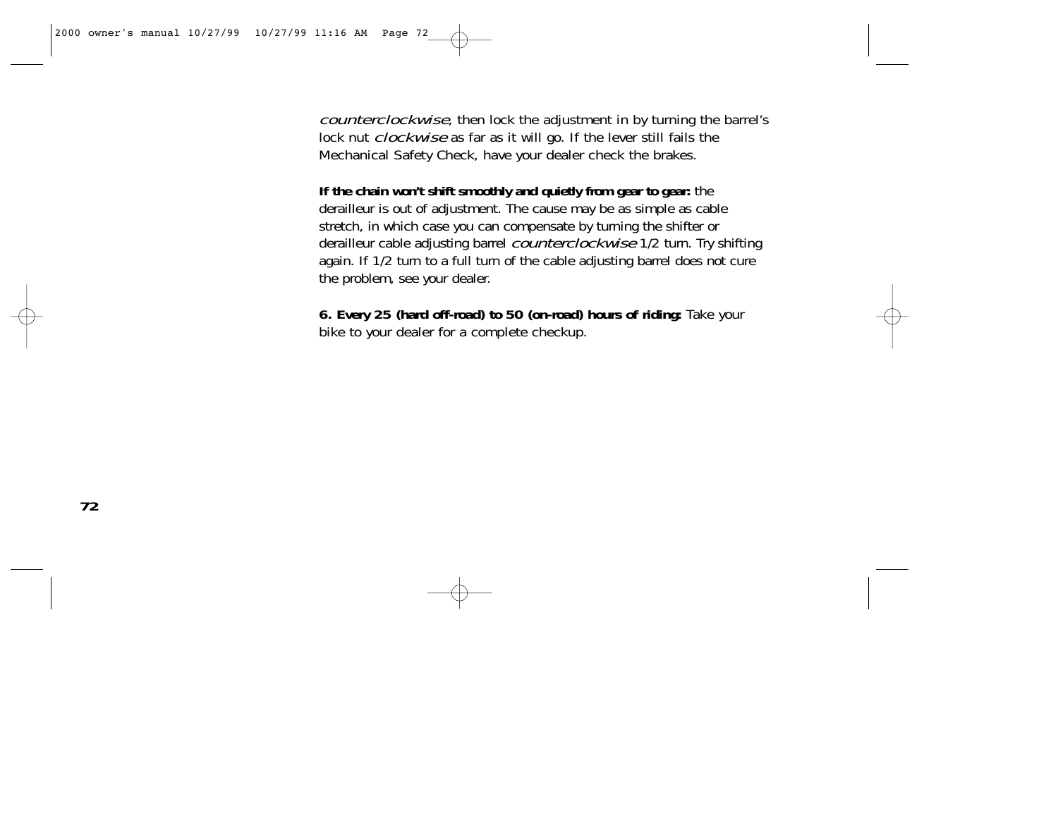*counterclockwise*, then lock the adjustment in by turning the barrel's lock nut *clockwise* as far as it will go. If the lever still fails the Mechanical Safety Check, have your dealer check the brakes.

**If the chain won't shift smoothly and quietly from gear to gear:** the derailleur is out of adjustment. The cause may be as simple as cable stretch, in which case you can compensate by turning the shifter or derailleur cable adjusting barrel *counterclockwise* 1/2 turn. Try shifting again. If 1/2 turn to a full turn of the cable adjusting barrel does not cure the problem, see your dealer.

**6. Every 25 (hard off-road) to 50 (on-road) hours of riding:** Take your bike to your dealer for a complete checkup.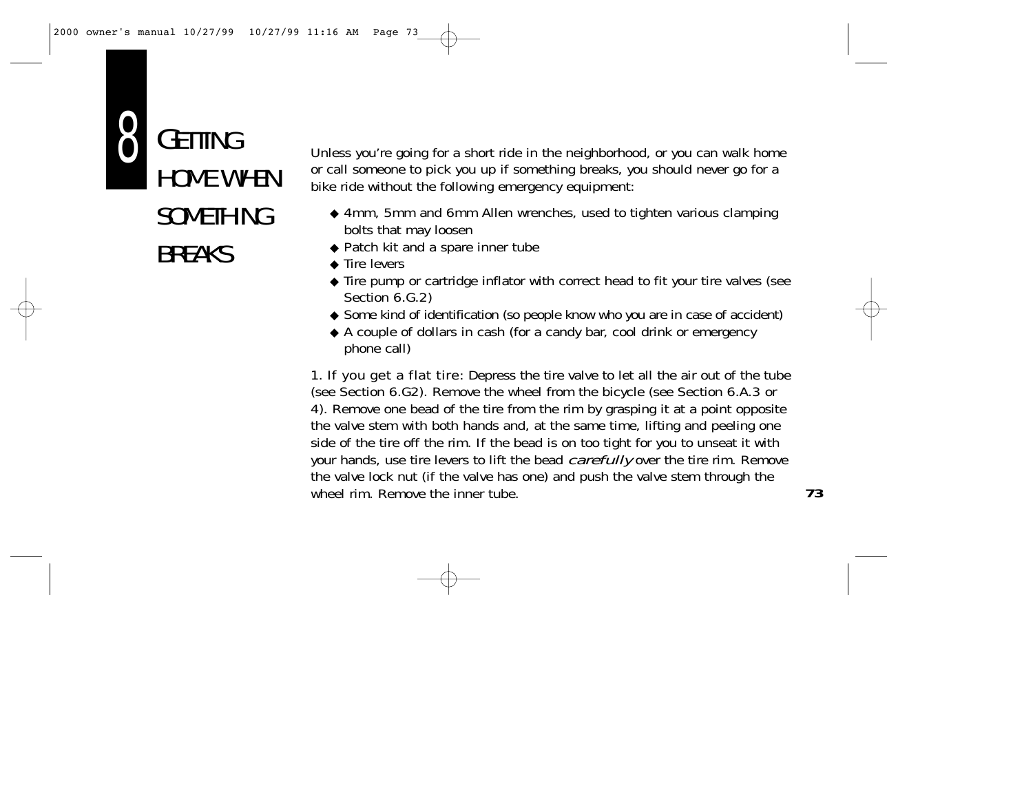# 8 GETTING HOME WHEN SOMETHING BREAKS

Unless you're going for a short ride in the neighborhood, or you can walk home or call someone to pick you up if something breaks, you should never go for a bike ride without the following emergency equipment:

- 4mm, 5mm and 6mm Allen wrenches, used to tighten various clamping bolts that may loosen
- Patch kit and a spare inner tube
- Tire levers
- Tire pump or cartridge inflator with correct head to fit your tire valves (see Section 6.G.2)
- Some kind of identification (so people know who you are in case of accident)
- A couple of dollars in cash (for a candy bar, cool drink or emergency phone call)

1. If you get a flat tire: Depress the tire valve to let all the air out of the tube (see Section 6.G2). Remove the wheel from the bicycle (see Section 6.A.3 or 4). Remove one bead of the tire from the rim by grasping it at a point opposite the valve stem with both hands and, at the same time, lifting and peeling one side of the tire off the rim. If the bead is on too tight for you to unseat it with your hands, use tire levers to lift the bead *carefully* over the tire rim. Remove the valve lock nut (if the valve has one) and push the valve stem through the wheel rim. Remove the inner tube.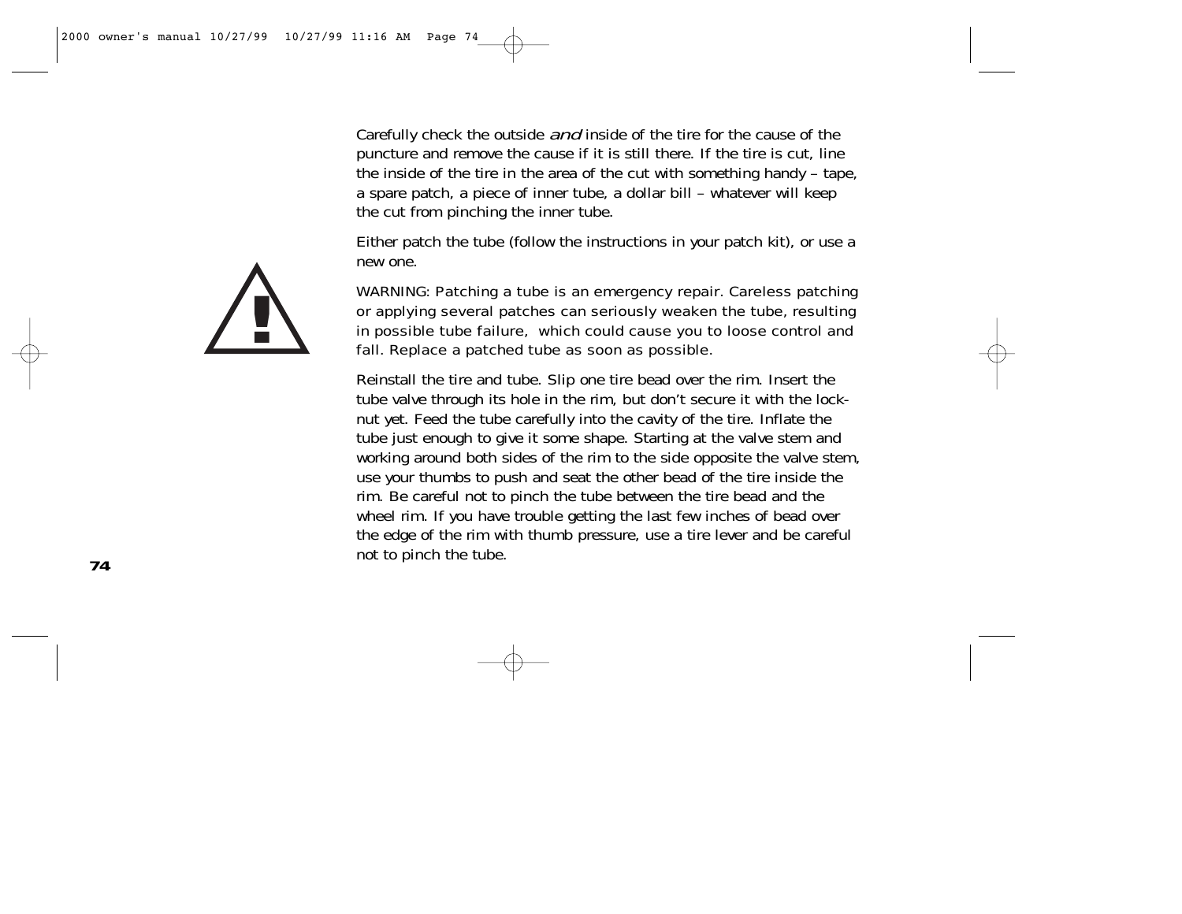Carefully check the outside *and* inside of the tire for the cause of the puncture and remove the cause if it is still there. If the tire is cut, line the inside of the tire in the area of the cut with something handy – tape, a spare patch, a piece of inner tube, a dollar bill – whatever will keep the cut from pinching the inner tube.

Either patch the tube (follow the instructions in your patch kit), or use a new one.

WARNING: Patching a tube is an emergency repair. Careless patching or applying several patches can seriously weaken the tube, resulting in possible tube failure, which could cause you to loose control and fall. Replace a patched tube as soon as possible.

Reinstall the tire and tube. Slip one tire bead over the rim. Insert the tube valve through its hole in the rim, but don't secure it with the lock-nut yet. Feed the tube carefully into the cavity of the tire. Inflate the tube just enough to give it some shape. Starting at the valve stem and working around both sides of the rim to the side opposite the valve stem, use your thumbs to push and seat the other bead of the tire inside the rim. Be careful not to pinch the tube between the tire bead and the wheel rim. If you have trouble getting the last few inches of bead over the edge of the rim with thumb pressure, use a tire lever and be careful not to pinch the tube.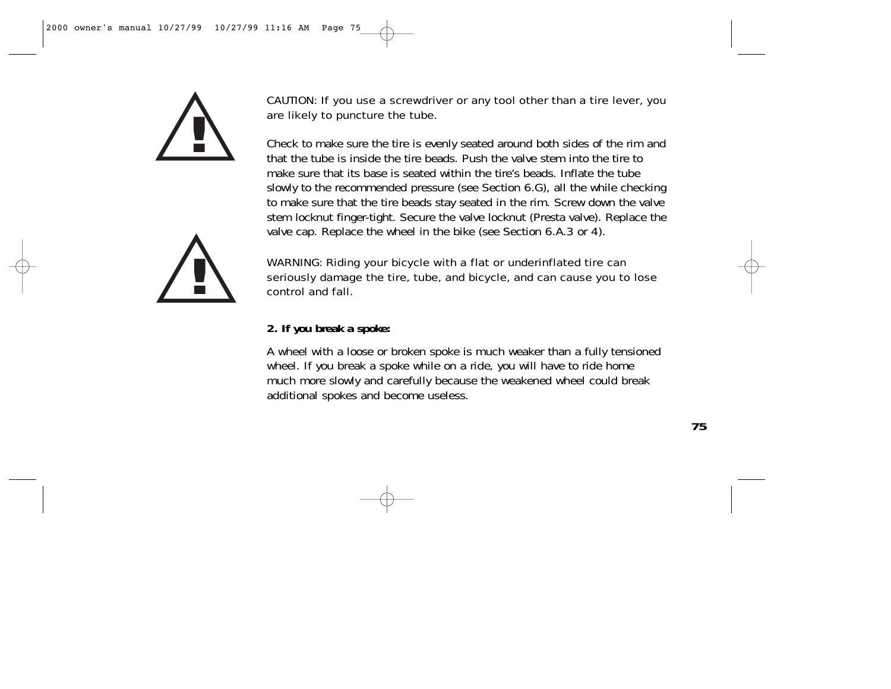CAUTION: If you use a screwdriver or any tool other than a tire lever, you are likely to puncture the tube.

Check to make sure the tire is evenly seated around both sides of the rim and that the tube is inside the tire beads. Push the valve stem into the tire to make sure that its base is seated within the tire's beads. Inflate the tube slowly to the recommended pressure (see Section 6.G), all the while checking to make sure that the tire beads stay seated in the rim. Screw down the valve stem locknut finger-tight. Secure the valve locknut (Presta valve). Replace the valve cap. Replace the wheel in the bike (see Section 6.A.3 or 4).

WARNING: Riding your bicycle with a flat or underinflated tire can seriously damage the tire, tube, and bicycle, and can cause you to lose control and fall.

**2. If you break a spoke:**

A wheel with a loose or broken spoke is much weaker than a fully tensioned wheel. If you break a spoke while on a ride, you will have to ride home much more slowly and carefully because the weakened wheel could break additional spokes and become useless.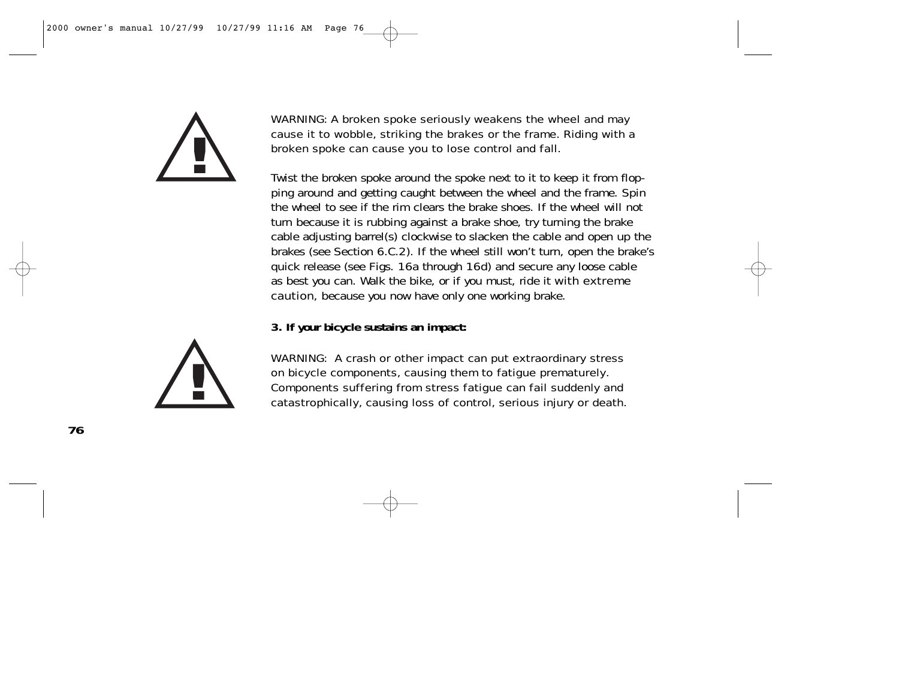WARNING: A broken spoke seriously weakens the wheel and may cause it to wobble, striking the brakes or the frame. Riding with a broken spoke can cause you to lose control and fall.

Twist the broken spoke around the spoke next to it to keep it from flopping around and getting caught between the wheel and the frame. Spin the wheel to see if the rim clears the brake shoes. If the wheel will not turn because it is rubbing against a brake shoe, try turning the brake cable adjusting barrel(s) clockwise to slacken the cable and open up the brakes (see Section 6.C.2). If the wheel still won't turn, open the brake's quick release (see Figs. 16a through 16d) and secure any loose cable as best you can. Walk the bike, or if you must, ride it with extreme caution, because you now have only one working brake.

**3. If your bicycle sustains an impact:**

WARNING: A crash or other impact can put extraordinary stress on bicycle components, causing them to fatigue prematurely. Components suffering from stress fatigue can fail suddenly and catastrophically, causing loss of control, serious injury or death.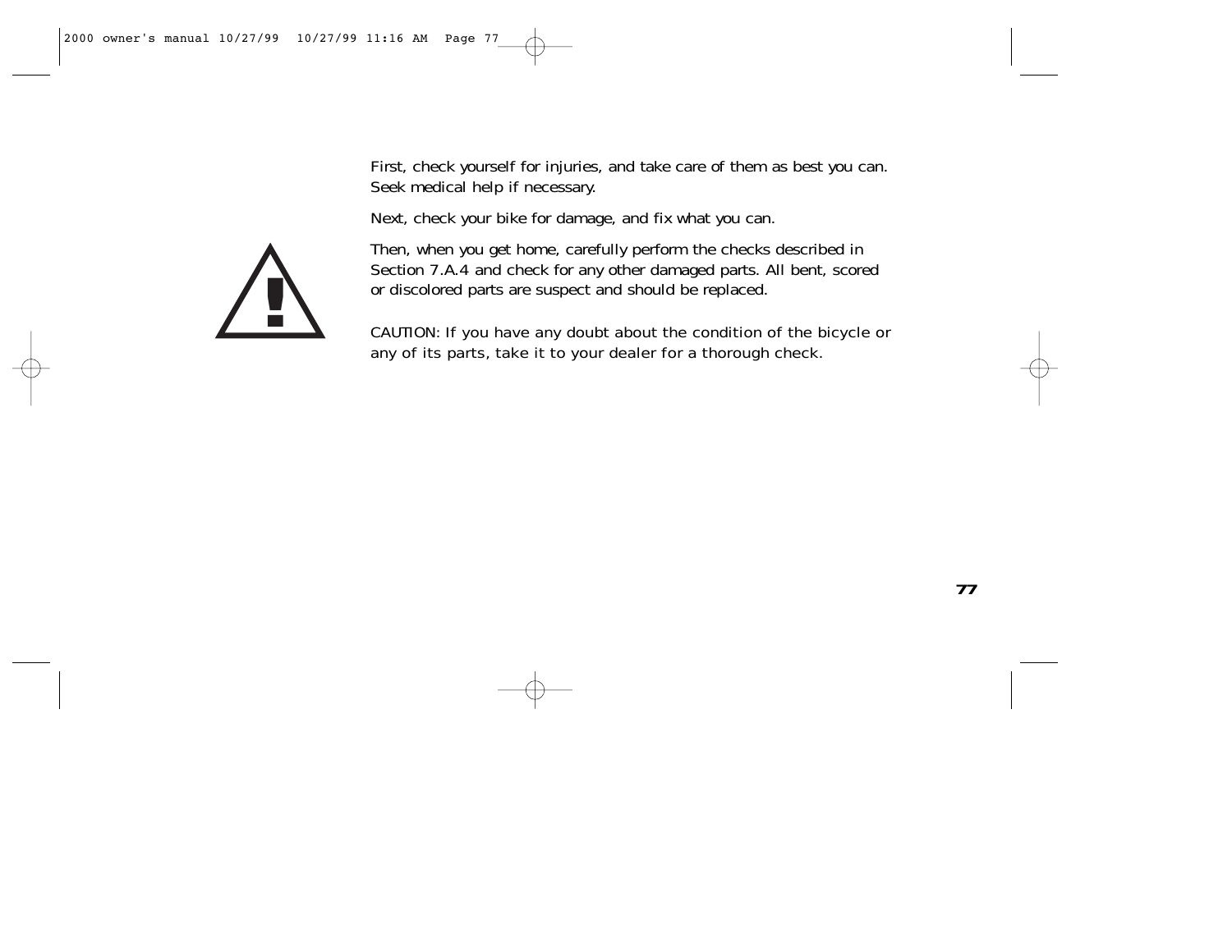First, check yourself for injuries, and take care of them as best you can. Seek medical help if necessary.

Next, check your bike for damage, and fix what you can.

Then, when you get home, carefully perform the checks described in Section 7.A.4 and check for any other damaged parts. All bent, scored or discolored parts are suspect and should be replaced.

CAUTION: If you have any doubt about the condition of the bicycle or any of its parts, take it to your dealer for a thorough check.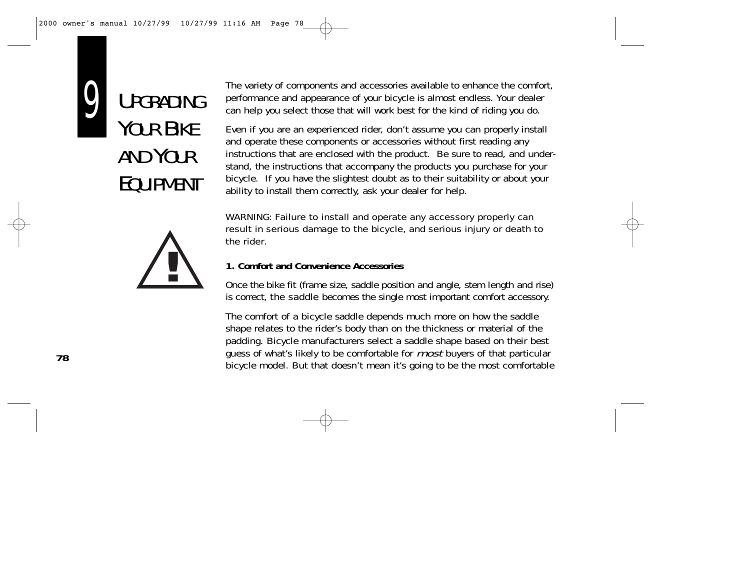# 9 UPGRADING YOUR BIKE AND YOUR EQUIPMENT

The variety of components and accessories available to enhance the comfort, performance and appearance of your bicycle is almost endless. Your dealer can help you select those that will work best for the kind of riding you do.

Even if you are an experienced rider, don't assume you can properly install and operate these components or accessories without first reading any instructions that are enclosed with the product. Be sure to read, and understand, the instructions that accompany the products you purchase for your bicycle. If you have the slightest doubt as to their suitability or about your ability to install them correctly, ask your dealer for help.

WARNING: Failure to install and operate any accessory properly can result in serious damage to the bicycle, and serious injury or death to the rider.

**1. Comfort and Convenience Accessories**

Once the bike fit (frame size, saddle position and angle, stem length and rise) is correct, the saddle becomes the single most important comfort accessory.

The comfort of a bicycle saddle depends much more on how the saddle shape relates to the rider's body than on the thickness or material of the padding. Bicycle manufacturers select a saddle shape based on their best guess of what's likely to be comfortable for *most* buyers of that particular bicycle model. But that doesn't mean it's going to be the most comfortable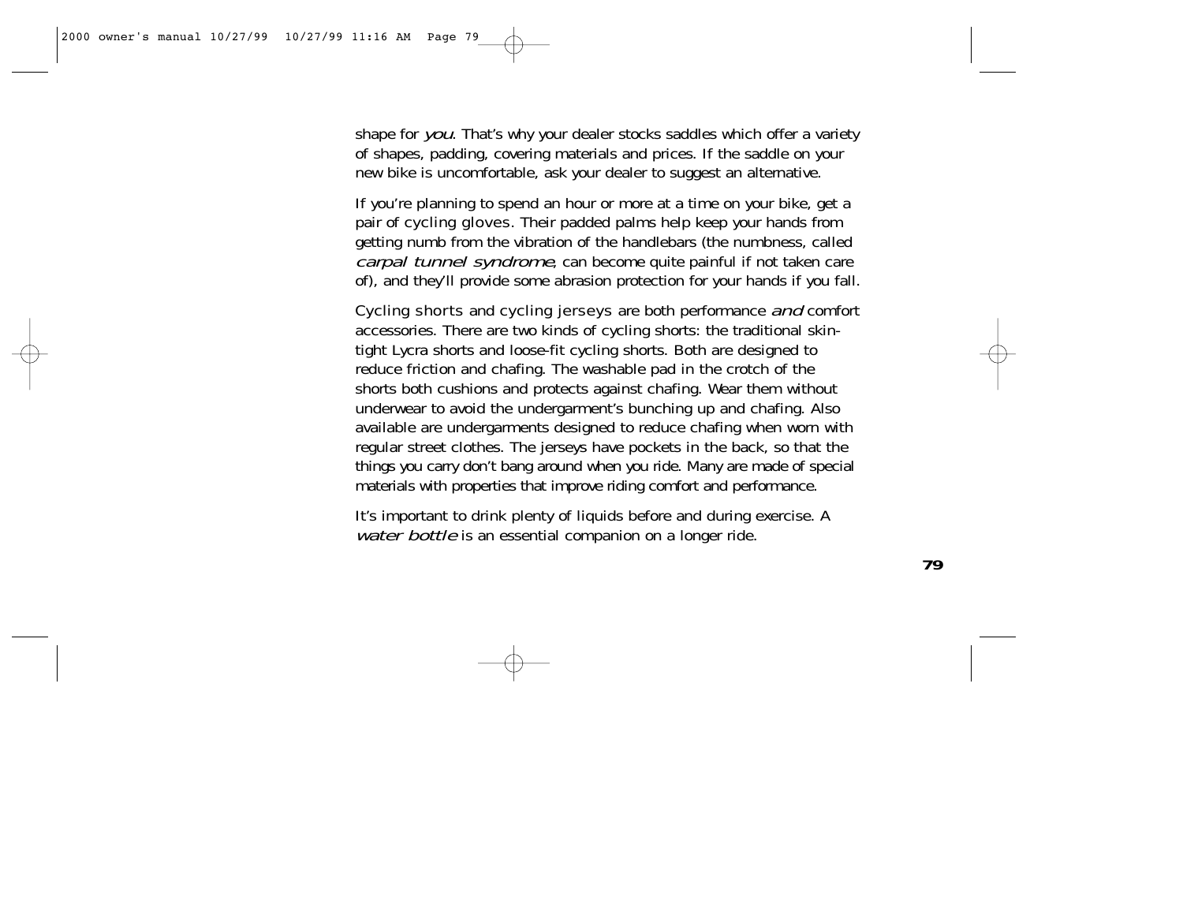shape for *you*. That's why your dealer stocks saddles which offer a variety of shapes, padding, covering materials and prices. If the saddle on your new bike is uncomfortable, ask your dealer to suggest an alternative.

If you're planning to spend an hour or more at a time on your bike, get a pair of cycling gloves. Their padded palms help keep your hands from getting numb from the vibration of the handlebars (the numbness, called *carpal tunnel syndrome*, can become quite painful if not taken care of), and they'll provide some abrasion protection for your hands if you fall.

Cycling shorts and cycling jerseys are both performance *and* comfort accessories. There are two kinds of cycling shorts: the traditional skin-tight Lycra shorts and loose-fit cycling shorts. Both are designed to reduce friction and chafing. The washable pad in the crotch of the shorts both cushions and protects against chafing. Wear them without underwear to avoid the undergarment's bunching up and chafing. Also available are undergarments designed to reduce chafing when worn with regular street clothes. The jerseys have pockets in the back, so that the things you carry don't bang around when you ride. Many are made of special materials with properties that improve riding comfort and performance.

It's important to drink plenty of liquids before and during exercise. A *water bottle* is an essential companion on a longer ride.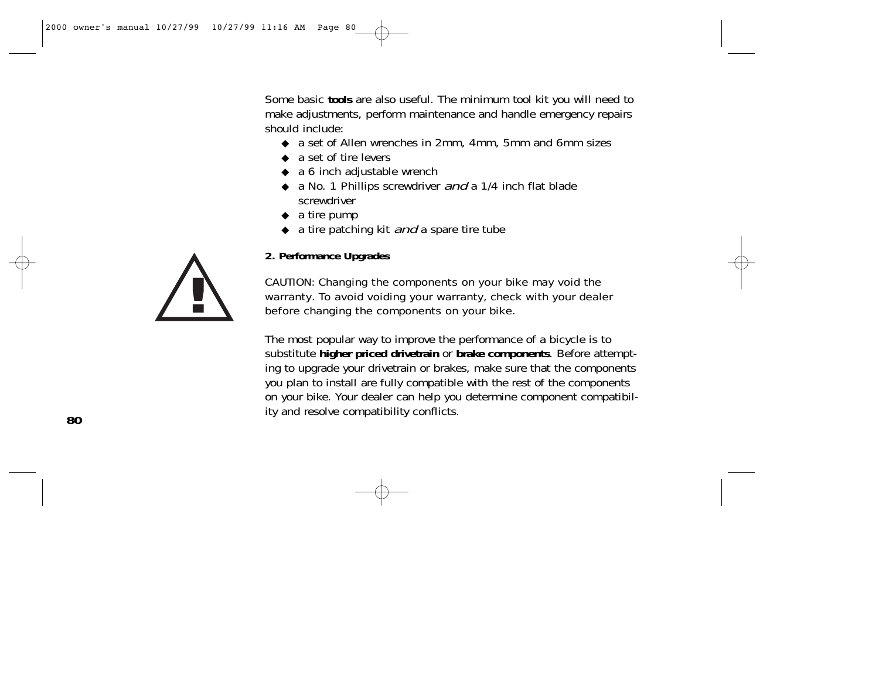Some basic **tools** are also useful. The minimum tool kit you will need to make adjustments, perform maintenance and handle emergency repairs should include:

- a set of Allen wrenches in 2mm, 4mm, 5mm and 6mm sizes
- a set of tire levers
- a 6 inch adjustable wrench
- a No. 1 Phillips screwdriver *and* a 1/4 inch flat blade screwdriver
- a tire pump
- a tire patching kit *and* a spare tire tube

**2. Performance Upgrades**

CAUTION: Changing the components on your bike may void the warranty. To avoid voiding your warranty, check with your dealer before changing the components on your bike.

The most popular way to improve the performance of a bicycle is to substitute **higher priced drivetrain** or **brake components**. Before attempting to upgrade your drivetrain or brakes, make sure that the components you plan to install are fully compatible with the rest of the components on your bike. Your dealer can help you determine component compatibility and resolve compatibility conflicts.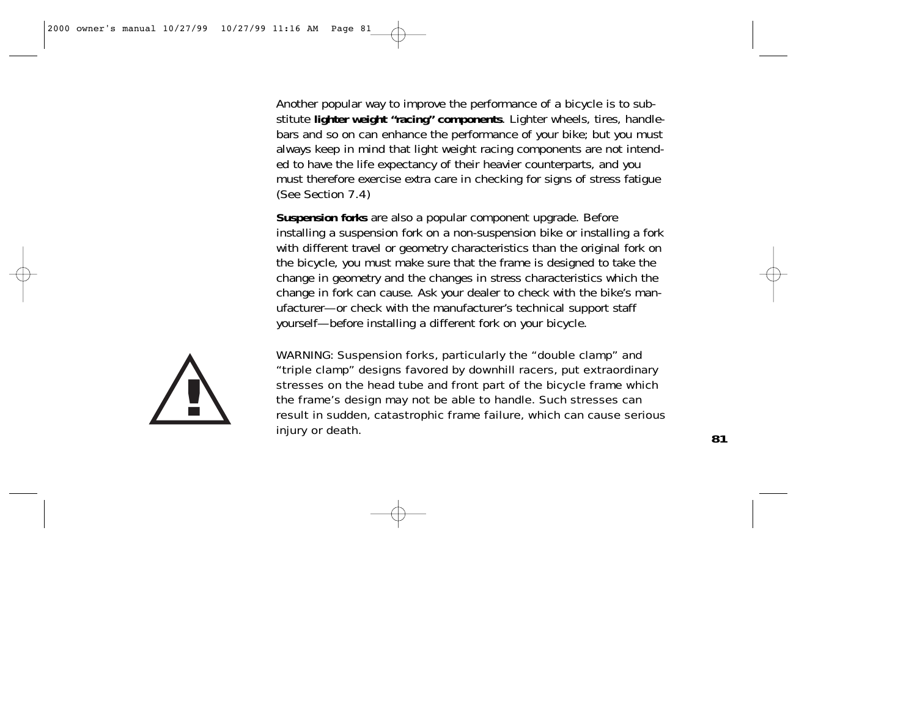Another popular way to improve the performance of a bicycle is to substitute **lighter weight "racing" components**. Lighter wheels, tires, handlebars and so on can enhance the performance of your bike; but you must always keep in mind that light weight racing components are not intended to have the life expectancy of their heavier counterparts, and you must therefore exercise extra care in checking for signs of stress fatigue (See Section 7.4)

**Suspension forks** are also a popular component upgrade. Before installing a suspension fork on a non-suspension bike or installing a fork with different travel or geometry characteristics than the original fork on the bicycle, you must make sure that the frame is designed to take the change in geometry and the changes in stress characteristics which the change in fork can cause. Ask your dealer to check with the bike's manufacturer—or check with the manufacturer's technical support staff yourself—before installing a different fork on your bicycle.

WARNING: Suspension forks, particularly the "double clamp" and "triple clamp" designs favored by downhill racers, put extraordinary stresses on the head tube and front part of the bicycle frame which the frame's design may not be able to handle. Such stresses can result in sudden, catastrophic frame failure, which can cause serious injury or death.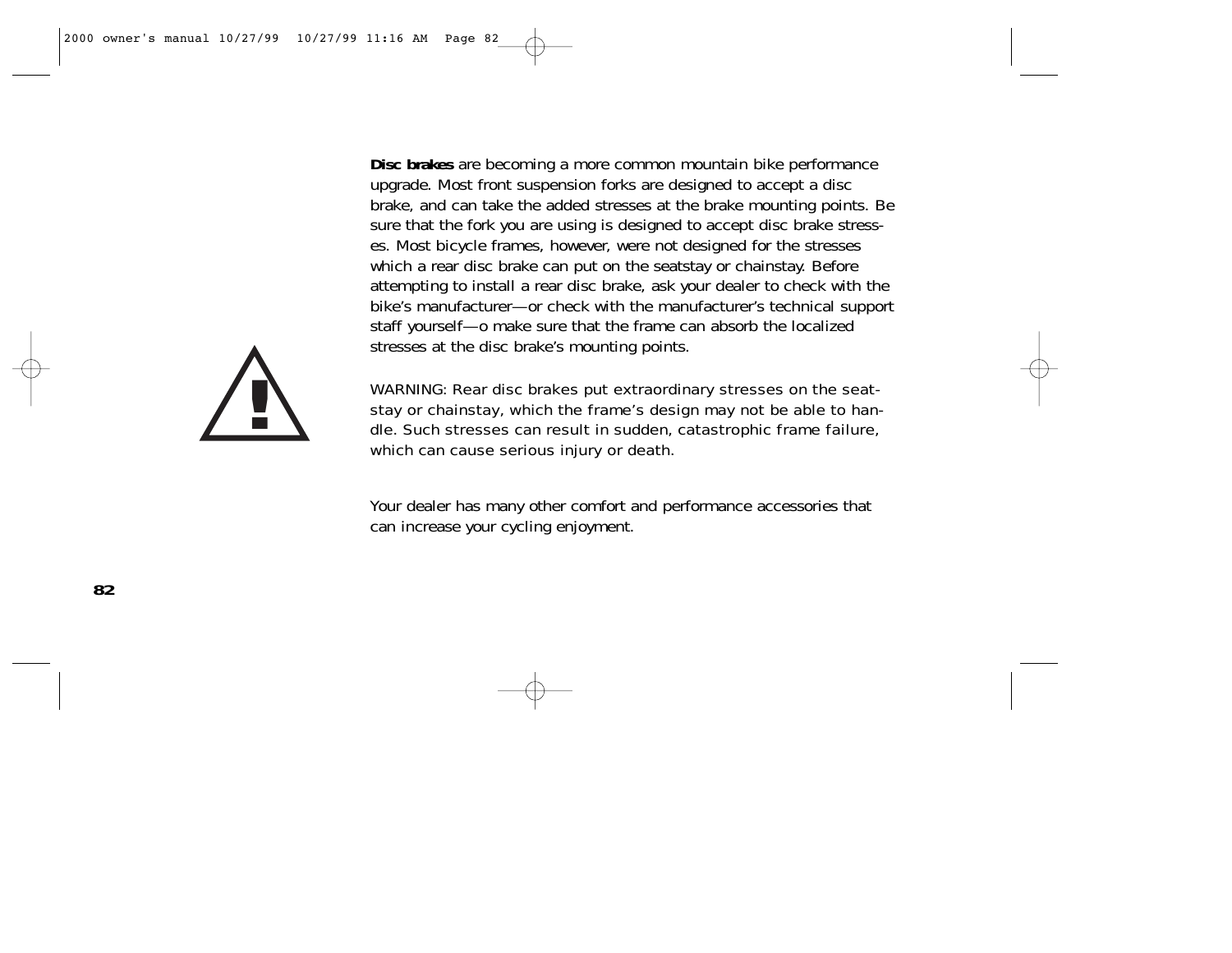**Disc brakes** are becoming a more common mountain bike performance upgrade. Most front suspension forks are designed to accept a disc brake, and can take the added stresses at the brake mounting points. Be sure that the fork you are using is designed to accept disc brake stresses. Most bicycle frames, however, were not designed for the stresses which a rear disc brake can put on the seatstay or chainstay. Before attempting to install a rear disc brake, ask your dealer to check with the bike's manufacturer—or check with the manufacturer's technical support staff yourself—o make sure that the frame can absorb the localized stresses at the disc brake's mounting points.

WARNING: Rear disc brakes put extraordinary stresses on the seatstay or chainstay, which the frame's design may not be able to handle. Such stresses can result in sudden, catastrophic frame failure, which can cause serious injury or death.

Your dealer has many other comfort and performance accessories that can increase your cycling enjoyment.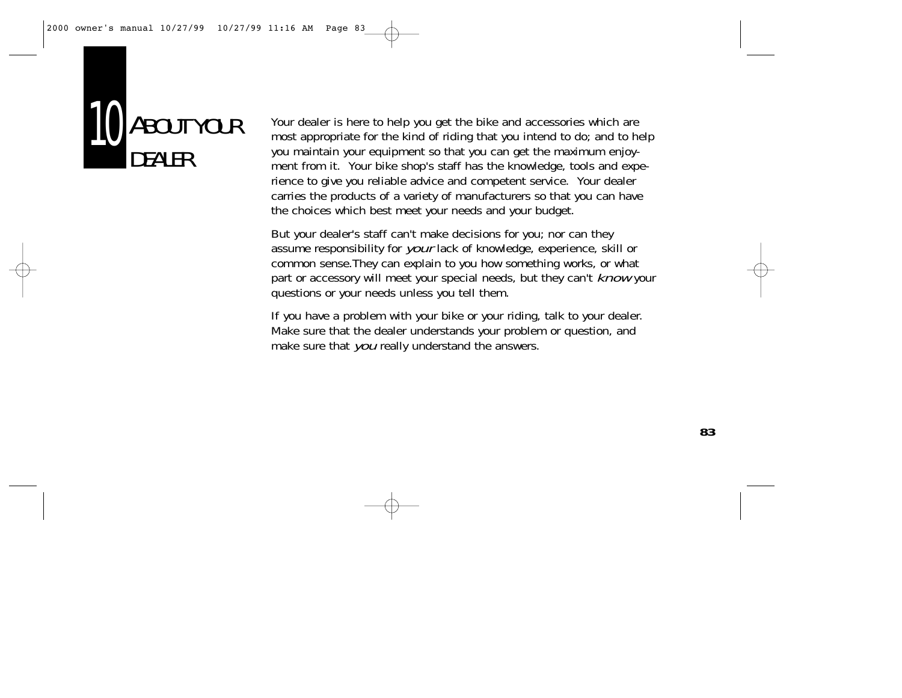# 10 ABOUT YOUR DEALER

Your dealer is here to help you get the bike and accessories which are most appropriate for the kind of riding that you intend to do; and to help you maintain your equipment so that you can get the maximum enjoyment from it. Your bike shop's staff has the knowledge, tools and experience to give you reliable advice and competent service. Your dealer carries the products of a variety of manufacturers so that you can have the choices which best meet your needs and your budget.

But your dealer's staff can't make decisions for you; nor can they assume responsibility for *your* lack of knowledge, experience, skill or common sense.They can explain to you how something works, or what part or accessory will meet your special needs, but they can't *know* your questions or your needs unless you tell them.

If you have a problem with your bike or your riding, talk to your dealer. Make sure that the dealer understands your problem or question, and make sure that *you* really understand the answers.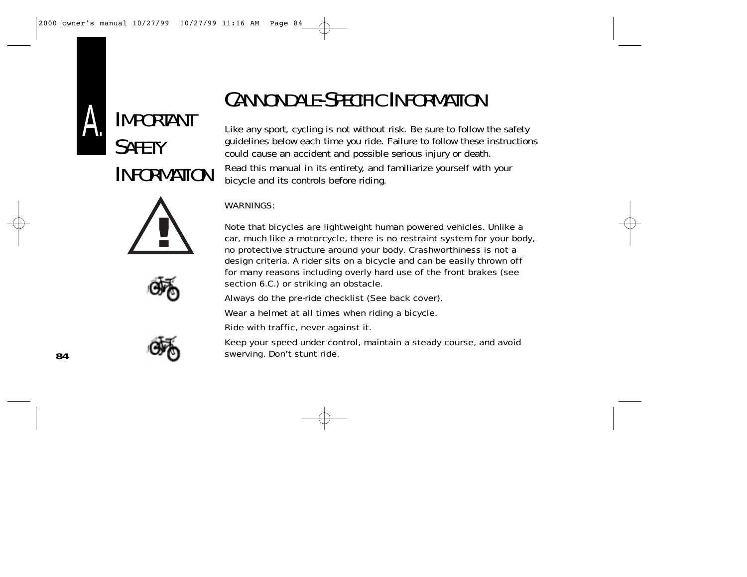# A. IMPORTANT SAFETY INFORMATION

## CANNONDALE-SPECIFIC INFORMATION

Like any sport, cycling is not without risk. Be sure to follow the safety guidelines below each time you ride. Failure to follow these instructions could cause an accident and possible serious injury or death.

Read this manual in its entirety, and familiarize yourself with your bicycle and its controls before riding.

WARNINGS:

Note that bicycles are lightweight human powered vehicles. Unlike a car, much like a motorcycle, there is no restraint system for your body, no protective structure around your body. Crashworthiness is not a design criteria. A rider sits on a bicycle and can be easily thrown off for many reasons including overly hard use of the front brakes (see section 6.C.) or striking an obstacle.

Always do the pre-ride checklist (See back cover).

Wear a helmet at all times when riding a bicycle.

Ride with traffic, never against it.

Keep your speed under control, maintain a steady course, and avoid swerving. Don’t stunt ride.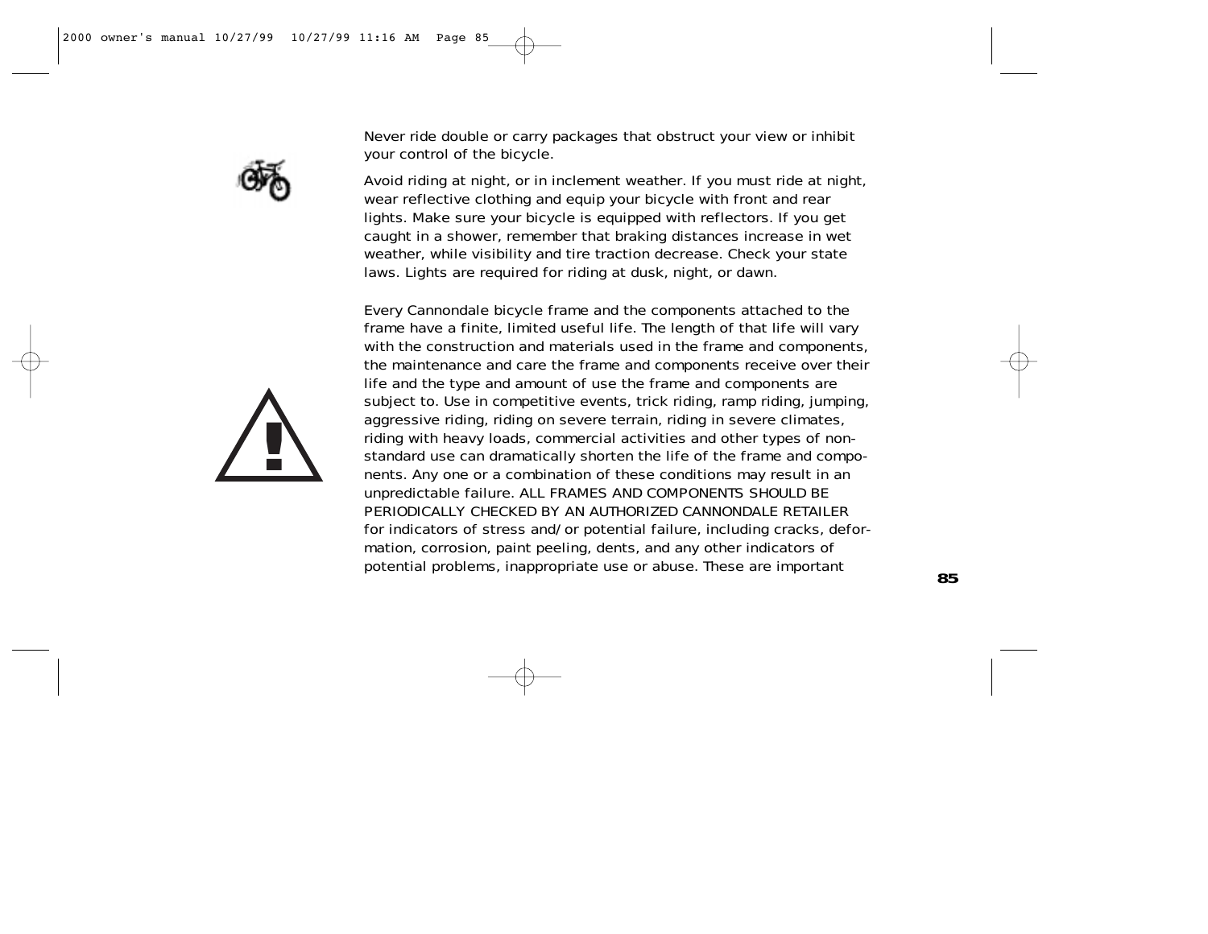Never ride double or carry packages that obstruct your view or inhibit your control of the bicycle.

Avoid riding at night, or in inclement weather. If you must ride at night, wear reflective clothing and equip your bicycle with front and rear lights. Make sure your bicycle is equipped with reflectors. If you get caught in a shower, remember that braking distances increase in wet weather, while visibility and tire traction decrease. Check your state laws. Lights are required for riding at dusk, night, or dawn.

Every Cannondale bicycle frame and the components attached to the frame have a finite, limited useful life. The length of that life will vary with the construction and materials used in the frame and components, the maintenance and care the frame and components receive over their life and the type and amount of use the frame and components are subject to. Use in competitive events, trick riding, ramp riding, jumping, aggressive riding, riding on severe terrain, riding in severe climates, riding with heavy loads, commercial activities and other types of non-standard use can dramatically shorten the life of the frame and components. Any one or a combination of these conditions may result in an unpredictable failure. ALL FRAMES AND COMPONENTS SHOULD BE PERIODICALLY CHECKED BY AN AUTHORIZED CANNONDALE RETAILER for indicators of stress and/or potential failure, including cracks, deformation, corrosion, paint peeling, dents, and any other indicators of potential problems, inappropriate use or abuse. These are important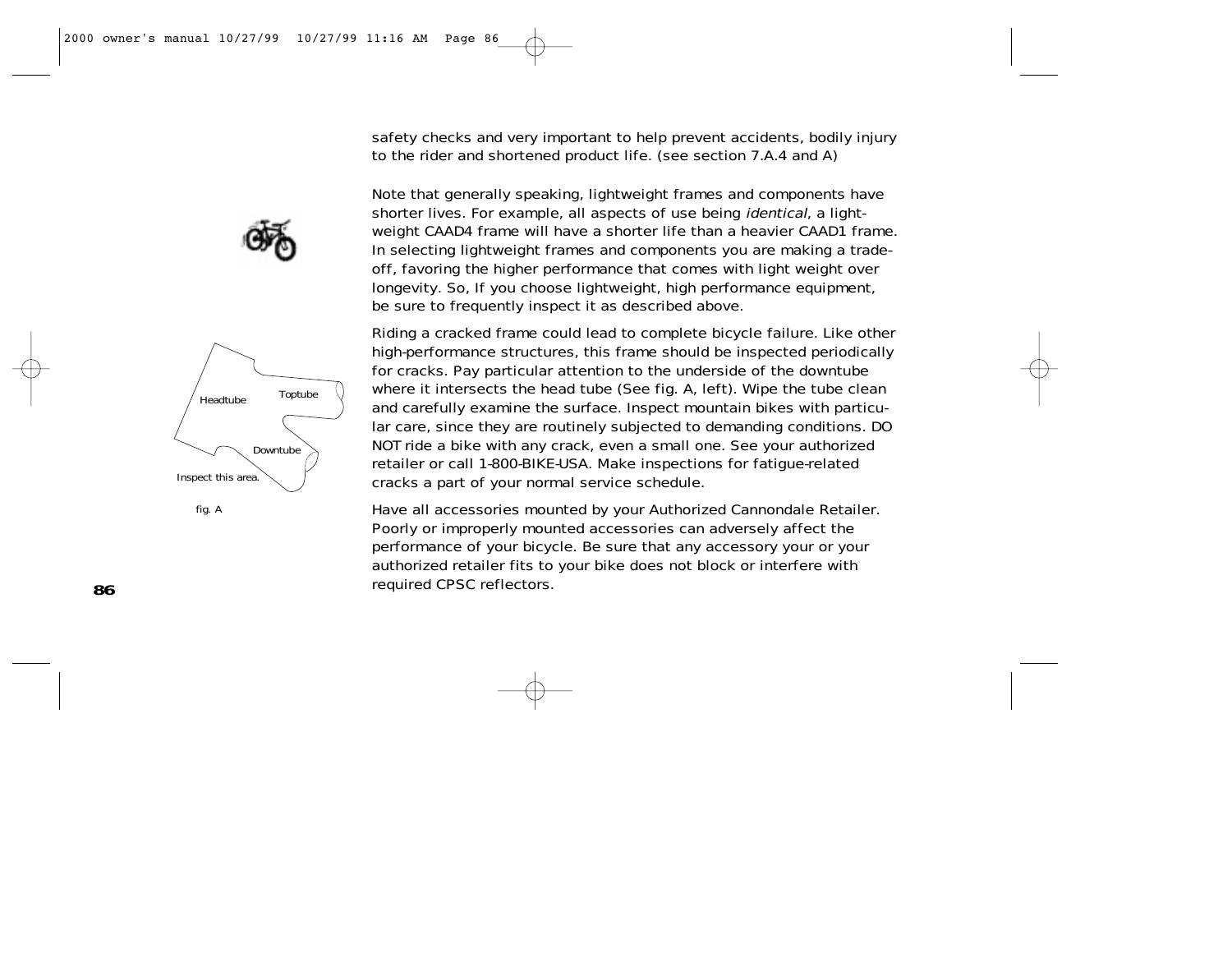safety checks and very important to help prevent accidents, bodily injury to the rider and shortened product life. (see section 7.A.4 and A)

Note that generally speaking, lightweight frames and components have shorter lives. For example, all aspects of use being *identical*, a lightweight CAAD4 frame will have a shorter life than a heavier CAAD1 frame. In selecting lightweight frames and components you are making a trade-off, favoring the higher performance that comes with light weight over longevity. So, If you choose lightweight, high performance equipment, be sure to frequently inspect it as described above.

Headtube

Toptube

Downtube

Inspect this area.

fig. A

Riding a cracked frame could lead to complete bicycle failure. Like other high-performance structures, this frame should be inspected periodically for cracks. Pay particular attention to the underside of the downtube where it intersects the head tube (See fig. A, left). Wipe the tube clean and carefully examine the surface. Inspect mountain bikes with particular care, since they are routinely subjected to demanding conditions. DO NOT ride a bike with any crack, even a small one. See your authorized retailer or call 1-800-BIKE-USA. Make inspections for fatigue-related cracks a part of your normal service schedule.

Have all accessories mounted by your Authorized Cannondale Retailer. Poorly or improperly mounted accessories can adversely affect the performance of your bicycle. Be sure that any accessory your or your authorized retailer fits to your bike does not block or interfere with required CPSC reflectors.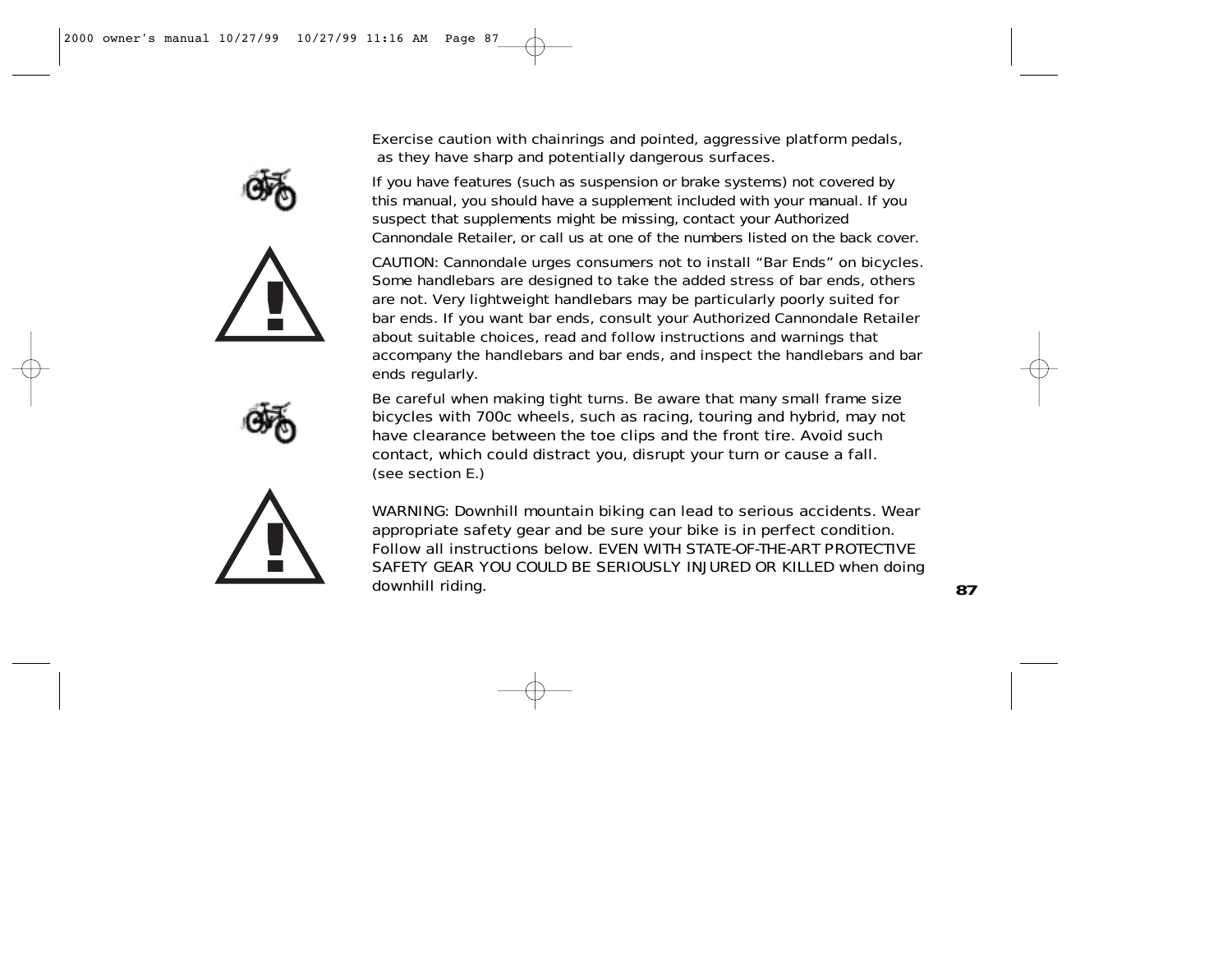Exercise caution with chainrings and pointed, aggressive platform pedals, as they have sharp and potentially dangerous surfaces.

If you have features (such as suspension or brake systems) not covered by this manual, you should have a supplement included with your manual. If you suspect that supplements might be missing, contact your Authorized Cannondale Retailer, or call us at one of the numbers listed on the back cover.

CAUTION: Cannondale urges consumers not to install “Bar Ends” on bicycles. Some handlebars are designed to take the added stress of bar ends, others are not. Very lightweight handlebars may be particularly poorly suited for bar ends. If you want bar ends, consult your Authorized Cannondale Retailer about suitable choices, read and follow instructions and warnings that accompany the handlebars and bar ends, and inspect the handlebars and bar ends regularly.

Be careful when making tight turns. Be aware that many small frame size bicycles with 700c wheels, such as racing, touring and hybrid, may not have clearance between the toe clips and the front tire. Avoid such contact, which could distract you, disrupt your turn or cause a fall. (see section E.)

WARNING: Downhill mountain biking can lead to serious accidents. Wear appropriate safety gear and be sure your bike is in perfect condition. Follow all instructions below. EVEN WITH STATE-OF-THE-ART PROTECTIVE SAFETY GEAR YOU COULD BE SERIOUSLY INJURED OR KILLED when doing downhill riding.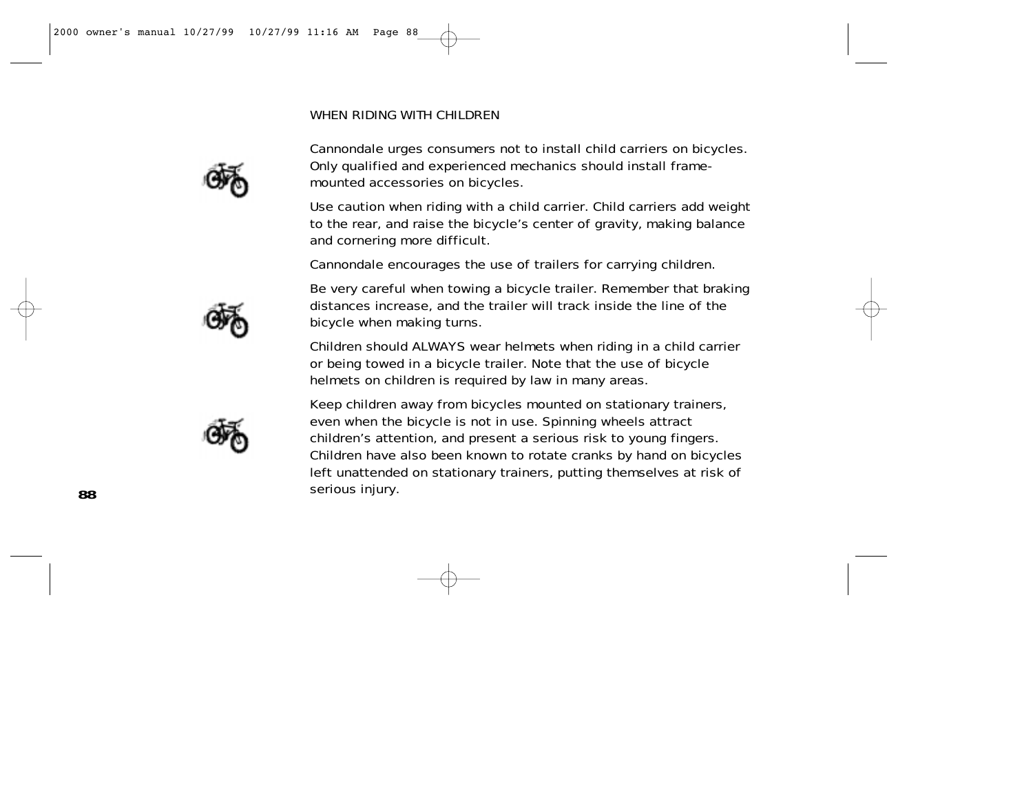## WHEN RIDING WITH CHILDREN

Cannondale urges consumers not to install child carriers on bicycles. Only qualified and experienced mechanics should install frame-mounted accessories on bicycles.

Use caution when riding with a child carrier. Child carriers add weight to the rear, and raise the bicycle's center of gravity, making balance and cornering more difficult.

Cannondale encourages the use of trailers for carrying children.

Be very careful when towing a bicycle trailer. Remember that braking distances increase, and the trailer will track inside the line of the bicycle when making turns.

Children should ALWAYS wear helmets when riding in a child carrier or being towed in a bicycle trailer. Note that the use of bicycle helmets on children is required by law in many areas.

Keep children away from bicycles mounted on stationary trainers, even when the bicycle is not in use. Spinning wheels attract children's attention, and present a serious risk to young fingers. Children have also been known to rotate cranks by hand on bicycles left unattended on stationary trainers, putting themselves at risk of serious injury.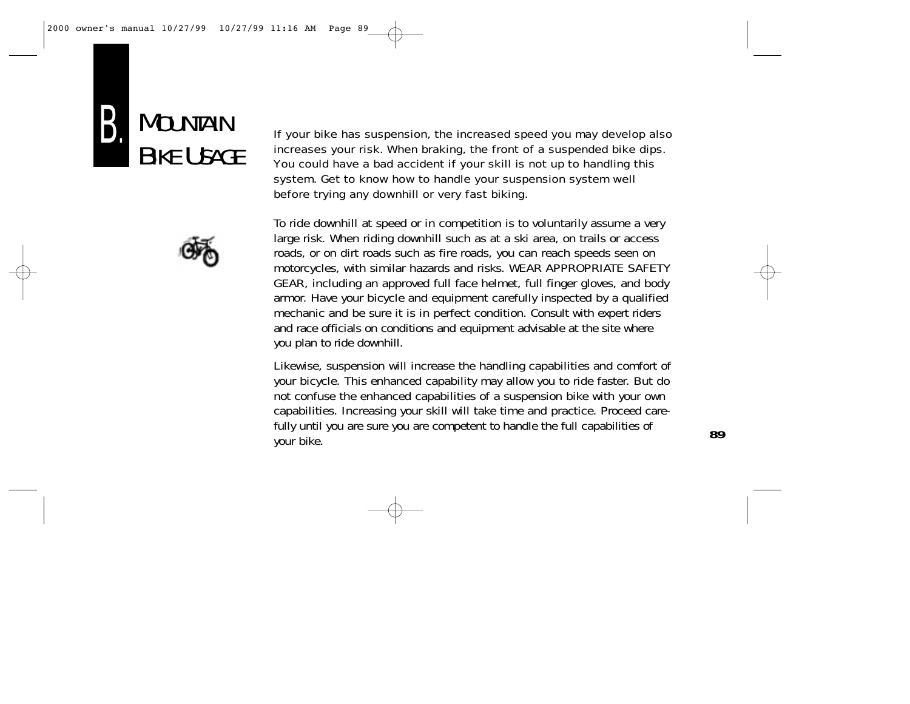# B. Mountain Bike Usage

If your bike has suspension, the increased speed you may develop also increases your risk. When braking, the front of a suspended bike dips. You could have a bad accident if your skill is not up to handling this system. Get to know how to handle your suspension system well before trying any downhill or very fast biking.

To ride downhill at speed or in competition is to voluntarily assume a very large risk. When riding downhill such as at a ski area, on trails or access roads, or on dirt roads such as fire roads, you can reach speeds seen on motorcycles, with similar hazards and risks. WEAR APPROPRIATE SAFETY GEAR, including an approved full face helmet, full finger gloves, and body armor. Have your bicycle and equipment carefully inspected by a qualified mechanic and be sure it is in perfect condition. Consult with expert riders and race officials on conditions and equipment advisable at the site where you plan to ride downhill.

Likewise, suspension will increase the handling capabilities and comfort of your bicycle. This enhanced capability may allow you to ride faster. But do not confuse the enhanced capabilities of a suspension bike with your own capabilities. Increasing your skill will take time and practice. Proceed carefully until you are sure you are competent to handle the full capabilities of your bike.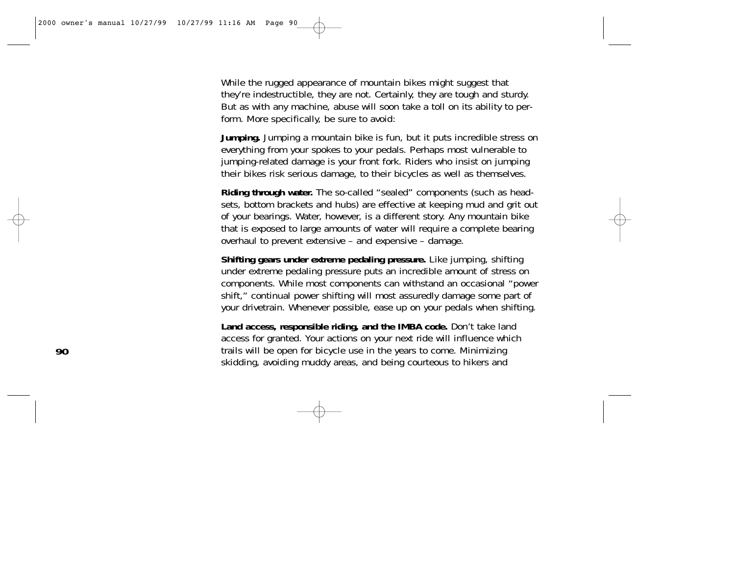While the rugged appearance of mountain bikes might suggest that they're indestructible, they are not. Certainly, they are tough and sturdy. But as with any machine, abuse will soon take a toll on its ability to perform. More specifically, be sure to avoid:

**Jumping.** Jumping a mountain bike is fun, but it puts incredible stress on everything from your spokes to your pedals. Perhaps most vulnerable to jumping-related damage is your front fork. Riders who insist on jumping their bikes risk serious damage, to their bicycles as well as themselves.

**Riding through water.** The so-called "sealed" components (such as headsets, bottom brackets and hubs) are effective at keeping mud and grit out of your bearings. Water, however, is a different story. Any mountain bike that is exposed to large amounts of water will require a complete bearing overhaul to prevent extensive – and expensive – damage.

**Shifting gears under extreme pedaling pressure.** Like jumping, shifting under extreme pedaling pressure puts an incredible amount of stress on components. While most components can withstand an occasional "power shift," continual power shifting will most assuredly damage some part of your drivetrain. Whenever possible, ease up on your pedals when shifting.

**Land access, responsible riding, and the IMBA code.** Don't take land access for granted. Your actions on your next ride will influence which trails will be open for bicycle use in the years to come. Minimizing skidding, avoiding muddy areas, and being courteous to hikers and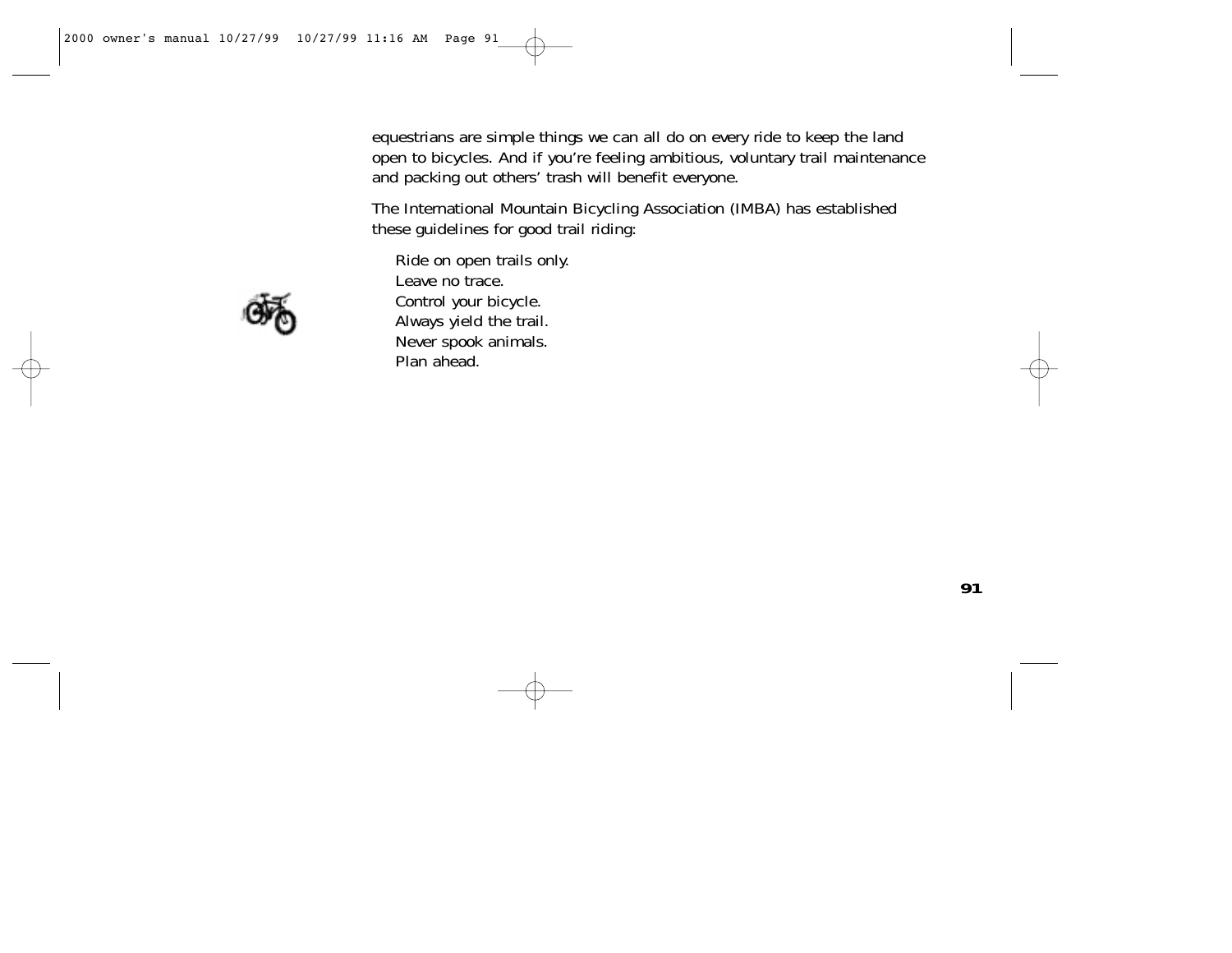equestrians are simple things we can all do on every ride to keep the land open to bicycles. And if you're feeling ambitious, voluntary trail maintenance and packing out others' trash will benefit everyone.

The International Mountain Bicycling Association (IMBA) has established these guidelines for good trail riding:

Ride on open trails only.
Leave no trace.
Control your bicycle.
Always yield the trail.
Never spook animals.
Plan ahead.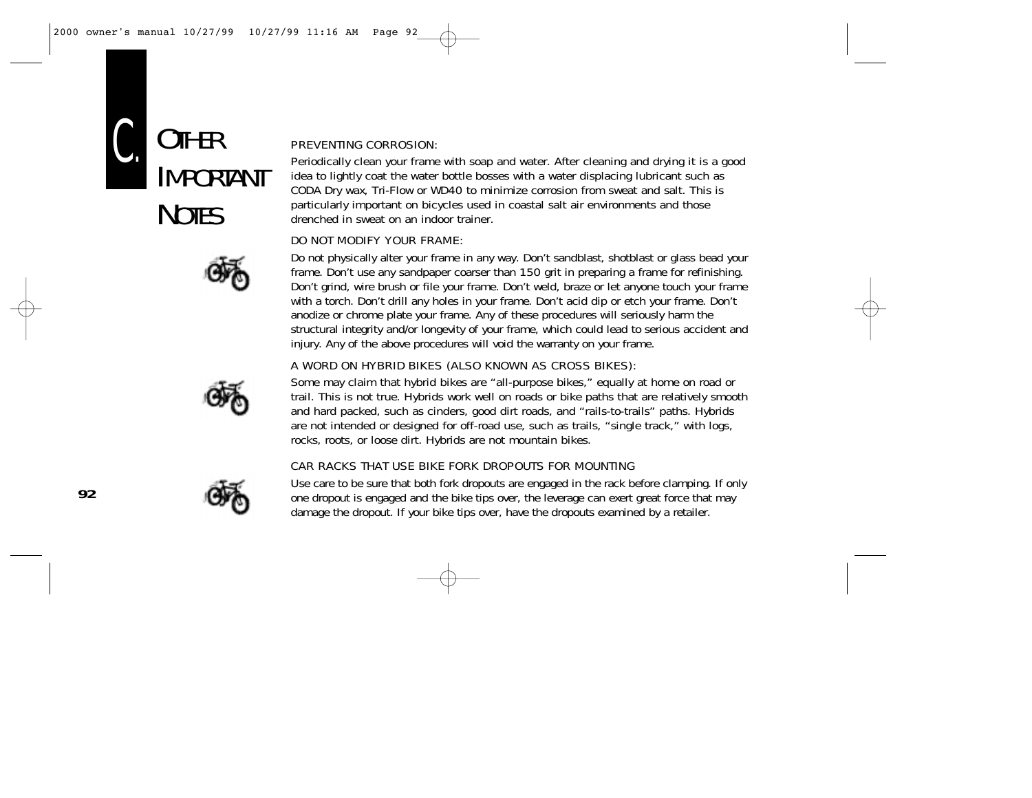# C. OTHER IMPORTANT NOTES

PREVENTING CORROSION:

Periodically clean your frame with soap and water. After cleaning and drying it is a good idea to lightly coat the water bottle bosses with a water displacing lubricant such as CODA Dry wax, Tri-Flow or WD40 to minimize corrosion from sweat and salt. This is particularly important on bicycles used in coastal salt air environments and those drenched in sweat on an indoor trainer.

DO NOT MODIFY YOUR FRAME:

Do not physically alter your frame in any way. Don't sandblast, shotblast or glass bead your frame. Don't use any sandpaper coarser than 150 grit in preparing a frame for refinishing. Don't grind, wire brush or file your frame. Don't weld, braze or let anyone touch your frame with a torch. Don't drill any holes in your frame. Don't acid dip or etch your frame. Don't anodize or chrome plate your frame. Any of these procedures will seriously harm the structural integrity and/or longevity of your frame, which could lead to serious accident and injury. Any of the above procedures will void the warranty on your frame.

A WORD ON HYBRID BIKES (ALSO KNOWN AS CROSS BIKES):

Some may claim that hybrid bikes are "all-purpose bikes," equally at home on road or trail. This is not true. Hybrids work well on roads or bike paths that are relatively smooth and hard packed, such as cinders, good dirt roads, and "rails-to-trails" paths. Hybrids are not intended or designed for off-road use, such as trails, "single track," with logs, rocks, roots, or loose dirt. Hybrids are not mountain bikes.

CAR RACKS THAT USE BIKE FORK DROPOUTS FOR MOUNTING

Use care to be sure that both fork dropouts are engaged in the rack before clamping. If only one dropout is engaged and the bike tips over, the leverage can exert great force that may damage the dropout. If your bike tips over, have the dropouts examined by a retailer.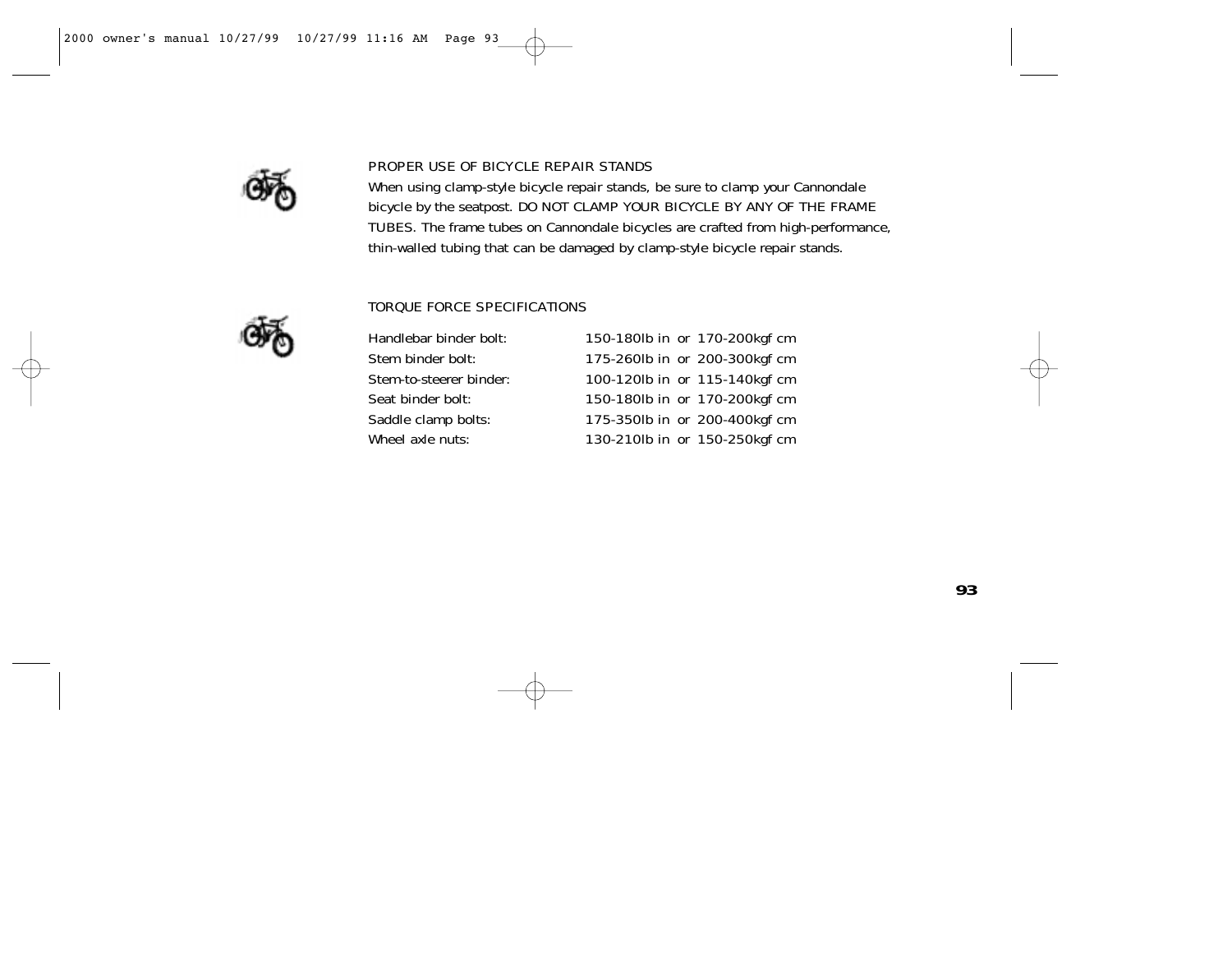## PROPER USE OF BICYCLE REPAIR STANDS

When using clamp-style bicycle repair stands, be sure to clamp your Cannondale bicycle by the seatpost. DO NOT CLAMP YOUR BICYCLE BY ANY OF THE FRAME TUBES. The frame tubes on Cannondale bicycles are crafted from high-performance, thin-walled tubing that can be damaged by clamp-style bicycle repair stands.

## TORQUE FORCE SPECIFICATIONS

| | |
|---|---|
| Handlebar binder bolt: | 150-180lb in or 170-200kgf cm |
| Stem binder bolt: | 175-260lb in or 200-300kgf cm |
| Stem-to-steerer binder: | 100-120lb in or 115-140kgf cm |
| Seat binder bolt: | 150-180lb in or 170-200kgf cm |
| Saddle clamp bolts: | 175-350lb in or 200-400kgf cm |
| Wheel axle nuts: | 130-210lb in or 150-250kgf cm |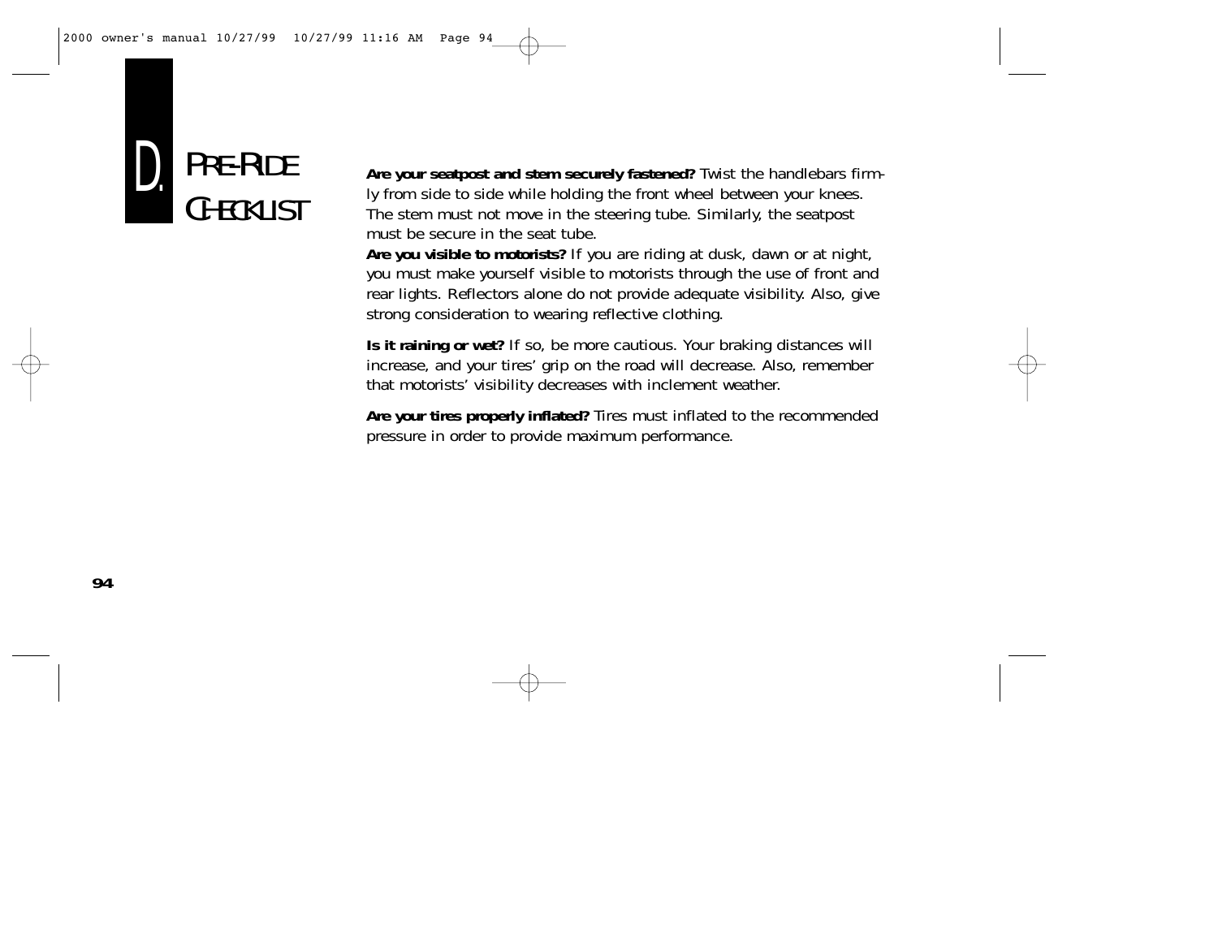# D. PRE-RIDE CHECKLIST

**Are your seatpost and stem securely fastened?** Twist the handlebars firmly from side to side while holding the front wheel between your knees. The stem must not move in the steering tube. Similarly, the seatpost must be secure in the seat tube.

**Are you visible to motorists?** If you are riding at dusk, dawn or at night, you must make yourself visible to motorists through the use of front and rear lights. Reflectors alone do not provide adequate visibility. Also, give strong consideration to wearing reflective clothing.

**Is it raining or wet?** If so, be more cautious. Your braking distances will increase, and your tires' grip on the road will decrease. Also, remember that motorists' visibility decreases with inclement weather.

**Are your tires properly inflated?** Tires must inflated to the recommended pressure in order to provide maximum performance.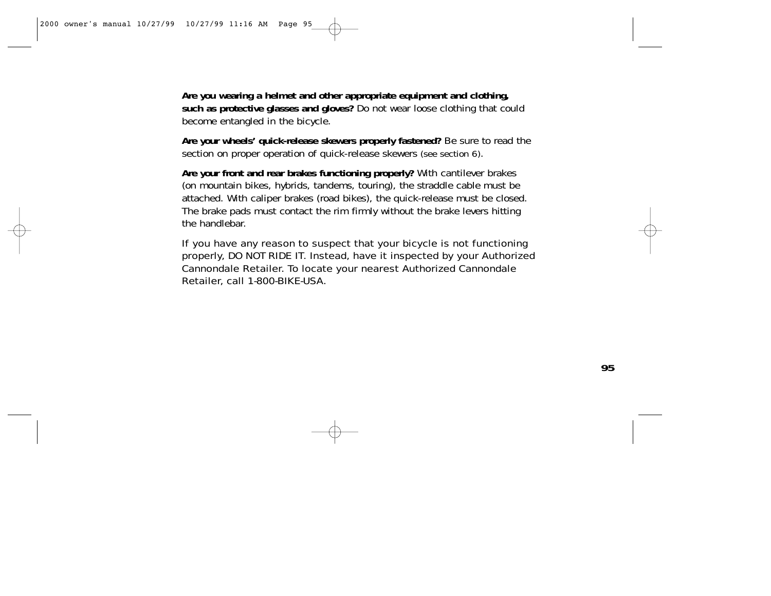**Are you wearing a helmet and other appropriate equipment and clothing, such as protective glasses and gloves?** Do not wear loose clothing that could become entangled in the bicycle.

**Are your wheels' quick-release skewers properly fastened?** Be sure to read the section on proper operation of quick-release skewers (see section 6).

**Are your front and rear brakes functioning properly?** With cantilever brakes (on mountain bikes, hybrids, tandems, touring), the straddle cable must be attached. With caliper brakes (road bikes), the quick-release must be closed. The brake pads must contact the rim firmly without the brake levers hitting the handlebar.

If you have any reason to suspect that your bicycle is not functioning properly, DO NOT RIDE IT. Instead, have it inspected by your Authorized Cannondale Retailer. To locate your nearest Authorized Cannondale Retailer, call 1-800-BIKE-USA.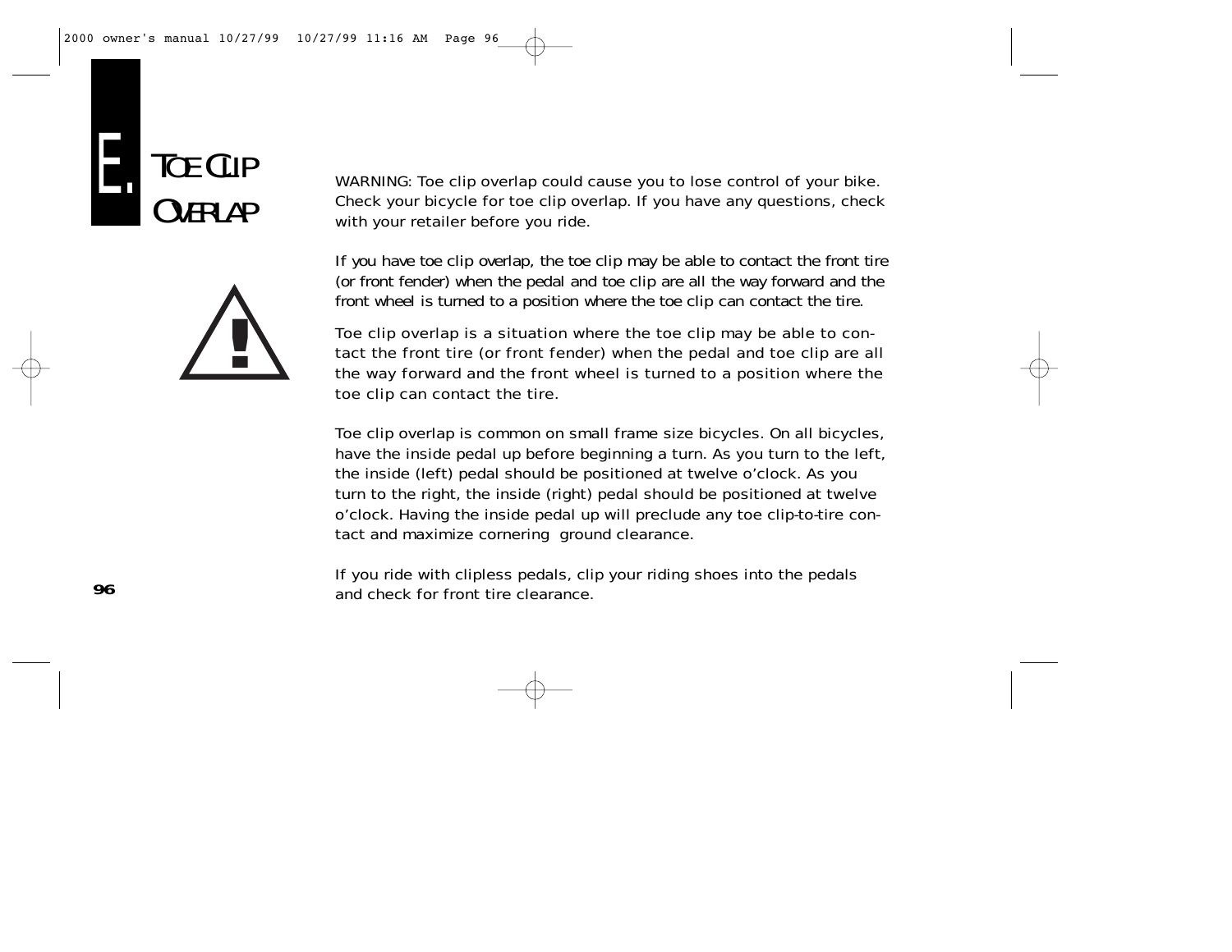# E. TOE CLIP OVERLAP

WARNING: Toe clip overlap could cause you to lose control of your bike. Check your bicycle for toe clip overlap. If you have any questions, check with your retailer before you ride.

If you have toe clip overlap, the toe clip may be able to contact the front tire (or front fender) when the pedal and toe clip are all the way forward and the front wheel is turned to a position where the toe clip can contact the tire.

Toe clip overlap is a situation where the toe clip may be able to contact the front tire (or front fender) when the pedal and toe clip are all the way forward and the front wheel is turned to a position where the toe clip can contact the tire.

Toe clip overlap is common on small frame size bicycles. On all bicycles, have the inside pedal up before beginning a turn. As you turn to the left, the inside (left) pedal should be positioned at twelve o'clock. As you turn to the right, the inside (right) pedal should be positioned at twelve o'clock. Having the inside pedal up will preclude any toe clip-to-tire contact and maximize cornering ground clearance.

If you ride with clipless pedals, clip your riding shoes into the pedals and check for front tire clearance.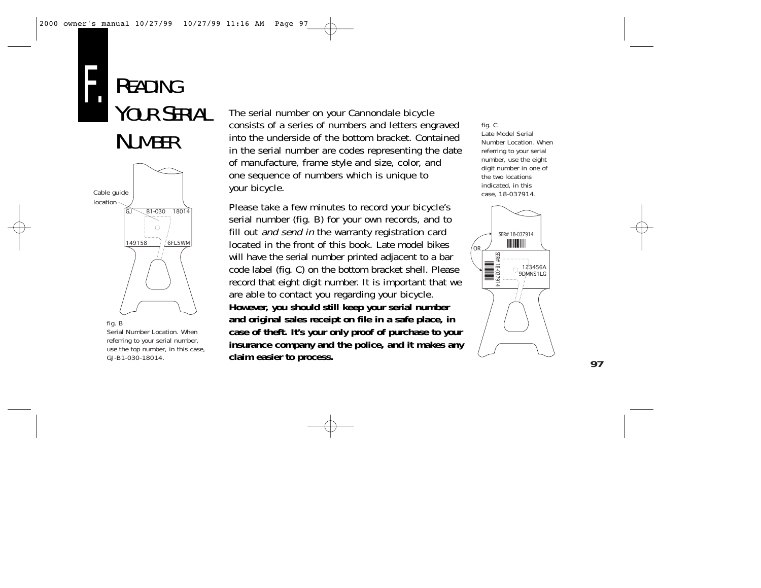# F. Reading Your Serial Number

The serial number on your Cannondale bicycle consists of a series of numbers and letters engraved into the underside of the bottom bracket. Contained in the serial number are codes representing the date of manufacture, frame style and size, color, and one sequence of numbers which is unique to your bicycle.

Please take a few minutes to record your bicycle's serial number (fig. B) for your own records, and to fill out *and send in* the warranty registration card located in the front of this book. Late model bikes will have the serial number printed adjacent to a bar code label (fig. C) on the bottom bracket shell. Please record that eight digit number. It is important that we are able to contact you regarding your bicycle. **However, you should still keep your serial number and original sales receipt on file in a safe place, in case of theft. It's your only proof of purchase to your insurance company and the police, and it makes any claim easier to process.**

Cable guide location

GJ B1-030 18014

149158 6FL5WM

fig. B
Serial Number Location. When referring to your serial number, use the top number, in this case, GJ-B1-030-18014.

fig. C
Late Model Serial Number Location. When referring to your serial number, use the eight digit number in one of the two locations indicated, in this case, 18-037914.

SER# 18-037914

OR

SER# 18-037914

123456A
9DMNS1LG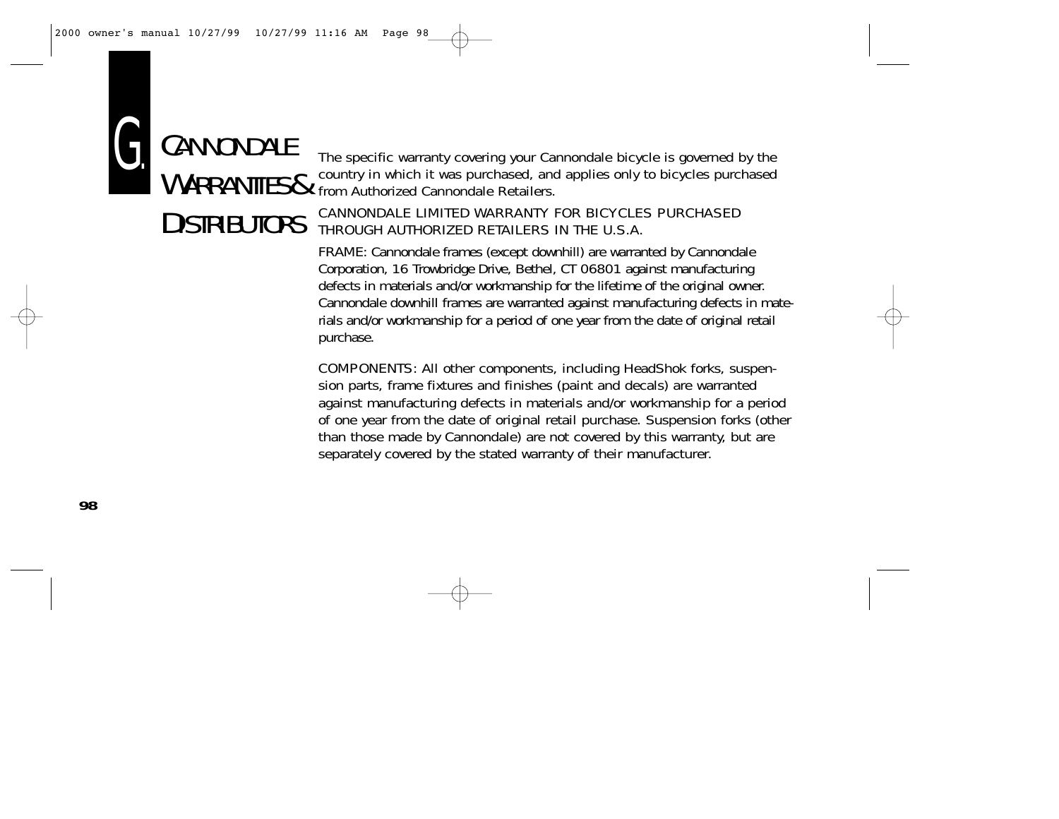# G. CANNONDALE WARRANTIES & DISTRIBUTORS

The specific warranty covering your Cannondale bicycle is governed by the country in which it was purchased, and applies only to bicycles purchased from Authorized Cannondale Retailers.

CANNONDALE LIMITED WARRANTY FOR BICYCLES PURCHASED THROUGH AUTHORIZED RETAILERS IN THE U.S.A.

FRAME: Cannondale frames (except downhill) are warranted by Cannondale Corporation, 16 Trowbridge Drive, Bethel, CT 06801 against manufacturing defects in materials and/or workmanship for the lifetime of the original owner. Cannondale downhill frames are warranted against manufacturing defects in materials and/or workmanship for a period of one year from the date of original retail purchase.

COMPONENTS: All other components, including HeadShok forks, suspension parts, frame fixtures and finishes (paint and decals) are warranted against manufacturing defects in materials and/or workmanship for a period of one year from the date of original retail purchase. Suspension forks (other than those made by Cannondale) are not covered by this warranty, but are separately covered by the stated warranty of their manufacturer.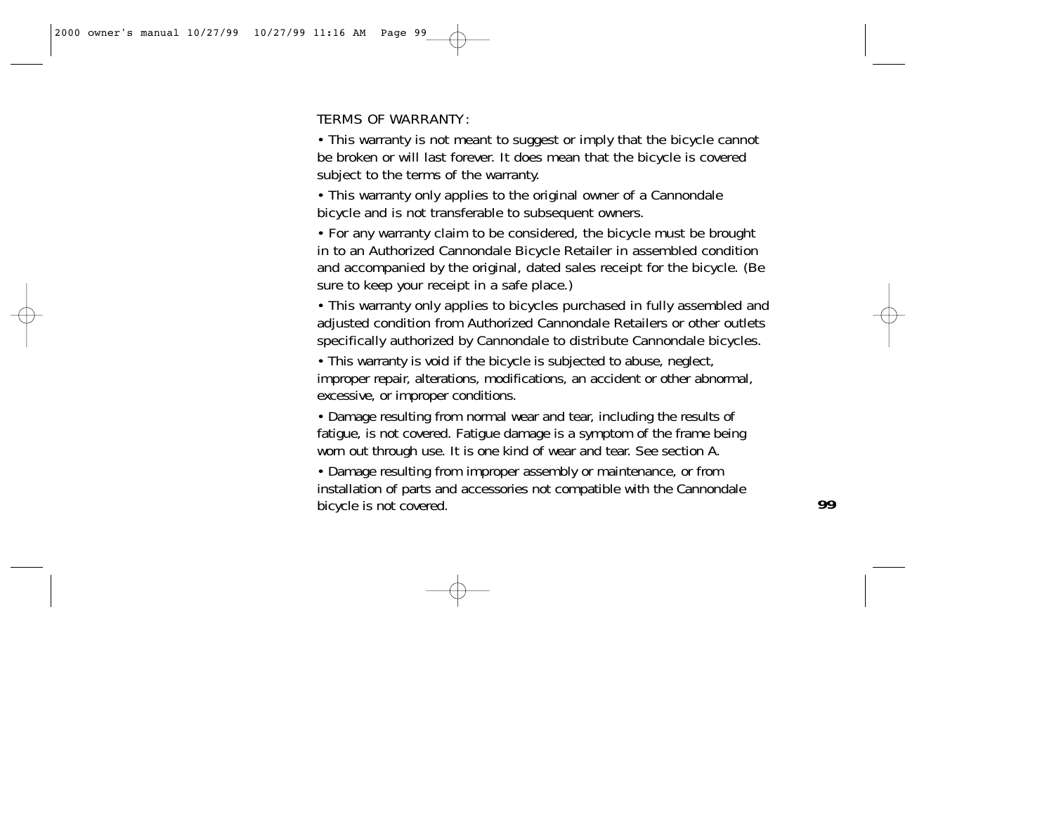TERMS OF WARRANTY:

- This warranty is not meant to suggest or imply that the bicycle cannot be broken or will last forever. It does mean that the bicycle is covered subject to the terms of the warranty.
- This warranty only applies to the original owner of a Cannondale bicycle and is not transferable to subsequent owners.
- For any warranty claim to be considered, the bicycle must be brought in to an Authorized Cannondale Bicycle Retailer in assembled condition and accompanied by the original, dated sales receipt for the bicycle. (Be sure to keep your receipt in a safe place.)
- This warranty only applies to bicycles purchased in fully assembled and adjusted condition from Authorized Cannondale Retailers or other outlets specifically authorized by Cannondale to distribute Cannondale bicycles.
- This warranty is void if the bicycle is subjected to abuse, neglect, improper repair, alterations, modifications, an accident or other abnormal, excessive, or improper conditions.
- Damage resulting from normal wear and tear, including the results of fatigue, is not covered. Fatigue damage is a symptom of the frame being worn out through use. It is one kind of wear and tear. See section A.
- Damage resulting from improper assembly or maintenance, or from installation of parts and accessories not compatible with the Cannondale bicycle is not covered.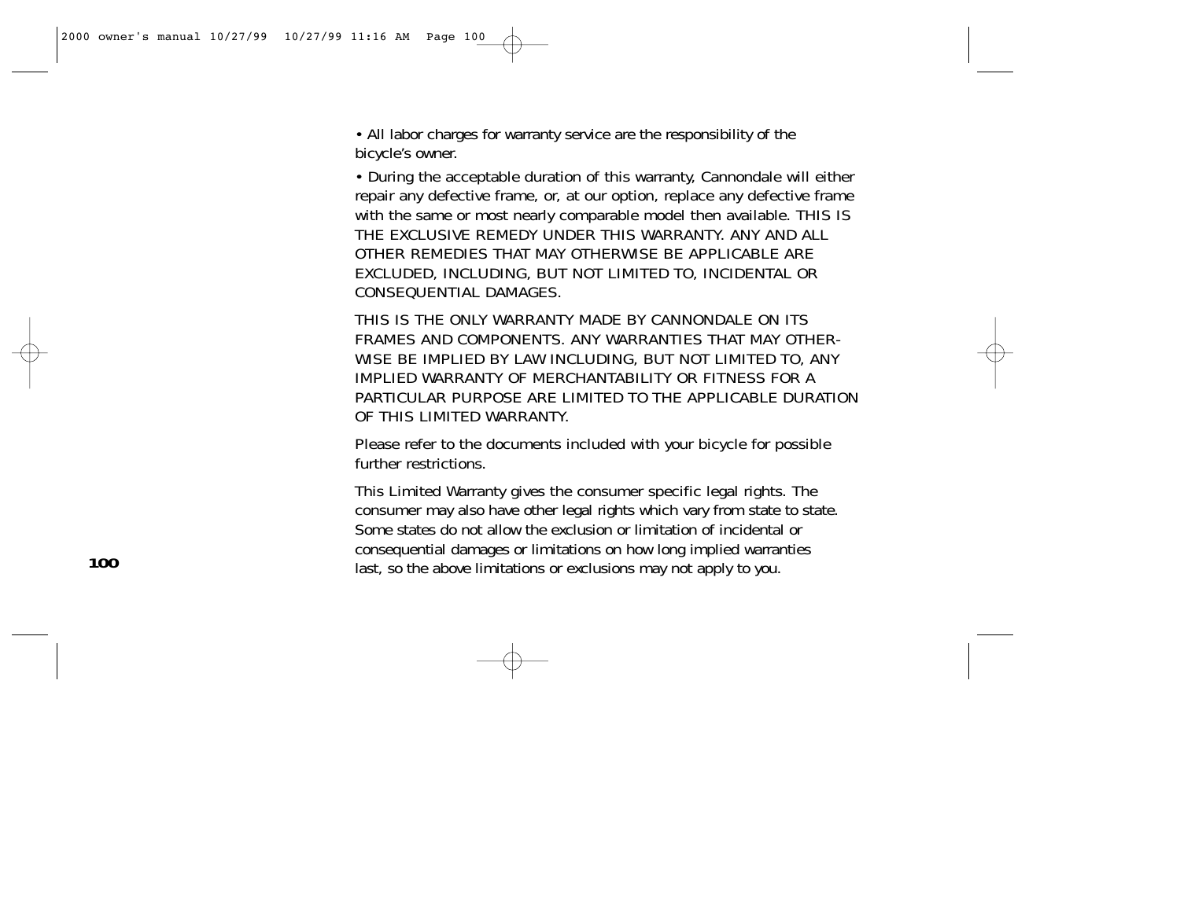- All labor charges for warranty service are the responsibility of the bicycle's owner.
- During the acceptable duration of this warranty, Cannondale will either repair any defective frame, or, at our option, replace any defective frame with the same or most nearly comparable model then available. THIS IS THE EXCLUSIVE REMEDY UNDER THIS WARRANTY. ANY AND ALL OTHER REMEDIES THAT MAY OTHERWISE BE APPLICABLE ARE EXCLUDED, INCLUDING, BUT NOT LIMITED TO, INCIDENTAL OR CONSEQUENTIAL DAMAGES.

THIS IS THE ONLY WARRANTY MADE BY CANNONDALE ON ITS FRAMES AND COMPONENTS. ANY WARRANTIES THAT MAY OTHERWISE BE IMPLIED BY LAW INCLUDING, BUT NOT LIMITED TO, ANY IMPLIED WARRANTY OF MERCHANTABILITY OR FITNESS FOR A PARTICULAR PURPOSE ARE LIMITED TO THE APPLICABLE DURATION OF THIS LIMITED WARRANTY.

Please refer to the documents included with your bicycle for possible further restrictions.

This Limited Warranty gives the consumer specific legal rights. The consumer may also have other legal rights which vary from state to state. Some states do not allow the exclusion or limitation of incidental or consequential damages or limitations on how long implied warranties last, so the above limitations or exclusions may not apply to you.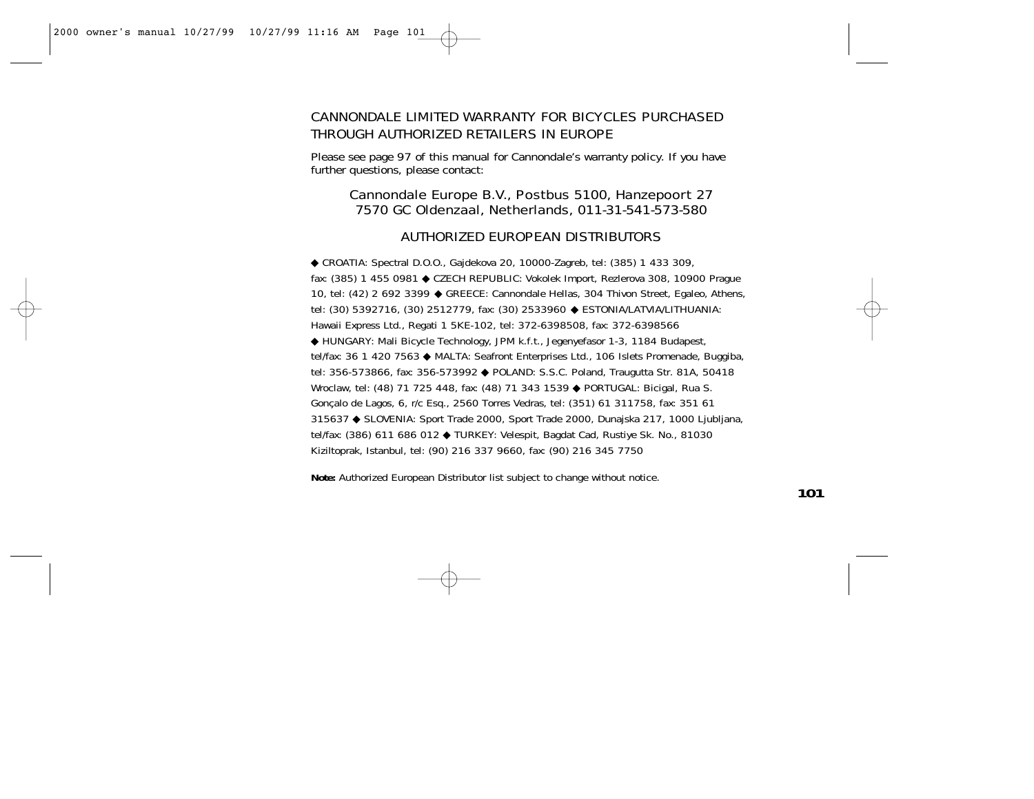# CANNONDALE LIMITED WARRANTY FOR BICYCLES PURCHASED THROUGH AUTHORIZED RETAILERS IN EUROPE

Please see page 97 of this manual for Cannondale's warranty policy. If you have further questions, please contact:

Cannondale Europe B.V., Postbus 5100, Hanzepoort 27
7570 GC Oldenzaal, Netherlands, 011-31-541-573-580

## AUTHORIZED EUROPEAN DISTRIBUTORS

◆ CROATIA: Spectral D.O.O., Gajdekova 20, 10000-Zagreb, tel: (385) 1 433 309, fax: (385) 1 455 0981 ◆ CZECH REPUBLIC: Vokolek Import, Rezlerova 308, 10900 Prague 10, tel: (42) 2 692 3399 ◆ GREECE: Cannondale Hellas, 304 Thivon Street, Egaleo, Athens, tel: (30) 5392716, (30) 2512779, fax: (30) 2533960 ◆ ESTONIA/LATVIA/LITHUANIA: Hawaii Express Ltd., Regati 1 5KE-102, tel: 372-6398508, fax: 372-6398566 ◆ HUNGARY: Mali Bicycle Technology, JPM k.f.t., Jegenyefasor 1-3, 1184 Budapest, tel/fax: 36 1 420 7563 ◆ MALTA: Seafront Enterprises Ltd., 106 Islets Promenade, Buggiba, tel: 356-573866, fax: 356-573992 ◆ POLAND: S.S.C. Poland, Traugutta Str. 81A, 50418 Wroclaw, tel: (48) 71 725 448, fax: (48) 71 343 1539 ◆ PORTUGAL: Bicigal, Rua S. Gonçalo de Lagos, 6, r/c Esq., 2560 Torres Vedras, tel: (351) 61 311758, fax: 351 61 315637 ◆ SLOVENIA: Sport Trade 2000, Sport Trade 2000, Dunajska 217, 1000 Ljubljana, tel/fax: (386) 611 686 012 ◆ TURKEY: Velespit, Bagdat Cad, Rustiye Sk. No., 81030 Kiziltoprak, Istanbul, tel: (90) 216 337 9660, fax: (90) 216 345 7750

**Note:** Authorized European Distributor list subject to change without notice.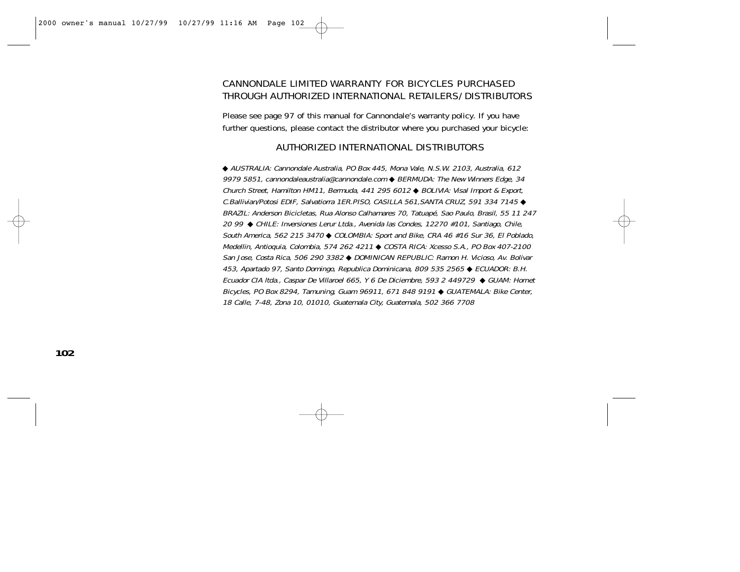## CANNONDALE LIMITED WARRANTY FOR BICYCLES PURCHASED THROUGH AUTHORIZED INTERNATIONAL RETAILERS/DISTRIBUTORS

Please see page 97 of this manual for Cannondale's warranty policy. If you have further questions, please contact the distributor where you purchased your bicycle:

### AUTHORIZED INTERNATIONAL DISTRIBUTORS

*◆ AUSTRALIA: Cannondale Australia, PO Box 445, Mona Vale, N.S.W. 2103, Australia, 612 9979 5851, cannondaleaustralia@cannondale.com ◆ BERMUDA: The New Winners Edge, 34 Church Street, Hamilton HM11, Bermuda, 441 295 6012 ◆ BOLIVIA: Visal Import & Export, C.Ballivian/Potosi EDIF, Salvatiorra 1ER.PISO, CASILLA 561,SANTA CRUZ, 591 334 7145 ◆ BRAZIL: Anderson Bicicletas, Rua Alonso Calhamares 70, Tatuapé, Sao Paulo, Brasil, 55 11 247 20 99 ◆ CHILE: Inversiones Lerur Ltda., Avenida las Condes, 12270 #101, Santiago, Chile, South America, 562 215 3470 ◆ COLOMBIA: Sport and Bike, CRA 46 #16 Sur 36, El Poblado, Medellin, Antioquia, Colombia, 574 262 4211 ◆ COSTA RICA: Xcesso S.A., PO Box 407-2100 San Jose, Costa Rica, 506 290 3382 ◆ DOMINICAN REPUBLIC: Ramon H. Vicioso, Av. Bolivar 453, Apartado 97, Santo Domingo, Republica Dominicana, 809 535 2565 ◆ ECUADOR: B.H. Ecuador CIA ltda., Caspar De Villaroel 665, Y 6 De Diciembre, 593 2 449729 ◆ GUAM: Hornet Bicycles, PO Box 8294, Tamuning, Guam 96911, 671 848 9191 ◆ GUATEMALA: Bike Center, 18 Calle, 7-48, Zona 10, 01010, Guatemala City, Guatemala, 502 366 7708*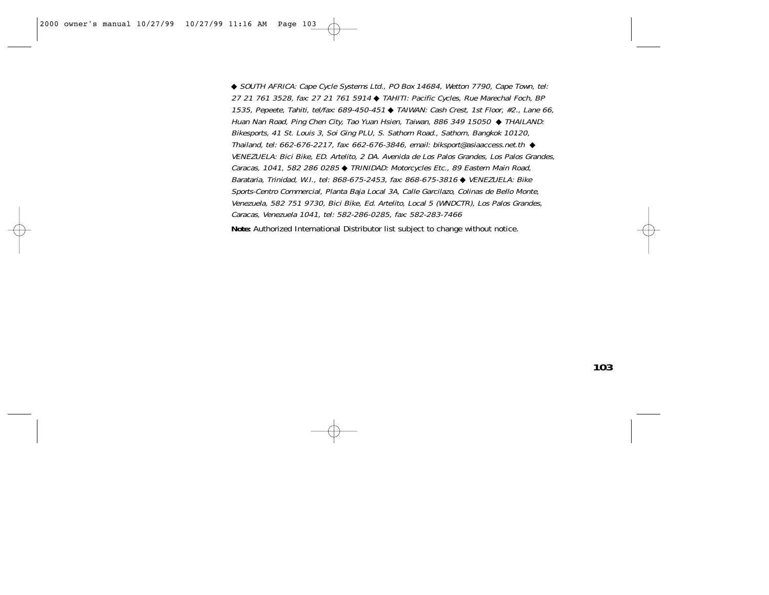*◆ SOUTH AFRICA: Cape Cycle Systems Ltd., PO Box 14684, Wetton 7790, Cape Town, tel: 27 21 761 3528, fax: 27 21 761 5914 ◆ TAHITI: Pacific Cycles, Rue Marechal Foch, BP 1535, Pepeete, Tahiti, tel/fax: 689-450-451 ◆ TAIWAN: Cash Crest, 1st Floor, #2., Lane 66, Huan Nan Road, Ping Chen City, Tao Yuan Hsien, Taiwan, 886 349 15050 ◆ THAILAND: Bikesports, 41 St. Louis 3, Soi Ging PLU, S. Sathorn Road., Sathorn, Bangkok 10120, Thailand, tel: 662-676-2217, fax: 662-676-3846, email: biksport@asiaaccess.net.th ◆ VENEZUELA: Bici Bike, ED. Artelito, 2 DA. Avenida de Los Palos Grandes, Los Palos Grandes, Caracas, 1041, 582 286 0285 ◆ TRINIDAD: Motorcycles Etc., 89 Eastern Main Road, Barataria, Trinidad, W.I., tel: 868-675-2453, fax: 868-675-3816 ◆ VENEZUELA: Bike Sports-Centro Commercial, Planta Baja Local 3A, Calle Garcilazo, Colinas de Bello Monte, Venezuela, 582 751 9730, Bici Bike, Ed. Artelito, Local 5 (WNDCTR), Los Palos Grandes, Caracas, Venezuela 1041, tel: 582-286-0285, fax: 582-283-7466*

**Note:** Authorized International Distributor list subject to change without notice.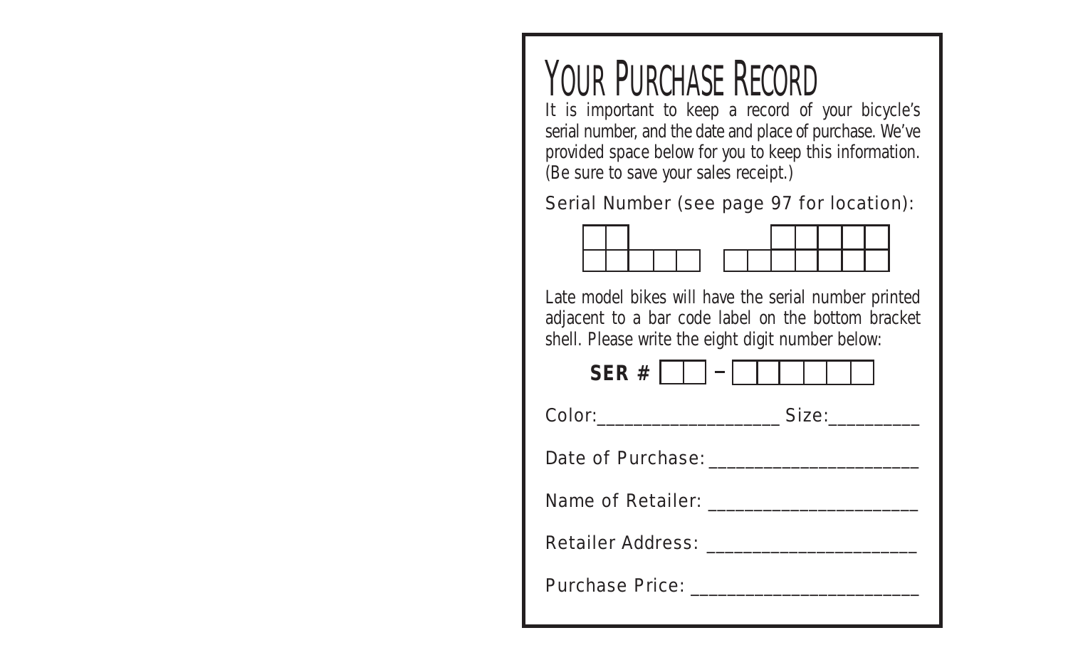# YOUR PURCHASE RECORD

It is important to keep a record of your bicycle's serial number, and the date and place of purchase. We've provided space below for you to keep this information. (Be sure to save your sales receipt.)

Serial Number (see page 97 for location):

Late model bikes will have the serial number printed adjacent to a bar code label on the bottom bracket shell. Please write the eight digit number below:

**SER #** ☐☐ – ☐☐☐☐☐☐

Color:___________________ Size:_________

Date of Purchase: ______________________

Name of Retailer: ______________________

Retailer Address: ______________________

Purchase Price: ________________________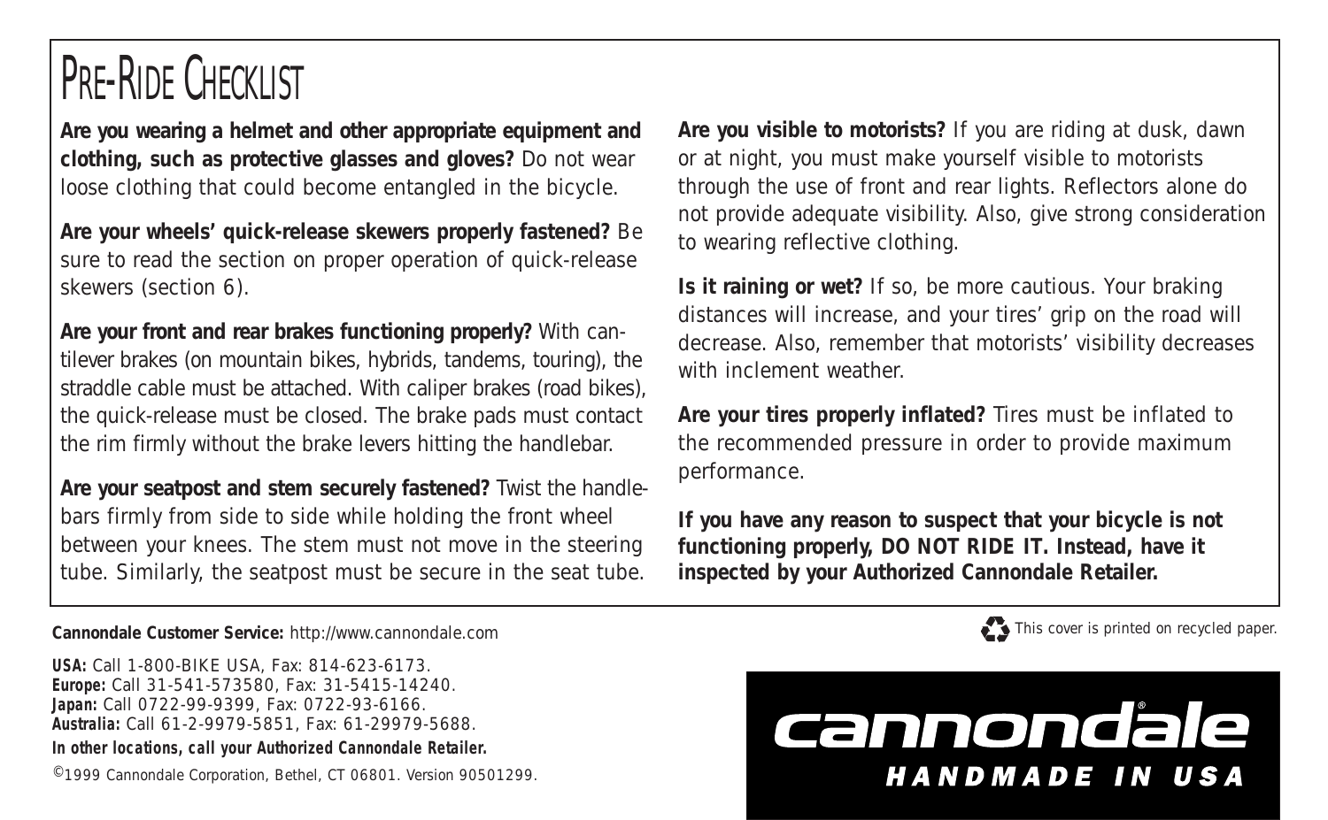# Pre-Ride Checklist

**Are you wearing a helmet and other appropriate equipment and clothing, such as protective glasses and gloves?** Do not wear loose clothing that could become entangled in the bicycle.

**Are your wheels' quick-release skewers properly fastened?** Be sure to read the section on proper operation of quick-release skewers (section 6).

**Are your front and rear brakes functioning properly?** With cantilever brakes (on mountain bikes, hybrids, tandems, touring), the straddle cable must be attached. With caliper brakes (road bikes), the quick-release must be closed. The brake pads must contact the rim firmly without the brake levers hitting the handlebar.

**Are your seatpost and stem securely fastened?** Twist the handlebars firmly from side to side while holding the front wheel between your knees. The stem must not move in the steering tube. Similarly, the seatpost must be secure in the seat tube.

**Are you visible to motorists?** If you are riding at dusk, dawn or at night, you must make yourself visible to motorists through the use of front and rear lights. Reflectors alone do not provide adequate visibility. Also, give strong consideration to wearing reflective clothing.

**Is it raining or wet?** If so, be more cautious. Your braking distances will increase, and your tires' grip on the road will decrease. Also, remember that motorists' visibility decreases with inclement weather.

**Are your tires properly inflated?** Tires must be inflated to the recommended pressure in order to provide maximum performance.

**If you have any reason to suspect that your bicycle is not functioning properly, DO NOT RIDE IT. Instead, have it inspected by your Authorized Cannondale Retailer.**

**Cannondale Customer Service:** http://www.cannondale.com

This cover is printed on recycled paper.

***USA:*** Call 1-800-BIKE USA, Fax: 814-623-6173.
***Europe:*** Call 31-541-573580, Fax: 31-5415-14240.
***Japan:*** Call 0722-99-9399, Fax: 0722-93-6166.
***Australia:*** Call 61-2-9979-5851, Fax: 61-29979-5688.
***In other locations, call your Authorized Cannondale Retailer.***

©1999 Cannondale Corporation, Bethel, CT 06801. Version 90501299.

cannondale®
HANDMADE IN USA